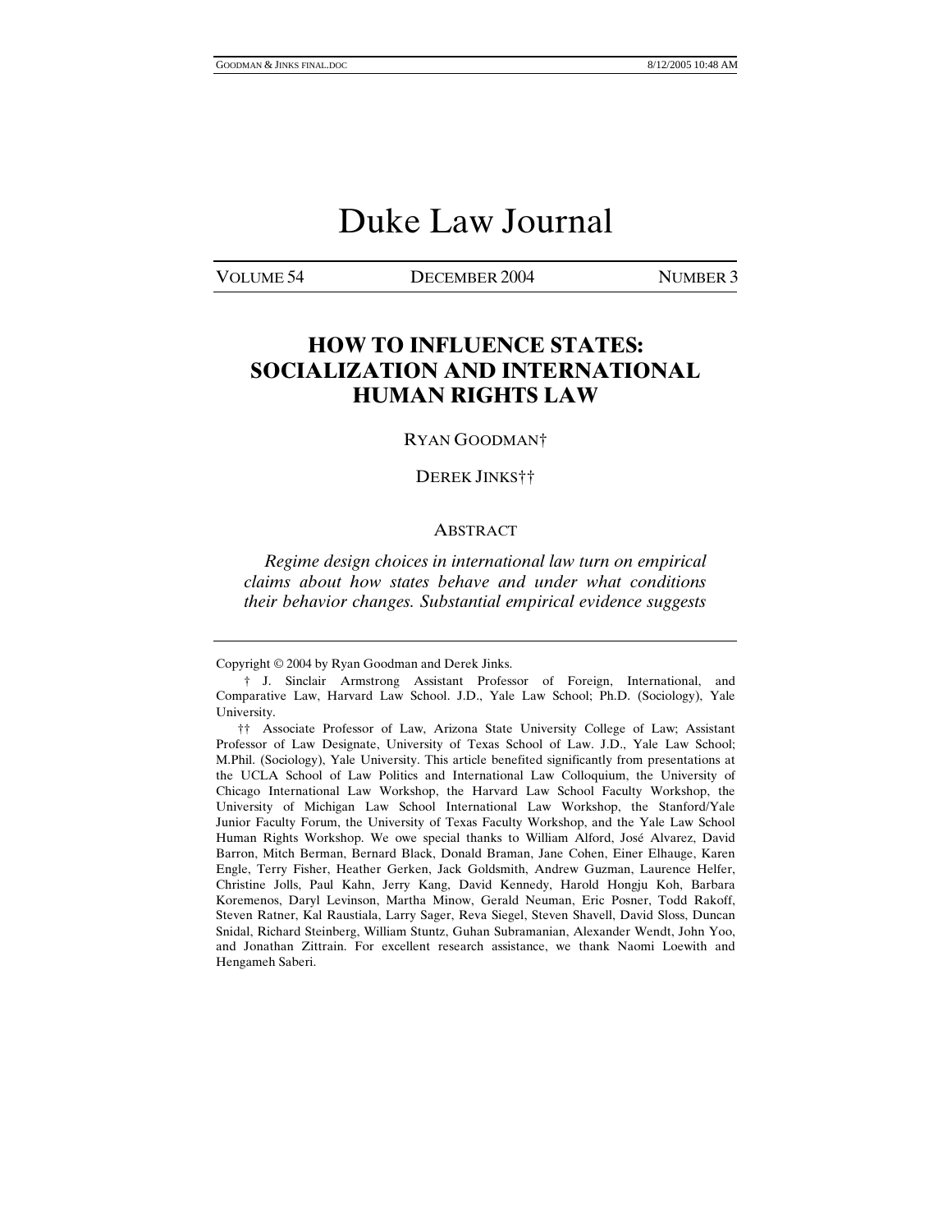# Duke Law Journal

VOLUME 54 DECEMBER 2004 NUMBER 3

## HOW TO INFLUENCE STATES: SOCIALIZATION AND INTERNATIONAL HUMAN RIGHTS LAW

RYAN GOODMAN†

DEREK JINKS††

### ABSTRACT

*Regime design choices in international law turn on empirical claims about how states behave and under what conditions their behavior changes. Substantial empirical evidence suggests*

---

Copyright © 2004 by Ryan Goodman and Derek Jinks.

† J. Sinclair Armstrong Assistant Professor of Foreign, International, and Comparative Law, Harvard Law School. J.D., Yale Law School; Ph.D. (Sociology), Yale University.

†† Associate Professor of Law, Arizona State University College of Law; Assistant Professor of Law Designate, University of Texas School of Law. J.D., Yale Law School; M.Phil. (Sociology), Yale University. This article benefited significantly from presentations at the UCLA School of Law Politics and International Law Colloquium, the University of Chicago International Law Workshop, the Harvard Law School Faculty Workshop, the University of Michigan Law School International Law Workshop, the Stanford/Yale Junior Faculty Forum, the University of Texas Faculty Workshop, and the Yale Law School Human Rights Workshop. We owe special thanks to William Alford, José Alvarez, David Barron, Mitch Berman, Bernard Black, Donald Braman, Jane Cohen, Einer Elhauge, Karen Engle, Terry Fisher, Heather Gerken, Jack Goldsmith, Andrew Guzman, Laurence Helfer, Christine Jolls, Paul Kahn, Jerry Kang, David Kennedy, Harold Hongju Koh, Barbara Koremenos, Daryl Levinson, Martha Minow, Gerald Neuman, Eric Posner, Todd Rakoff, Steven Ratner, Kal Raustiala, Larry Sager, Reva Siegel, Steven Shavell, David Sloss, Duncan Snidal, Richard Steinberg, William Stuntz, Guhan Subramanian, Alexander Wendt, John Yoo, and Jonathan Zittrain. For excellent research assistance, we thank Naomi Loewith and Hengameh Saberi.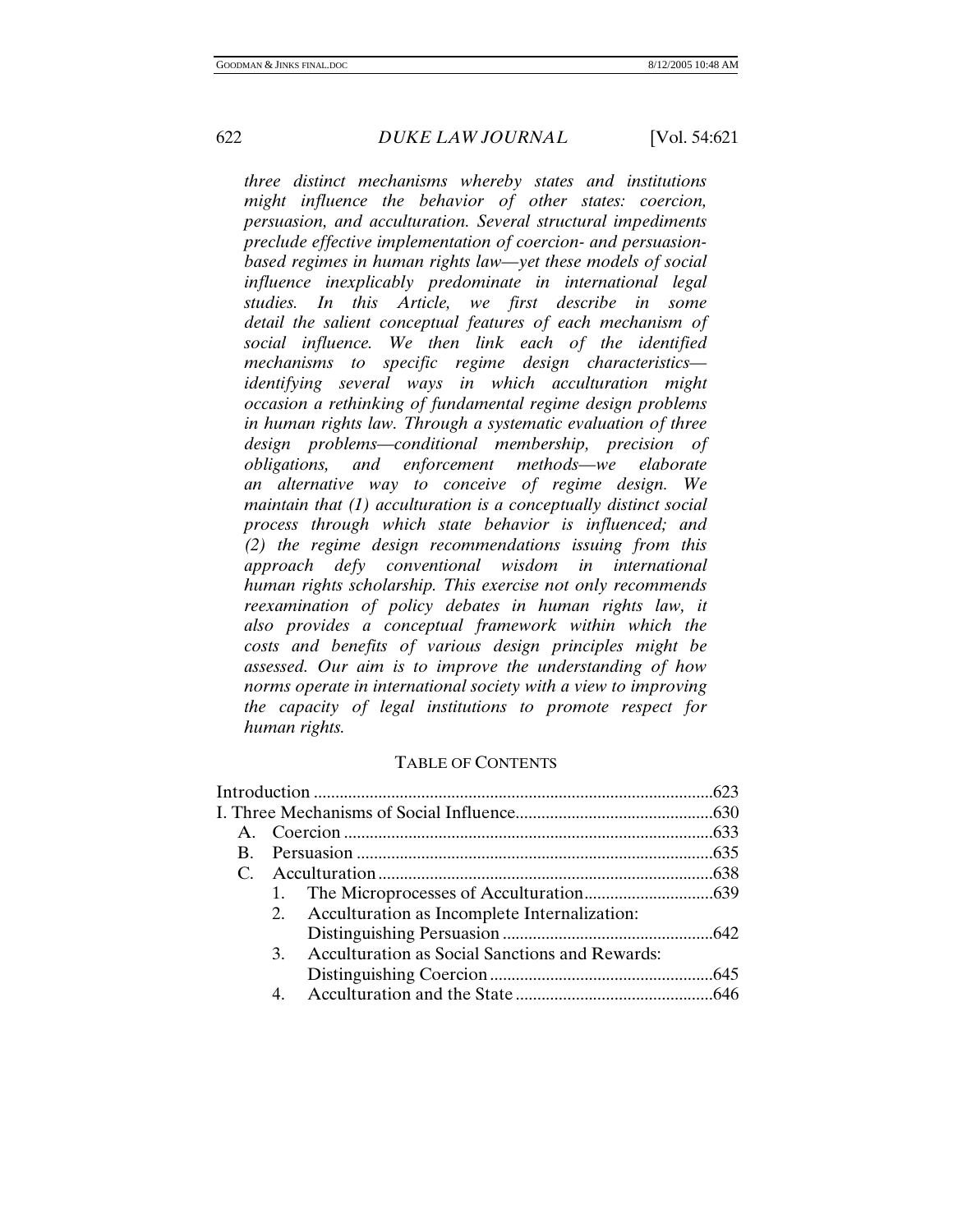*three distinct mechanisms whereby states and institutions might influence the behavior of other states: coercion, persuasion, and acculturation. Several structural impediments preclude effective implementation of coercion- and persuasion-based regimes in human rights law—yet these models of social influence inexplicably predominate in international legal studies. In this Article, we first describe in some detail the salient conceptual features of each mechanism of social influence. We then link each of the identified mechanisms to specific regime design characteristics—identifying several ways in which acculturation might occasion a rethinking of fundamental regime design problems in human rights law. Through a systematic evaluation of three design problems—conditional membership, precision of obligations, and enforcement methods—we elaborate an alternative way to conceive of regime design. We maintain that (1) acculturation is a conceptually distinct social process through which state behavior is influenced; and (2) the regime design recommendations issuing from this approach defy conventional wisdom in international human rights scholarship. This exercise not only recommends reexamination of policy debates in human rights law, it also provides a conceptual framework within which the costs and benefits of various design principles might be assessed. Our aim is to improve the understanding of how norms operate in international society with a view to improving the capacity of legal institutions to promote respect for human rights.*

## TABLE OF CONTENTS

Introduction ....623
I. Three Mechanisms of Social Influence....630
- A. Coercion ....633
- B. Persuasion ....635
- C. Acculturation ....638
  1. The Microprocesses of Acculturation....639
  2. Acculturation as Incomplete Internalization: Distinguishing Persuasion ....642
  3. Acculturation as Social Sanctions and Rewards: Distinguishing Coercion....645
  4. Acculturation and the State ....646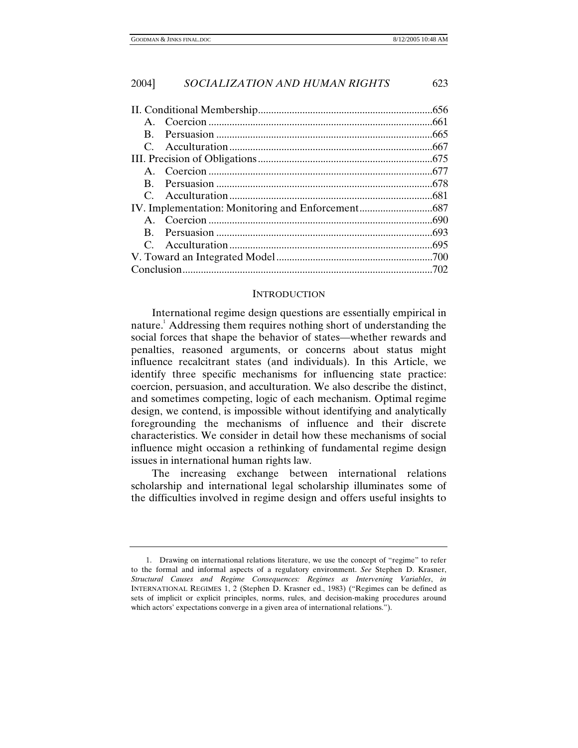II. Conditional Membership....................................................................656
  A. Coercion ......................................................................................661
  B. Persuasion ...................................................................................665
  C. Acculturation ..............................................................................667
III. Precision of Obligations....................................................................675
  A. Coercion ......................................................................................677
  B. Persuasion ...................................................................................678
  C. Acculturation ..............................................................................681
IV. Implementation: Monitoring and Enforcement............................687
  A. Coercion ......................................................................................690
  B. Persuasion ...................................................................................693
  C. Acculturation ..............................................................................695
V. Toward an Integrated Model............................................................700
Conclusion................................................................................................702

## INTRODUCTION

International regime design questions are essentially empirical in nature.[1] Addressing them requires nothing short of understanding the social forces that shape the behavior of states—whether rewards and penalties, reasoned arguments, or concerns about status might influence recalcitrant states (and individuals). In this Article, we identify three specific mechanisms for influencing state practice: coercion, persuasion, and acculturation. We also describe the distinct, and sometimes competing, logic of each mechanism. Optimal regime design, we contend, is impossible without identifying and analytically foregrounding the mechanisms of influence and their discrete characteristics. We consider in detail how these mechanisms of social influence might occasion a rethinking of fundamental regime design issues in international human rights law.

The increasing exchange between international relations scholarship and international legal scholarship illuminates some of the difficulties involved in regime design and offers useful insights to

---

1. Drawing on international relations literature, we use the concept of "regime" to refer to the formal and informal aspects of a regulatory environment. *See* Stephen D. Krasner, *Structural Causes and Regime Consequences: Regimes as Intervening Variables*, *in* INTERNATIONAL REGIMES 1, 2 (Stephen D. Krasner ed., 1983) ("Regimes can be defined as sets of implicit or explicit principles, norms, rules, and decision-making procedures around which actors' expectations converge in a given area of international relations.").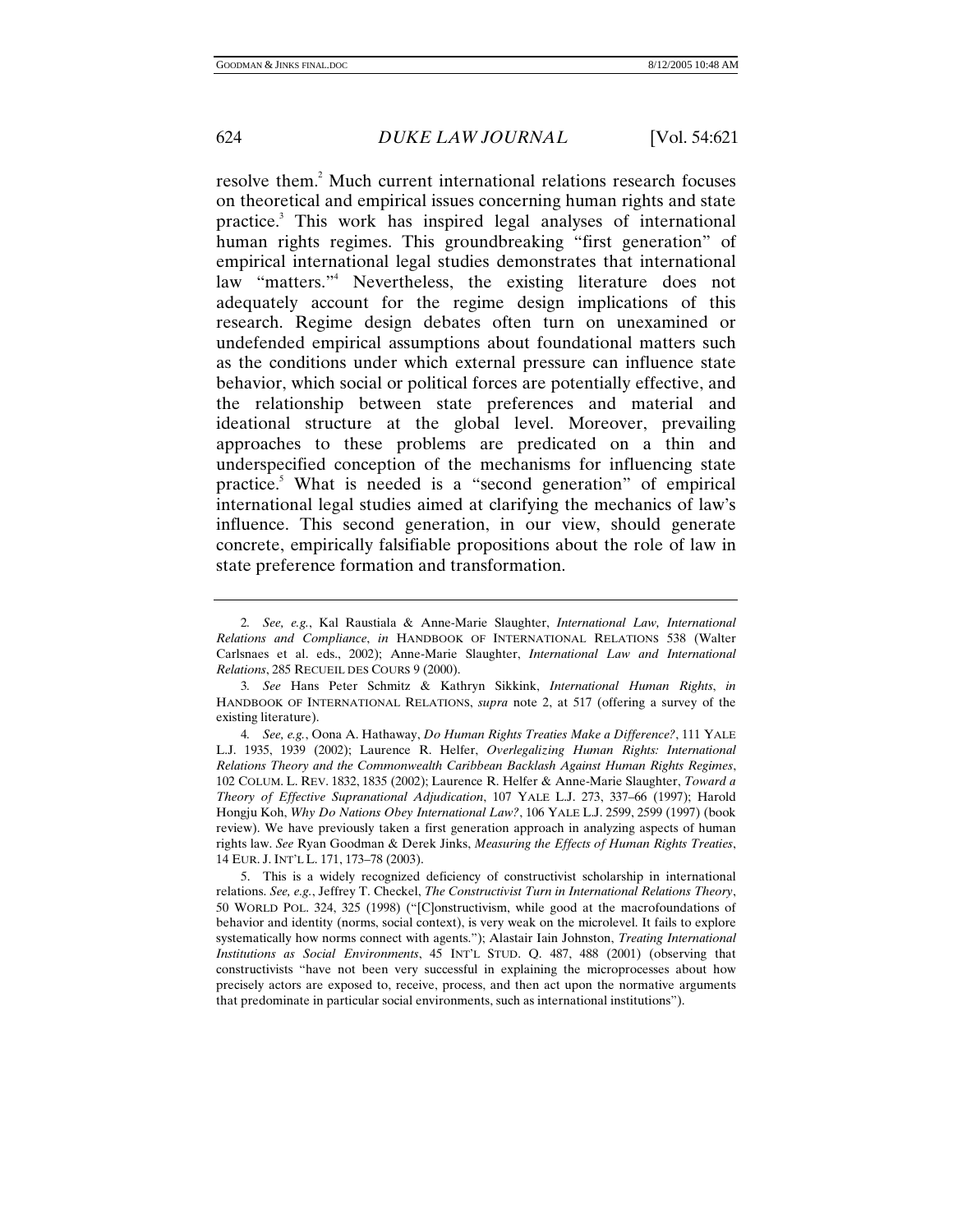resolve them.[2] Much current international relations research focuses on theoretical and empirical issues concerning human rights and state practice.[3] This work has inspired legal analyses of international human rights regimes. This groundbreaking "first generation" of empirical international legal studies demonstrates that international law "matters."[4] Nevertheless, the existing literature does not adequately account for the regime design implications of this research. Regime design debates often turn on unexamined or undefended empirical assumptions about foundational matters such as the conditions under which external pressure can influence state behavior, which social or political forces are potentially effective, and the relationship between state preferences and material and ideational structure at the global level. Moreover, prevailing approaches to these problems are predicated on a thin and underspecified conception of the mechanisms for influencing state practice.[5] What is needed is a "second generation" of empirical international legal studies aimed at clarifying the mechanics of law's influence. This second generation, in our view, should generate concrete, empirically falsifiable propositions about the role of law in state preference formation and transformation.

---

2. *See, e.g.*, Kal Raustiala & Anne-Marie Slaughter, *International Law, International Relations and Compliance*, *in* HANDBOOK OF INTERNATIONAL RELATIONS 538 (Walter Carlsnaes et al. eds., 2002); Anne-Marie Slaughter, *International Law and International Relations*, 285 RECUEIL DES COURS 9 (2000).

3. *See* Hans Peter Schmitz & Kathryn Sikkink, *International Human Rights*, *in* HANDBOOK OF INTERNATIONAL RELATIONS, *supra* note 2, at 517 (offering a survey of the existing literature).

4. *See, e.g.*, Oona A. Hathaway, *Do Human Rights Treaties Make a Difference?*, 111 YALE L.J. 1935, 1939 (2002); Laurence R. Helfer, *Overlegalizing Human Rights: International Relations Theory and the Commonwealth Caribbean Backlash Against Human Rights Regimes*, 102 COLUM. L. REV. 1832, 1835 (2002); Laurence R. Helfer & Anne-Marie Slaughter, *Toward a Theory of Effective Supranational Adjudication*, 107 YALE L.J. 273, 337–66 (1997); Harold Hongju Koh, *Why Do Nations Obey International Law?*, 106 YALE L.J. 2599, 2599 (1997) (book review). We have previously taken a first generation approach in analyzing aspects of human rights law. *See* Ryan Goodman & Derek Jinks, *Measuring the Effects of Human Rights Treaties*, 14 EUR. J. INT'L L. 171, 173–78 (2003).

5. This is a widely recognized deficiency of constructivist scholarship in international relations. *See, e.g.*, Jeffrey T. Checkel, *The Constructivist Turn in International Relations Theory*, 50 WORLD POL. 324, 325 (1998) ("[C]onstructivism, while good at the macrofoundations of behavior and identity (norms, social context), is very weak on the microlevel. It fails to explore systematically how norms connect with agents."); Alastair Iain Johnston, *Treating International Institutions as Social Environments*, 45 INT'L STUD. Q. 487, 488 (2001) (observing that constructivists "have not been very successful in explaining the microprocesses about how precisely actors are exposed to, receive, process, and then act upon the normative arguments that predominate in particular social environments, such as international institutions").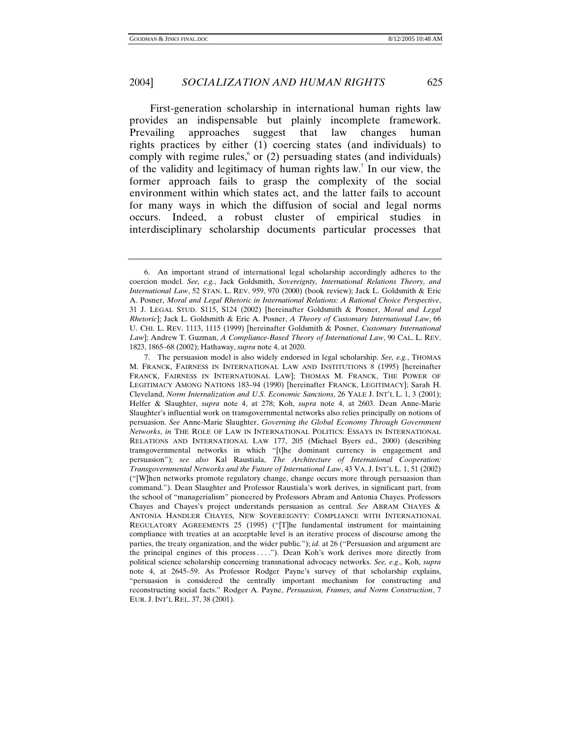First-generation scholarship in international human rights law provides an indispensable but plainly incomplete framework. Prevailing approaches suggest that law changes human rights practices by either (1) coercing states (and individuals) to comply with regime rules,[6] or (2) persuading states (and individuals) of the validity and legitimacy of human rights law.[7] In our view, the former approach fails to grasp the complexity of the social environment within which states act, and the latter fails to account for many ways in which the diffusion of social and legal norms occurs. Indeed, a robust cluster of empirical studies in interdisciplinary scholarship documents particular processes that

---

6. An important strand of international legal scholarship accordingly adheres to the coercion model. *See, e.g.*, Jack Goldsmith, *Sovereignty, International Relations Theory, and International Law*, 52 STAN. L. REV. 959, 970 (2000) (book review); Jack L. Goldsmith & Eric A. Posner, *Moral and Legal Rhetoric in International Relations: A Rational Choice Perspective*, 31 J. LEGAL STUD. S115, S124 (2002) [hereinafter Goldsmith & Posner, *Moral and Legal Rhetoric*]; Jack L. Goldsmith & Eric A. Posner, *A Theory of Customary International Law*, 66 U. CHI. L. REV. 1113, 1115 (1999) [hereinafter Goldsmith & Posner, *Customary International Law*]; Andrew T. Guzman, *A Compliance-Based Theory of International Law*, 90 CAL. L. REV. 1823, 1865–68 (2002); Hathaway, *supra* note 4, at 2020.

7. The persuasion model is also widely endorsed in legal scholarship. *See, e.g.*, THOMAS M. FRANCK, FAIRNESS IN INTERNATIONAL LAW AND INSTITUTIONS 8 (1995) [hereinafter FRANCK, FAIRNESS IN INTERNATIONAL LAW]; THOMAS M. FRANCK, THE POWER OF LEGITIMACY AMONG NATIONS 183–94 (1990) [hereinafter FRANCK, LEGITIMACY]; Sarah H. Cleveland, *Norm Internalization and U.S. Economic Sanctions*, 26 YALE J. INT'L L. 1, 3 (2001); Helfer & Slaughter, *supra* note 4, at 278; Koh, *supra* note 4, at 2603. Dean Anne-Marie Slaughter's influential work on transgovernmental networks also relies principally on notions of persuasion. *See* Anne-Marie Slaughter, *Governing the Global Economy Through Government Networks*, *in* THE ROLE OF LAW IN INTERNATIONAL POLITICS: ESSAYS IN INTERNATIONAL RELATIONS AND INTERNATIONAL LAW 177, 205 (Michael Byers ed., 2000) (describing transgovernmental networks in which "[t]he dominant currency is engagement and persuasion"); *see also* Kal Raustiala, *The Architecture of International Cooperation: Transgovernmental Networks and the Future of International Law*, 43 VA. J. INT'L L. 1, 51 (2002) ("[W]hen networks promote regulatory change, change occurs more through persuasion than command."). Dean Slaughter and Professor Raustiala's work derives, in significant part, from the school of "managerialism" pioneered by Professors Abram and Antonia Chayes. Professors Chayes and Chayes's project understands persuasion as central. *See* ABRAM CHAYES & ANTONIA HANDLER CHAYES, NEW SOVEREIGNTY: COMPLIANCE WITH INTERNATIONAL REGULATORY AGREEMENTS 25 (1995) ("[T]he fundamental instrument for maintaining compliance with treaties at an acceptable level is an iterative process of discourse among the parties, the treaty organization, and the wider public."); *id.* at 26 ("Persuasion and argument are the principal engines of this process . . . ."). Dean Koh's work derives more directly from political science scholarship concerning transnational advocacy networks. *See, e.g*., Koh, *supra* note 4, at 2645–59. As Professor Rodger Payne's survey of that scholarship explains, "persuasion is considered the centrally important mechanism for constructing and reconstructing social facts." Rodger A. Payne, *Persuasion, Frames, and Norm Construction*, 7 EUR. J. INT'L REL. 37, 38 (2001).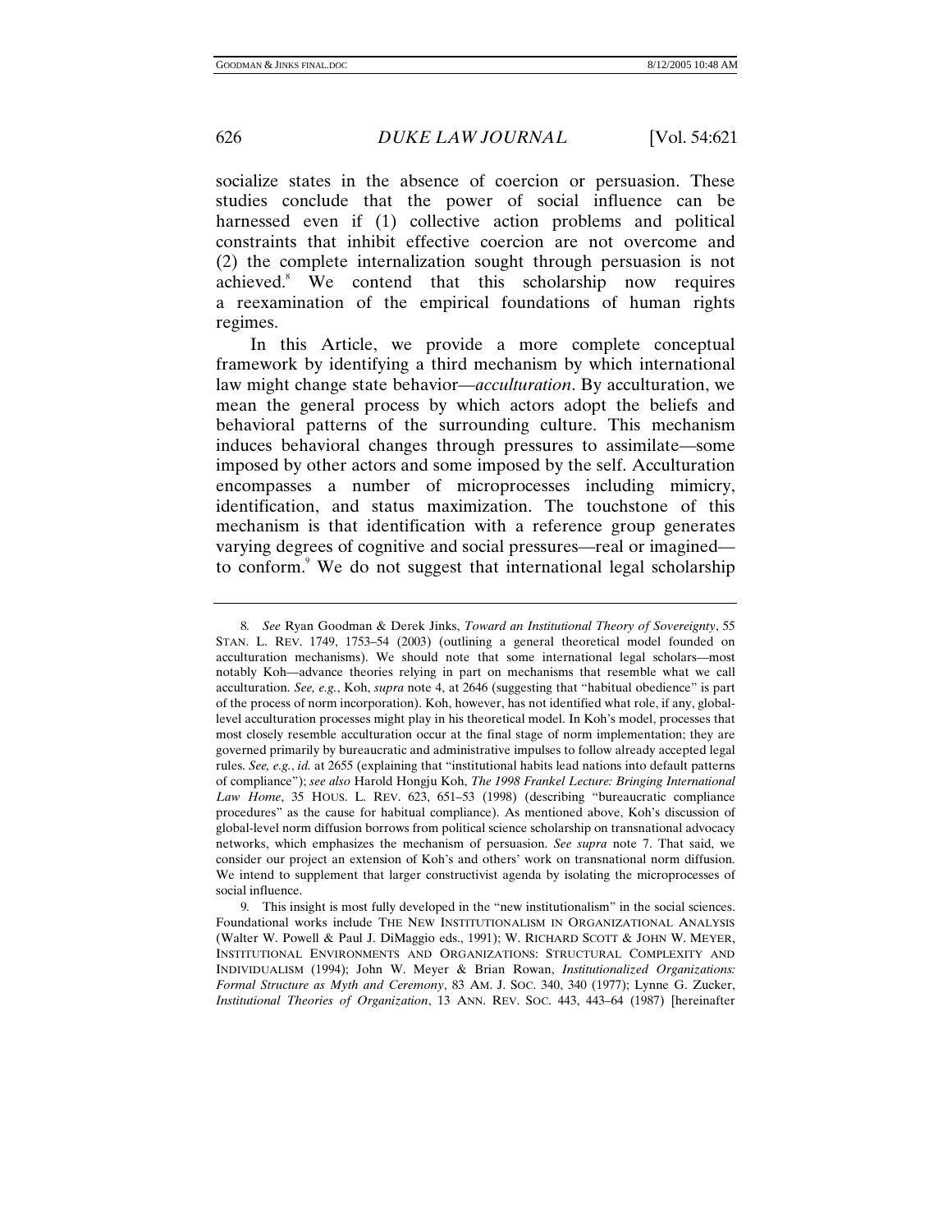socialize states in the absence of coercion or persuasion. These studies conclude that the power of social influence can be harnessed even if (1) collective action problems and political constraints that inhibit effective coercion are not overcome and (2) the complete internalization sought through persuasion is not achieved.[8] We contend that this scholarship now requires a reexamination of the empirical foundations of human rights regimes.

In this Article, we provide a more complete conceptual framework by identifying a third mechanism by which international law might change state behavior—*acculturation*. By acculturation, we mean the general process by which actors adopt the beliefs and behavioral patterns of the surrounding culture. This mechanism induces behavioral changes through pressures to assimilate—some imposed by other actors and some imposed by the self. Acculturation encompasses a number of microprocesses including mimicry, identification, and status maximization. The touchstone of this mechanism is that identification with a reference group generates varying degrees of cognitive and social pressures—real or imagined—to conform.[9] We do not suggest that international legal scholarship

---

8. *See* Ryan Goodman & Derek Jinks, *Toward an Institutional Theory of Sovereignty*, 55 STAN. L. REV. 1749, 1753–54 (2003) (outlining a general theoretical model founded on acculturation mechanisms). We should note that some international legal scholars—most notably Koh—advance theories relying in part on mechanisms that resemble what we call acculturation. *See, e.g.*, Koh, *supra* note 4, at 2646 (suggesting that "habitual obedience" is part of the process of norm incorporation). Koh, however, has not identified what role, if any, global-level acculturation processes might play in his theoretical model. In Koh's model, processes that most closely resemble acculturation occur at the final stage of norm implementation; they are governed primarily by bureaucratic and administrative impulses to follow already accepted legal rules. *See, e.g.*, *id.* at 2655 (explaining that "institutional habits lead nations into default patterns of compliance"); *see also* Harold Hongju Koh, *The 1998 Frankel Lecture: Bringing International Law Home*, 35 HOUS. L. REV. 623, 651–53 (1998) (describing "bureaucratic compliance procedures" as the cause for habitual compliance). As mentioned above, Koh's discussion of global-level norm diffusion borrows from political science scholarship on transnational advocacy networks, which emphasizes the mechanism of persuasion. *See supra* note 7. That said, we consider our project an extension of Koh's and others' work on transnational norm diffusion. We intend to supplement that larger constructivist agenda by isolating the microprocesses of social influence.

9. This insight is most fully developed in the "new institutionalism" in the social sciences. Foundational works include THE NEW INSTITUTIONALISM IN ORGANIZATIONAL ANALYSIS (Walter W. Powell & Paul J. DiMaggio eds., 1991); W. RICHARD SCOTT & JOHN W. MEYER, INSTITUTIONAL ENVIRONMENTS AND ORGANIZATIONS: STRUCTURAL COMPLEXITY AND INDIVIDUALISM (1994); John W. Meyer & Brian Rowan, *Institutionalized Organizations: Formal Structure as Myth and Ceremony*, 83 AM. J. SOC. 340, 340 (1977); Lynne G. Zucker, *Institutional Theories of Organization*, 13 ANN. REV. SOC. 443, 443–64 (1987) [hereinafter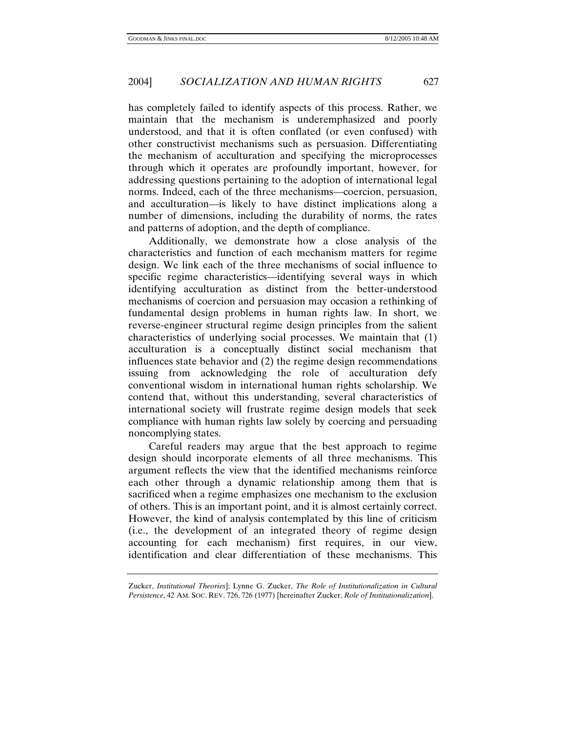has completely failed to identify aspects of this process. Rather, we maintain that the mechanism is underemphasized and poorly understood, and that it is often conflated (or even confused) with other constructivist mechanisms such as persuasion. Differentiating the mechanism of acculturation and specifying the microprocesses through which it operates are profoundly important, however, for addressing questions pertaining to the adoption of international legal norms. Indeed, each of the three mechanisms—coercion, persuasion, and acculturation—is likely to have distinct implications along a number of dimensions, including the durability of norms, the rates and patterns of adoption, and the depth of compliance.

Additionally, we demonstrate how a close analysis of the characteristics and function of each mechanism matters for regime design. We link each of the three mechanisms of social influence to specific regime characteristics—identifying several ways in which identifying acculturation as distinct from the better-understood mechanisms of coercion and persuasion may occasion a rethinking of fundamental design problems in human rights law. In short, we reverse-engineer structural regime design principles from the salient characteristics of underlying social processes. We maintain that (1) acculturation is a conceptually distinct social mechanism that influences state behavior and (2) the regime design recommendations issuing from acknowledging the role of acculturation defy conventional wisdom in international human rights scholarship. We contend that, without this understanding, several characteristics of international society will frustrate regime design models that seek compliance with human rights law solely by coercing and persuading noncomplying states.

Careful readers may argue that the best approach to regime design should incorporate elements of all three mechanisms. This argument reflects the view that the identified mechanisms reinforce each other through a dynamic relationship among them that is sacrificed when a regime emphasizes one mechanism to the exclusion of others. This is an important point, and it is almost certainly correct. However, the kind of analysis contemplated by this line of criticism (i.e., the development of an integrated theory of regime design accounting for each mechanism) first requires, in our view, identification and clear differentiation of these mechanisms. This

Zucker, *Institutional Theories*]; Lynne G. Zucker, *The Role of Institutionalization in Cultural Persistence*, 42 AM. SOC. REV. 726, 726 (1977) [hereinafter Zucker, *Role of Institutionalization*].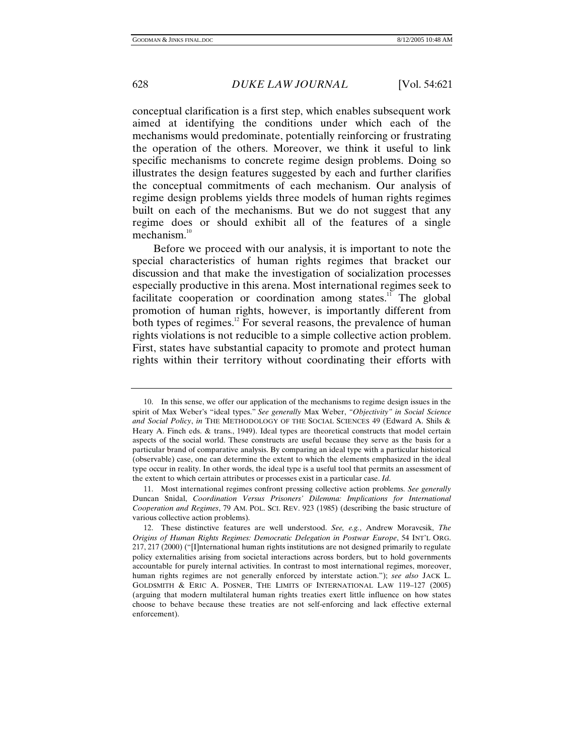conceptual clarification is a first step, which enables subsequent work aimed at identifying the conditions under which each of the mechanisms would predominate, potentially reinforcing or frustrating the operation of the others. Moreover, we think it useful to link specific mechanisms to concrete regime design problems. Doing so illustrates the design features suggested by each and further clarifies the conceptual commitments of each mechanism. Our analysis of regime design problems yields three models of human rights regimes built on each of the mechanisms. But we do not suggest that any regime does or should exhibit all of the features of a single mechanism.[10]

Before we proceed with our analysis, it is important to note the special characteristics of human rights regimes that bracket our discussion and that make the investigation of socialization processes especially productive in this arena. Most international regimes seek to facilitate cooperation or coordination among states.[11] The global promotion of human rights, however, is importantly different from both types of regimes.[12] For several reasons, the prevalence of human rights violations is not reducible to a simple collective action problem. First, states have substantial capacity to promote and protect human rights within their territory without coordinating their efforts with

---

10. In this sense, we offer our application of the mechanisms to regime design issues in the spirit of Max Weber's "ideal types." *See generally* Max Weber, *"Objectivity" in Social Science and Social Policy*, *in* THE METHODOLOGY OF THE SOCIAL SCIENCES 49 (Edward A. Shils & Heary A. Finch eds. & trans., 1949). Ideal types are theoretical constructs that model certain aspects of the social world. These constructs are useful because they serve as the basis for a particular brand of comparative analysis. By comparing an ideal type with a particular historical (observable) case, one can determine the extent to which the elements emphasized in the ideal type occur in reality. In other words, the ideal type is a useful tool that permits an assessment of the extent to which certain attributes or processes exist in a particular case. *Id.*

11. Most international regimes confront pressing collective action problems. *See generally* Duncan Snidal, *Coordination Versus Prisoners' Dilemma: Implications for International Cooperation and Regimes*, 79 AM. POL. SCI. REV. 923 (1985) (describing the basic structure of various collective action problems).

12. These distinctive features are well understood. *See, e.g.*, Andrew Moravcsik, *The Origins of Human Rights Regimes: Democratic Delegation in Postwar Europe*, 54 INT'L ORG. 217, 217 (2000) ("[I]nternational human rights institutions are not designed primarily to regulate policy externalities arising from societal interactions across borders, but to hold governments accountable for purely internal activities. In contrast to most international regimes, moreover, human rights regimes are not generally enforced by interstate action."); *see also* JACK L. GOLDSMITH & ERIC A. POSNER, THE LIMITS OF INTERNATIONAL LAW 119–127 (2005) (arguing that modern multilateral human rights treaties exert little influence on how states choose to behave because these treaties are not self-enforcing and lack effective external enforcement).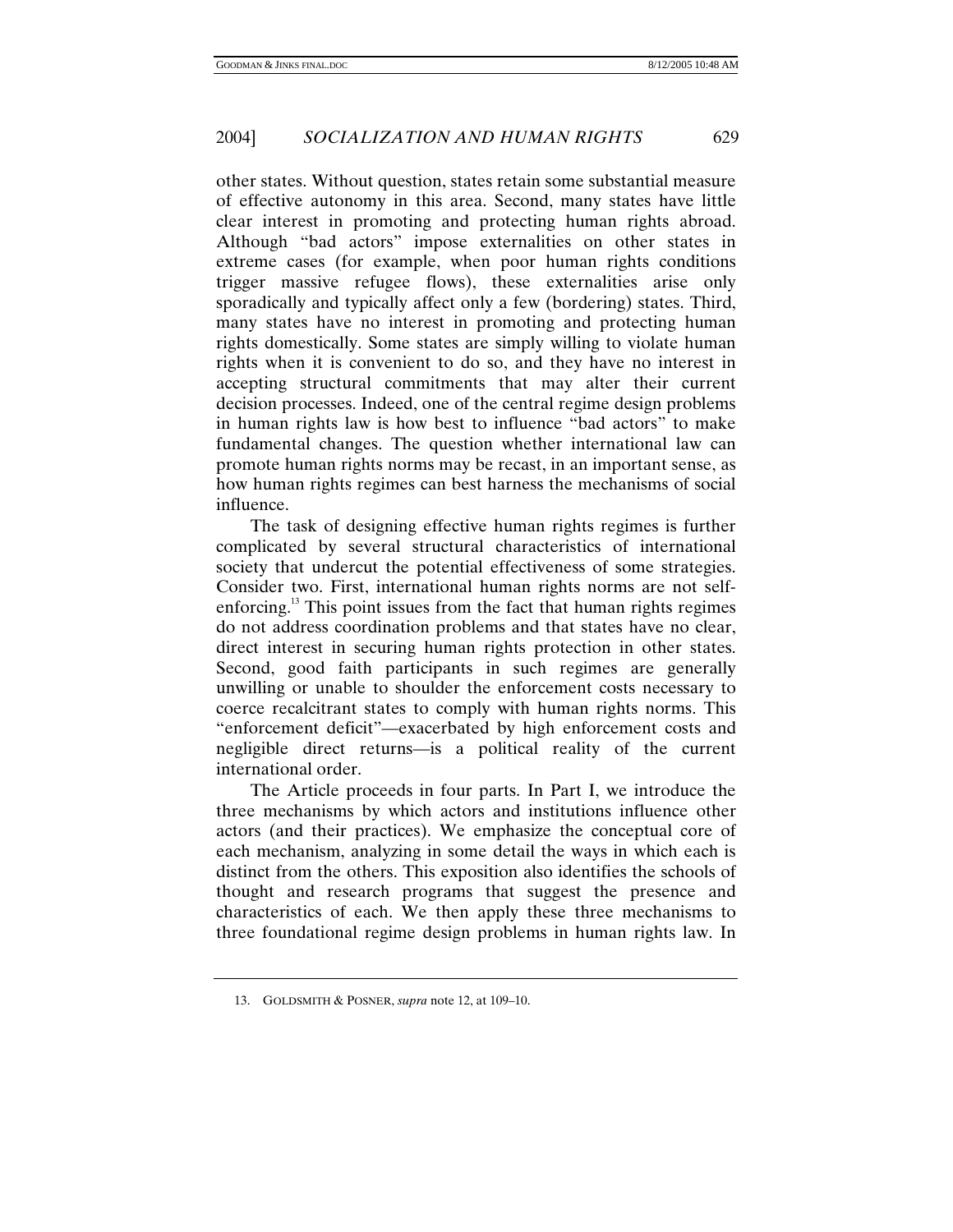other states. Without question, states retain some substantial measure of effective autonomy in this area. Second, many states have little clear interest in promoting and protecting human rights abroad. Although "bad actors" impose externalities on other states in extreme cases (for example, when poor human rights conditions trigger massive refugee flows), these externalities arise only sporadically and typically affect only a few (bordering) states. Third, many states have no interest in promoting and protecting human rights domestically. Some states are simply willing to violate human rights when it is convenient to do so, and they have no interest in accepting structural commitments that may alter their current decision processes. Indeed, one of the central regime design problems in human rights law is how best to influence "bad actors" to make fundamental changes. The question whether international law can promote human rights norms may be recast, in an important sense, as how human rights regimes can best harness the mechanisms of social influence.

The task of designing effective human rights regimes is further complicated by several structural characteristics of international society that undercut the potential effectiveness of some strategies. Consider two. First, international human rights norms are not self-enforcing.[13] This point issues from the fact that human rights regimes do not address coordination problems and that states have no clear, direct interest in securing human rights protection in other states. Second, good faith participants in such regimes are generally unwilling or unable to shoulder the enforcement costs necessary to coerce recalcitrant states to comply with human rights norms. This "enforcement deficit"—exacerbated by high enforcement costs and negligible direct returns—is a political reality of the current international order.

The Article proceeds in four parts. In Part I, we introduce the three mechanisms by which actors and institutions influence other actors (and their practices). We emphasize the conceptual core of each mechanism, analyzing in some detail the ways in which each is distinct from the others. This exposition also identifies the schools of thought and research programs that suggest the presence and characteristics of each. We then apply these three mechanisms to three foundational regime design problems in human rights law. In

---

13. GOLDSMITH & POSNER, *supra* note 12, at 109–10.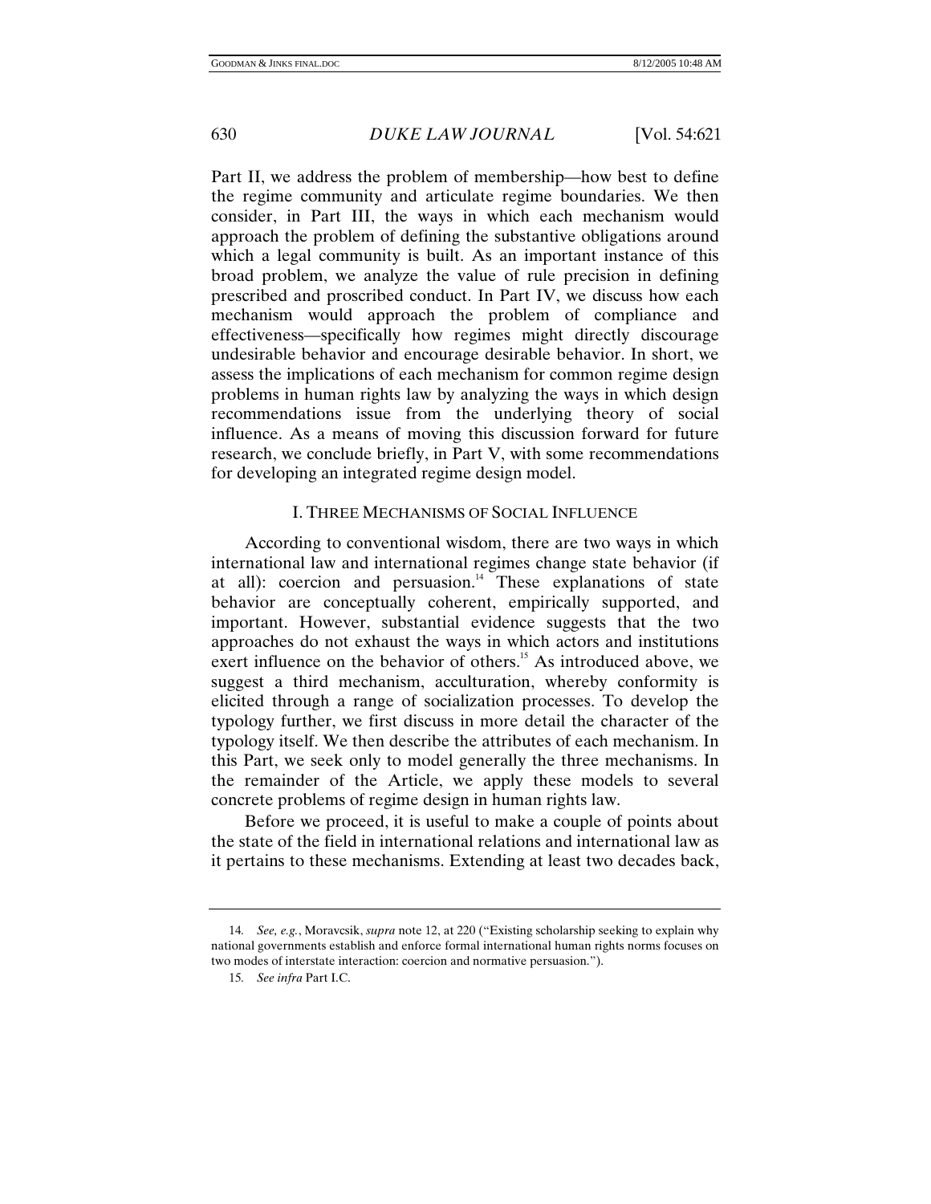Part II, we address the problem of membership—how best to define the regime community and articulate regime boundaries. We then consider, in Part III, the ways in which each mechanism would approach the problem of defining the substantive obligations around which a legal community is built. As an important instance of this broad problem, we analyze the value of rule precision in defining prescribed and proscribed conduct. In Part IV, we discuss how each mechanism would approach the problem of compliance and effectiveness—specifically how regimes might directly discourage undesirable behavior and encourage desirable behavior. In short, we assess the implications of each mechanism for common regime design problems in human rights law by analyzing the ways in which design recommendations issue from the underlying theory of social influence. As a means of moving this discussion forward for future research, we conclude briefly, in Part V, with some recommendations for developing an integrated regime design model.

## I. THREE MECHANISMS OF SOCIAL INFLUENCE

According to conventional wisdom, there are two ways in which international law and international regimes change state behavior (if at all): coercion and persuasion.[14] These explanations of state behavior are conceptually coherent, empirically supported, and important. However, substantial evidence suggests that the two approaches do not exhaust the ways in which actors and institutions exert influence on the behavior of others.[15] As introduced above, we suggest a third mechanism, acculturation, whereby conformity is elicited through a range of socialization processes. To develop the typology further, we first discuss in more detail the character of the typology itself. We then describe the attributes of each mechanism. In this Part, we seek only to model generally the three mechanisms. In the remainder of the Article, we apply these models to several concrete problems of regime design in human rights law.

Before we proceed, it is useful to make a couple of points about the state of the field in international relations and international law as it pertains to these mechanisms. Extending at least two decades back,

---

14. *See, e.g.*, Moravcsik, *supra* note 12, at 220 ("Existing scholarship seeking to explain why national governments establish and enforce formal international human rights norms focuses on two modes of interstate interaction: coercion and normative persuasion.").

15. *See infra* Part I.C.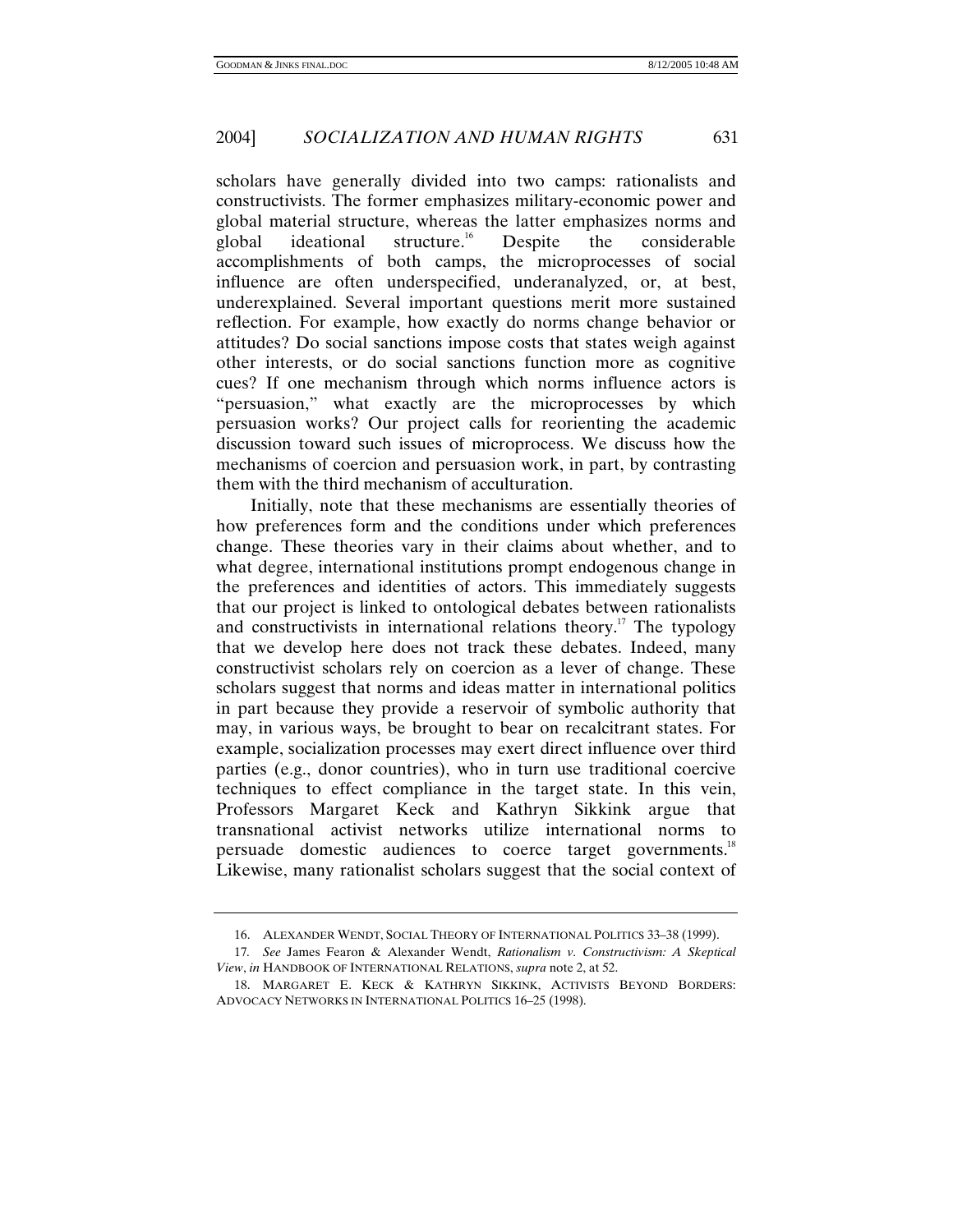scholars have generally divided into two camps: rationalists and constructivists. The former emphasizes military-economic power and global material structure, whereas the latter emphasizes norms and global ideational structure.[16] Despite the considerable accomplishments of both camps, the microprocesses of social influence are often underspecified, underanalyzed, or, at best, underexplained. Several important questions merit more sustained reflection. For example, how exactly do norms change behavior or attitudes? Do social sanctions impose costs that states weigh against other interests, or do social sanctions function more as cognitive cues? If one mechanism through which norms influence actors is "persuasion," what exactly are the microprocesses by which persuasion works? Our project calls for reorienting the academic discussion toward such issues of microprocess. We discuss how the mechanisms of coercion and persuasion work, in part, by contrasting them with the third mechanism of acculturation.

Initially, note that these mechanisms are essentially theories of how preferences form and the conditions under which preferences change. These theories vary in their claims about whether, and to what degree, international institutions prompt endogenous change in the preferences and identities of actors. This immediately suggests that our project is linked to ontological debates between rationalists and constructivists in international relations theory.[17] The typology that we develop here does not track these debates. Indeed, many constructivist scholars rely on coercion as a lever of change. These scholars suggest that norms and ideas matter in international politics in part because they provide a reservoir of symbolic authority that may, in various ways, be brought to bear on recalcitrant states. For example, socialization processes may exert direct influence over third parties (e.g., donor countries), who in turn use traditional coercive techniques to effect compliance in the target state. In this vein, Professors Margaret Keck and Kathryn Sikkink argue that transnational activist networks utilize international norms to persuade domestic audiences to coerce target governments.[18] Likewise, many rationalist scholars suggest that the social context of

---

16. ALEXANDER WENDT, SOCIAL THEORY OF INTERNATIONAL POLITICS 33–38 (1999).

17. *See* James Fearon & Alexander Wendt, *Rationalism v. Constructivism: A Skeptical View*, *in* HANDBOOK OF INTERNATIONAL RELATIONS, *supra* note 2, at 52.

18. MARGARET E. KECK & KATHRYN SIKKINK, ACTIVISTS BEYOND BORDERS: ADVOCACY NETWORKS IN INTERNATIONAL POLITICS 16–25 (1998).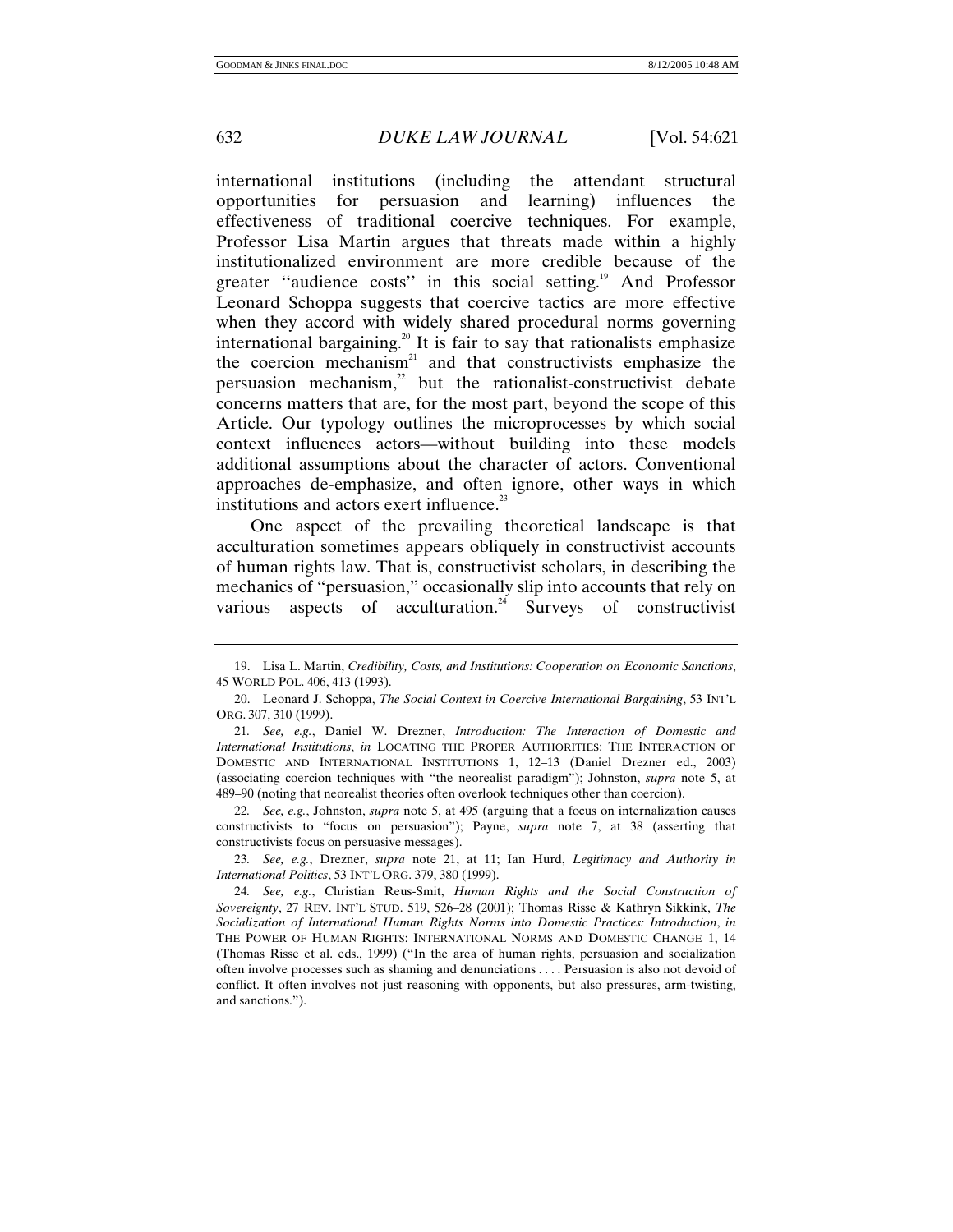international institutions (including the attendant structural opportunities for persuasion and learning) influences the effectiveness of traditional coercive techniques. For example, Professor Lisa Martin argues that threats made within a highly institutionalized environment are more credible because of the greater "audience costs" in this social setting.[19] And Professor Leonard Schoppa suggests that coercive tactics are more effective when they accord with widely shared procedural norms governing international bargaining.[20] It is fair to say that rationalists emphasize the coercion mechanism[21] and that constructivists emphasize the persuasion mechanism,[22] but the rationalist-constructivist debate concerns matters that are, for the most part, beyond the scope of this Article. Our typology outlines the microprocesses by which social context influences actors—without building into these models additional assumptions about the character of actors. Conventional approaches de-emphasize, and often ignore, other ways in which institutions and actors exert influence.[23]

One aspect of the prevailing theoretical landscape is that acculturation sometimes appears obliquely in constructivist accounts of human rights law. That is, constructivist scholars, in describing the mechanics of "persuasion," occasionally slip into accounts that rely on various aspects of acculturation.[24] Surveys of constructivist

---

19. Lisa L. Martin, *Credibility, Costs, and Institutions: Cooperation on Economic Sanctions*, 45 WORLD POL. 406, 413 (1993).

20. Leonard J. Schoppa, *The Social Context in Coercive International Bargaining*, 53 INT'L ORG. 307, 310 (1999).

21. *See, e.g.*, Daniel W. Drezner, *Introduction: The Interaction of Domestic and International Institutions*, *in* LOCATING THE PROPER AUTHORITIES: THE INTERACTION OF DOMESTIC AND INTERNATIONAL INSTITUTIONS 1, 12–13 (Daniel Drezner ed., 2003) (associating coercion techniques with "the neorealist paradigm"); Johnston, *supra* note 5, at 489–90 (noting that neorealist theories often overlook techniques other than coercion).

22. *See, e.g.*, Johnston, *supra* note 5, at 495 (arguing that a focus on internalization causes constructivists to "focus on persuasion"); Payne, *supra* note 7, at 38 (asserting that constructivists focus on persuasive messages).

23. *See, e.g.*, Drezner, *supra* note 21, at 11; Ian Hurd, *Legitimacy and Authority in International Politics*, 53 INT'L ORG. 379, 380 (1999).

24. *See, e.g.*, Christian Reus-Smit, *Human Rights and the Social Construction of Sovereignty*, 27 REV. INT'L STUD. 519, 526–28 (2001); Thomas Risse & Kathryn Sikkink, *The Socialization of International Human Rights Norms into Domestic Practices: Introduction*, *in* THE POWER OF HUMAN RIGHTS: INTERNATIONAL NORMS AND DOMESTIC CHANGE 1, 14 (Thomas Risse et al. eds., 1999) ("In the area of human rights, persuasion and socialization often involve processes such as shaming and denunciations . . . . Persuasion is also not devoid of conflict. It often involves not just reasoning with opponents, but also pressures, arm-twisting, and sanctions.").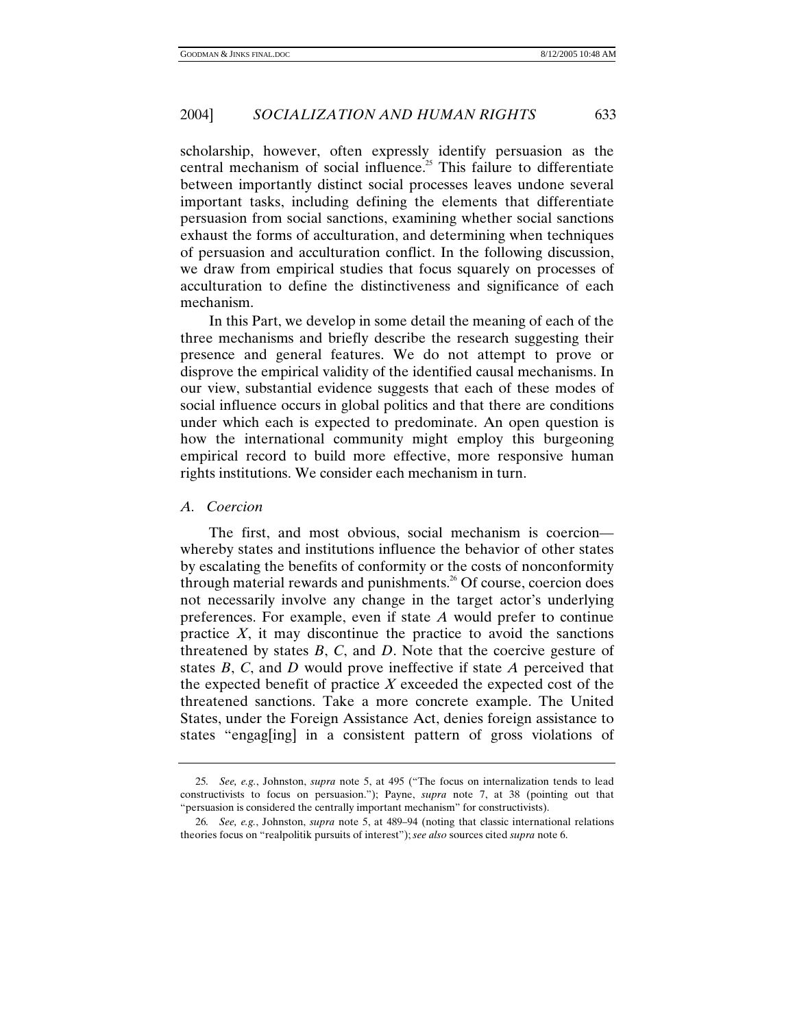scholarship, however, often expressly identify persuasion as the central mechanism of social influence.[25] This failure to differentiate between importantly distinct social processes leaves undone several important tasks, including defining the elements that differentiate persuasion from social sanctions, examining whether social sanctions exhaust the forms of acculturation, and determining when techniques of persuasion and acculturation conflict. In the following discussion, we draw from empirical studies that focus squarely on processes of acculturation to define the distinctiveness and significance of each mechanism.

In this Part, we develop in some detail the meaning of each of the three mechanisms and briefly describe the research suggesting their presence and general features. We do not attempt to prove or disprove the empirical validity of the identified causal mechanisms. In our view, substantial evidence suggests that each of these modes of social influence occurs in global politics and that there are conditions under which each is expected to predominate. An open question is how the international community might employ this burgeoning empirical record to build more effective, more responsive human rights institutions. We consider each mechanism in turn.

### *A. Coercion*

The first, and most obvious, social mechanism is coercion—whereby states and institutions influence the behavior of other states by escalating the benefits of conformity or the costs of nonconformity through material rewards and punishments.[26] Of course, coercion does not necessarily involve any change in the target actor's underlying preferences. For example, even if state *A* would prefer to continue practice *X*, it may discontinue the practice to avoid the sanctions threatened by states *B*, *C*, and *D*. Note that the coercive gesture of states *B*, *C*, and *D* would prove ineffective if state *A* perceived that the expected benefit of practice *X* exceeded the expected cost of the threatened sanctions. Take a more concrete example. The United States, under the Foreign Assistance Act, denies foreign assistance to states "engag[ing] in a consistent pattern of gross violations of

---

25. *See, e.g.*, Johnston, *supra* note 5, at 495 ("The focus on internalization tends to lead constructivists to focus on persuasion."); Payne, *supra* note 7, at 38 (pointing out that "persuasion is considered the centrally important mechanism" for constructivists).

26. *See, e.g.*, Johnston, *supra* note 5, at 489–94 (noting that classic international relations theories focus on "realpolitik pursuits of interest"); *see also* sources cited *supra* note 6.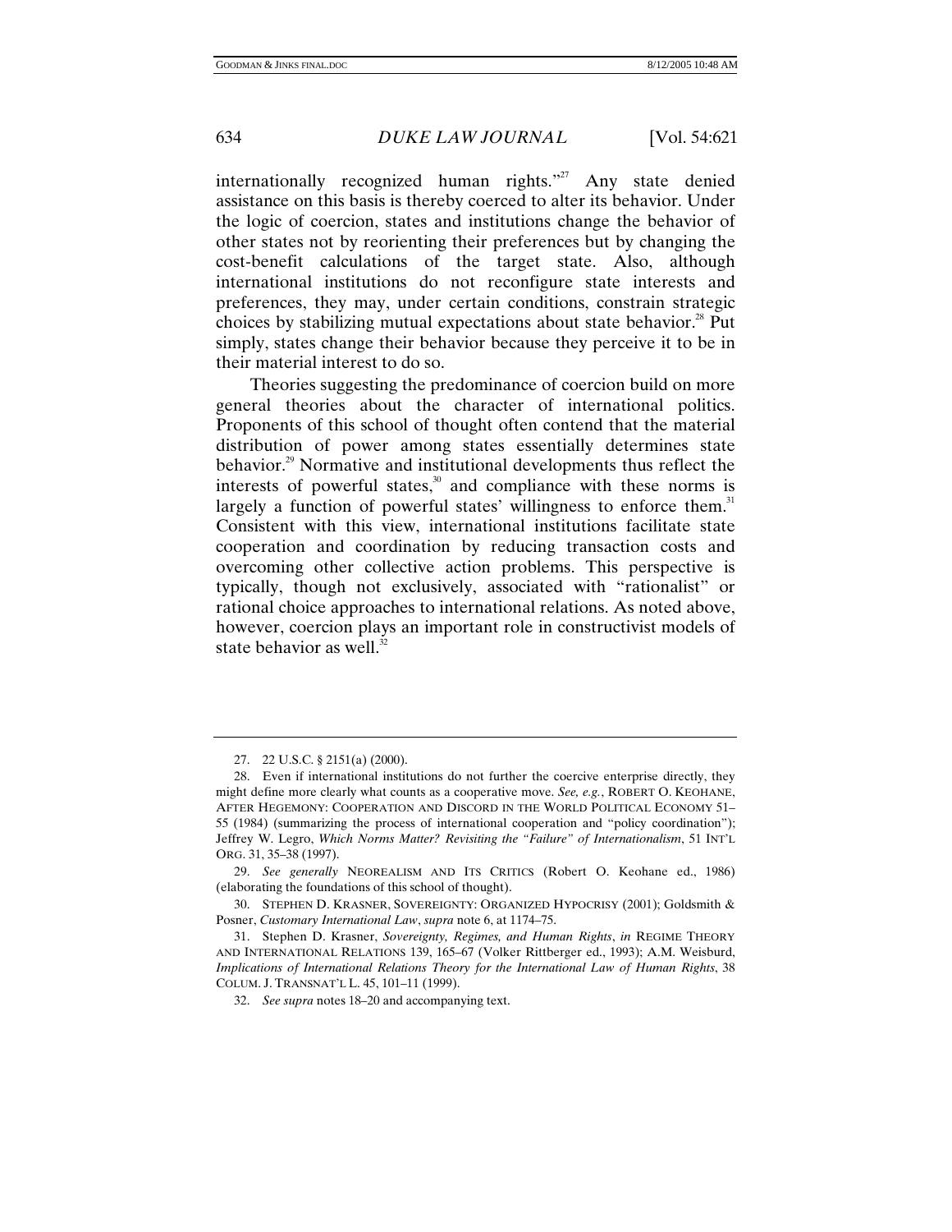internationally recognized human rights."[27] Any state denied assistance on this basis is thereby coerced to alter its behavior. Under the logic of coercion, states and institutions change the behavior of other states not by reorienting their preferences but by changing the cost-benefit calculations of the target state. Also, although international institutions do not reconfigure state interests and preferences, they may, under certain conditions, constrain strategic choices by stabilizing mutual expectations about state behavior.[28] Put simply, states change their behavior because they perceive it to be in their material interest to do so.

Theories suggesting the predominance of coercion build on more general theories about the character of international politics. Proponents of this school of thought often contend that the material distribution of power among states essentially determines state behavior.[29] Normative and institutional developments thus reflect the interests of powerful states,[30] and compliance with these norms is largely a function of powerful states' willingness to enforce them.[31] Consistent with this view, international institutions facilitate state cooperation and coordination by reducing transaction costs and overcoming other collective action problems. This perspective is typically, though not exclusively, associated with "rationalist" or rational choice approaches to international relations. As noted above, however, coercion plays an important role in constructivist models of state behavior as well.[32]

---

27. 22 U.S.C. § 2151(a) (2000).

28. Even if international institutions do not further the coercive enterprise directly, they might define more clearly what counts as a cooperative move. *See, e.g.*, ROBERT O. KEOHANE, AFTER HEGEMONY: COOPERATION AND DISCORD IN THE WORLD POLITICAL ECONOMY 51–55 (1984) (summarizing the process of international cooperation and "policy coordination"); Jeffrey W. Legro, *Which Norms Matter? Revisiting the "Failure" of Internationalism*, 51 INT'L ORG. 31, 35–38 (1997).

29. *See generally* NEOREALISM AND ITS CRITICS (Robert O. Keohane ed., 1986) (elaborating the foundations of this school of thought).

30. STEPHEN D. KRASNER, SOVEREIGNTY: ORGANIZED HYPOCRISY (2001); Goldsmith & Posner, *Customary International Law*, *supra* note 6, at 1174–75.

31. Stephen D. Krasner, *Sovereignty, Regimes, and Human Rights*, *in* REGIME THEORY AND INTERNATIONAL RELATIONS 139, 165–67 (Volker Rittberger ed., 1993); A.M. Weisburd, *Implications of International Relations Theory for the International Law of Human Rights*, 38 COLUM. J. TRANSNAT'L L. 45, 101–11 (1999).

32. *See supra* notes 18–20 and accompanying text.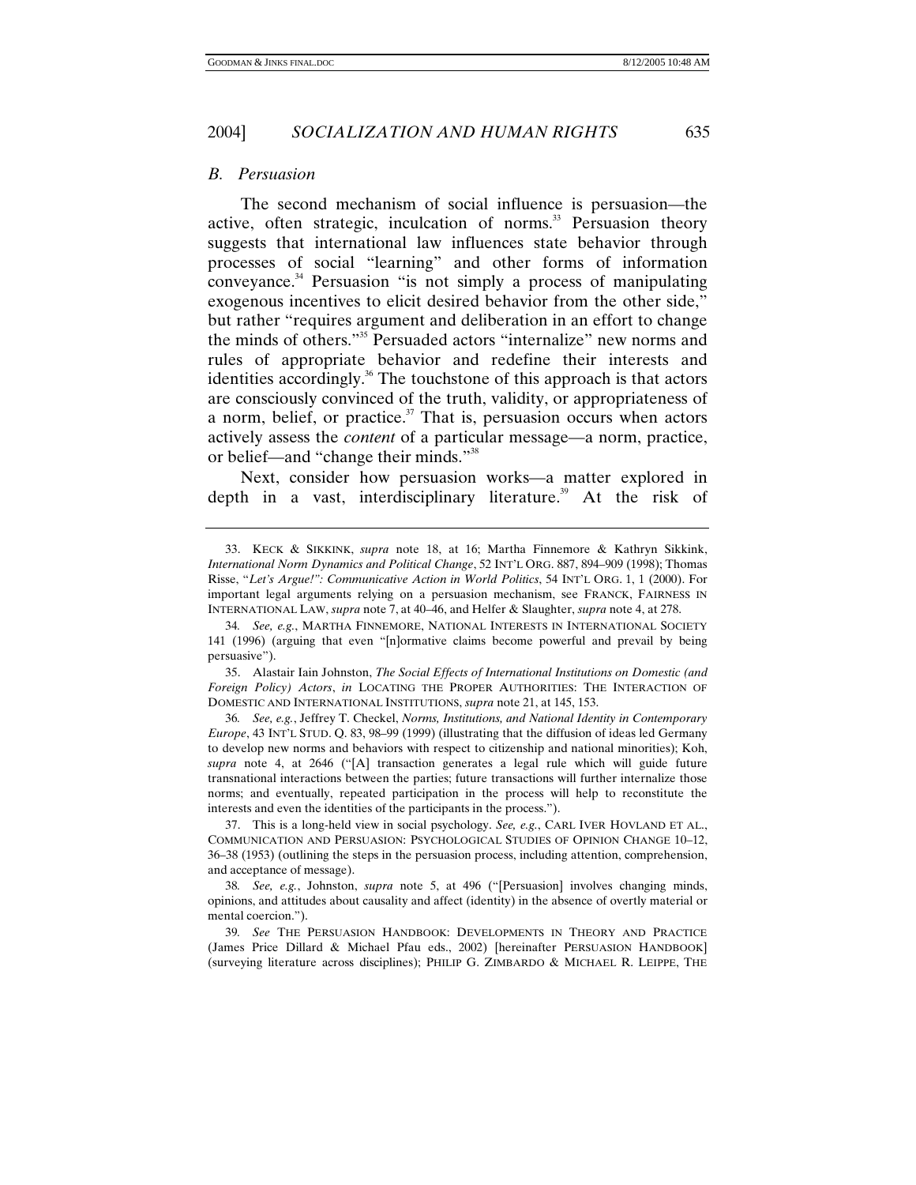### *B. Persuasion*

The second mechanism of social influence is persuasion—the active, often strategic, inculcation of norms.[33] Persuasion theory suggests that international law influences state behavior through processes of social "learning" and other forms of information conveyance.[34] Persuasion "is not simply a process of manipulating exogenous incentives to elicit desired behavior from the other side," but rather "requires argument and deliberation in an effort to change the minds of others."[35] Persuaded actors "internalize" new norms and rules of appropriate behavior and redefine their interests and identities accordingly.[36] The touchstone of this approach is that actors are consciously convinced of the truth, validity, or appropriateness of a norm, belief, or practice.[37] That is, persuasion occurs when actors actively assess the *content* of a particular message—a norm, practice, or belief—and "change their minds."[38]

Next, consider how persuasion works—a matter explored in depth in a vast, interdisciplinary literature.[39] At the risk of

---

33. KECK & SIKKINK, *supra* note 18, at 16; Martha Finnemore & Kathryn Sikkink, *International Norm Dynamics and Political Change*, 52 INT'L ORG. 887, 894–909 (1998); Thomas Risse, "*Let's Argue!": Communicative Action in World Politics*, 54 INT'L ORG. 1, 1 (2000). For important legal arguments relying on a persuasion mechanism, see FRANCK, FAIRNESS IN INTERNATIONAL LAW, *supra* note 7, at 40–46, and Helfer & Slaughter, *supra* note 4, at 278.

34. *See, e.g.*, MARTHA FINNEMORE, NATIONAL INTERESTS IN INTERNATIONAL SOCIETY 141 (1996) (arguing that even "[n]ormative claims become powerful and prevail by being persuasive").

35. Alastair Iain Johnston, *The Social Effects of International Institutions on Domestic (and Foreign Policy) Actors*, *in* LOCATING THE PROPER AUTHORITIES: THE INTERACTION OF DOMESTIC AND INTERNATIONAL INSTITUTIONS, *supra* note 21, at 145, 153.

36. *See, e.g.*, Jeffrey T. Checkel, *Norms, Institutions, and National Identity in Contemporary Europe*, 43 INT'L STUD. Q. 83, 98–99 (1999) (illustrating that the diffusion of ideas led Germany to develop new norms and behaviors with respect to citizenship and national minorities); Koh, *supra* note 4, at 2646 ("[A] transaction generates a legal rule which will guide future transnational interactions between the parties; future transactions will further internalize those norms; and eventually, repeated participation in the process will help to reconstitute the interests and even the identities of the participants in the process.").

37. This is a long-held view in social psychology. *See, e.g.*, CARL IVER HOVLAND ET AL., COMMUNICATION AND PERSUASION: PSYCHOLOGICAL STUDIES OF OPINION CHANGE 10–12, 36–38 (1953) (outlining the steps in the persuasion process, including attention, comprehension, and acceptance of message).

38. *See, e.g.*, Johnston, *supra* note 5, at 496 ("[Persuasion] involves changing minds, opinions, and attitudes about causality and affect (identity) in the absence of overtly material or mental coercion.").

39. *See* THE PERSUASION HANDBOOK: DEVELOPMENTS IN THEORY AND PRACTICE (James Price Dillard & Michael Pfau eds., 2002) [hereinafter PERSUASION HANDBOOK] (surveying literature across disciplines); PHILIP G. ZIMBARDO & MICHAEL R. LEIPPE, THE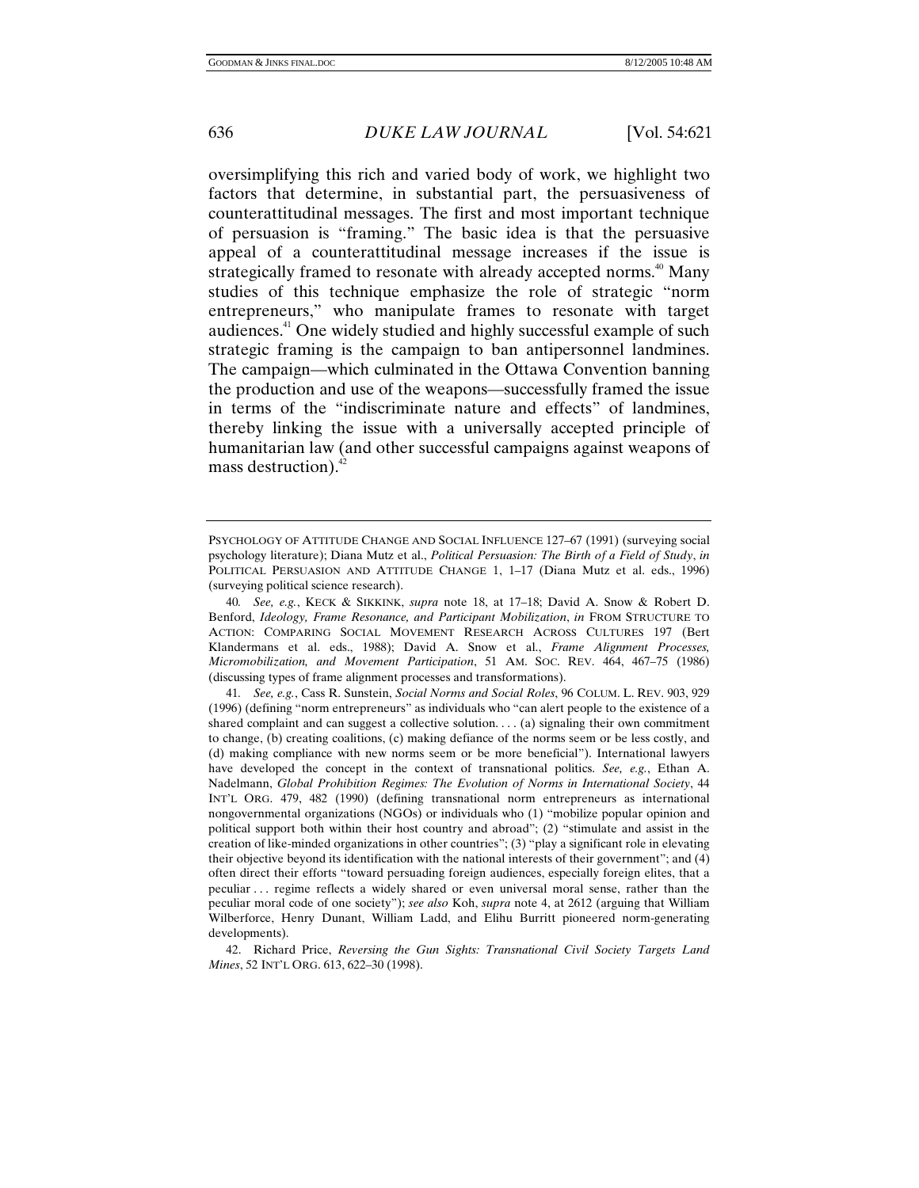oversimplifying this rich and varied body of work, we highlight two factors that determine, in substantial part, the persuasiveness of counterattitudinal messages. The first and most important technique of persuasion is "framing." The basic idea is that the persuasive appeal of a counterattitudinal message increases if the issue is strategically framed to resonate with already accepted norms.[40] Many studies of this technique emphasize the role of strategic "norm entrepreneurs," who manipulate frames to resonate with target audiences.[41] One widely studied and highly successful example of such strategic framing is the campaign to ban antipersonnel landmines. The campaign—which culminated in the Ottawa Convention banning the production and use of the weapons—successfully framed the issue in terms of the "indiscriminate nature and effects" of landmines, thereby linking the issue with a universally accepted principle of humanitarian law (and other successful campaigns against weapons of mass destruction).[42]

---

PSYCHOLOGY OF ATTITUDE CHANGE AND SOCIAL INFLUENCE 127–67 (1991) (surveying social psychology literature); Diana Mutz et al., *Political Persuasion: The Birth of a Field of Study*, *in* POLITICAL PERSUASION AND ATTITUDE CHANGE 1, 1–17 (Diana Mutz et al. eds., 1996) (surveying political science research).

40. *See, e.g.*, KECK & SIKKINK, *supra* note 18, at 17–18; David A. Snow & Robert D. Benford, *Ideology, Frame Resonance, and Participant Mobilization*, *in* FROM STRUCTURE TO ACTION: COMPARING SOCIAL MOVEMENT RESEARCH ACROSS CULTURES 197 (Bert Klandermans et al. eds., 1988); David A. Snow et al., *Frame Alignment Processes, Micromobilization, and Movement Participation*, 51 AM. SOC. REV. 464, 467–75 (1986) (discussing types of frame alignment processes and transformations).

41. *See, e.g.*, Cass R. Sunstein, *Social Norms and Social Roles*, 96 COLUM. L. REV. 903, 929 (1996) (defining "norm entrepreneurs" as individuals who "can alert people to the existence of a shared complaint and can suggest a collective solution. . . . (a) signaling their own commitment to change, (b) creating coalitions, (c) making defiance of the norms seem or be less costly, and (d) making compliance with new norms seem or be more beneficial"). International lawyers have developed the concept in the context of transnational politics. *See, e.g.*, Ethan A. Nadelmann, *Global Prohibition Regimes: The Evolution of Norms in International Society*, 44 INT'L ORG. 479, 482 (1990) (defining transnational norm entrepreneurs as international nongovernmental organizations (NGOs) or individuals who (1) "mobilize popular opinion and political support both within their host country and abroad"; (2) "stimulate and assist in the creation of like-minded organizations in other countries"; (3) "play a significant role in elevating their objective beyond its identification with the national interests of their government"; and (4) often direct their efforts "toward persuading foreign audiences, especially foreign elites, that a peculiar . . . regime reflects a widely shared or even universal moral sense, rather than the peculiar moral code of one society"); *see also* Koh, *supra* note 4, at 2612 (arguing that William Wilberforce, Henry Dunant, William Ladd, and Elihu Burritt pioneered norm-generating developments).

42. Richard Price, *Reversing the Gun Sights: Transnational Civil Society Targets Land Mines*, 52 INT'L ORG. 613, 622–30 (1998).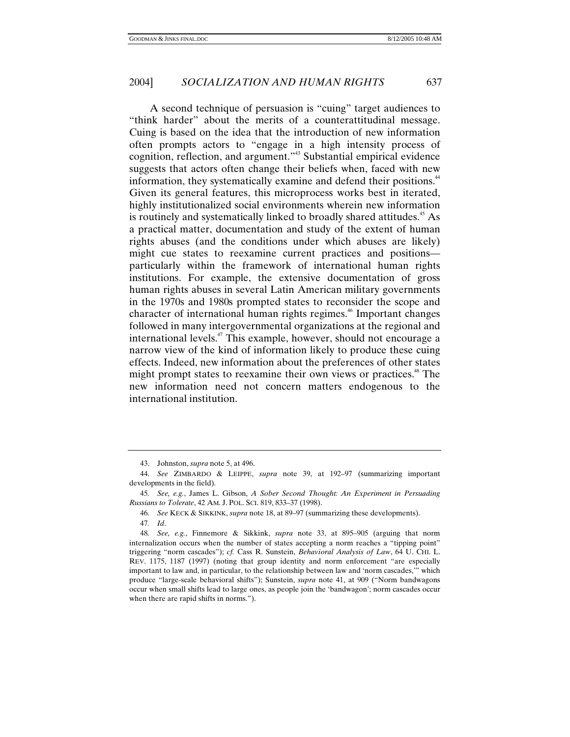A second technique of persuasion is "cuing" target audiences to "think harder" about the merits of a counterattitudinal message. Cuing is based on the idea that the introduction of new information often prompts actors to "engage in a high intensity process of cognition, reflection, and argument."[43] Substantial empirical evidence suggests that actors often change their beliefs when, faced with new information, they systematically examine and defend their positions.[44] Given its general features, this microprocess works best in iterated, highly institutionalized social environments wherein new information is routinely and systematically linked to broadly shared attitudes.[45] As a practical matter, documentation and study of the extent of human rights abuses (and the conditions under which abuses are likely) might cue states to reexamine current practices and positions—particularly within the framework of international human rights institutions. For example, the extensive documentation of gross human rights abuses in several Latin American military governments in the 1970s and 1980s prompted states to reconsider the scope and character of international human rights regimes.[46] Important changes followed in many intergovernmental organizations at the regional and international levels.[47] This example, however, should not encourage a narrow view of the kind of information likely to produce these cuing effects. Indeed, new information about the preferences of other states might prompt states to reexamine their own views or practices.[48] The new information need not concern matters endogenous to the international institution.

---

43. Johnston, *supra* note 5, at 496.

44. *See* ZIMBARDO & LEIPPE, *supra* note 39, at 192–97 (summarizing important developments in the field).

45. *See, e.g.*, James L. Gibson, *A Sober Second Thought: An Experiment in Persuading Russians to Tolerate*, 42 AM. J. POL. SCI. 819, 833–37 (1998).

46. *See* KECK & SIKKINK, *supra* note 18, at 89–97 (summarizing these developments).

47. *Id*.

48. *See, e.g.*, Finnemore & Sikkink, *supra* note 33, at 895–905 (arguing that norm internalization occurs when the number of states accepting a norm reaches a "tipping point" triggering "norm cascades"); *cf.* Cass R. Sunstein, *Behavioral Analysis of Law*, 64 U. CHI. L. REV. 1175, 1187 (1997) (noting that group identity and norm enforcement "are especially important to law and, in particular, to the relationship between law and 'norm cascades,'" which produce "large-scale behavioral shifts"); Sunstein, *supra* note 41, at 909 ("Norm bandwagons occur when small shifts lead to large ones, as people join the 'bandwagon'; norm cascades occur when there are rapid shifts in norms.").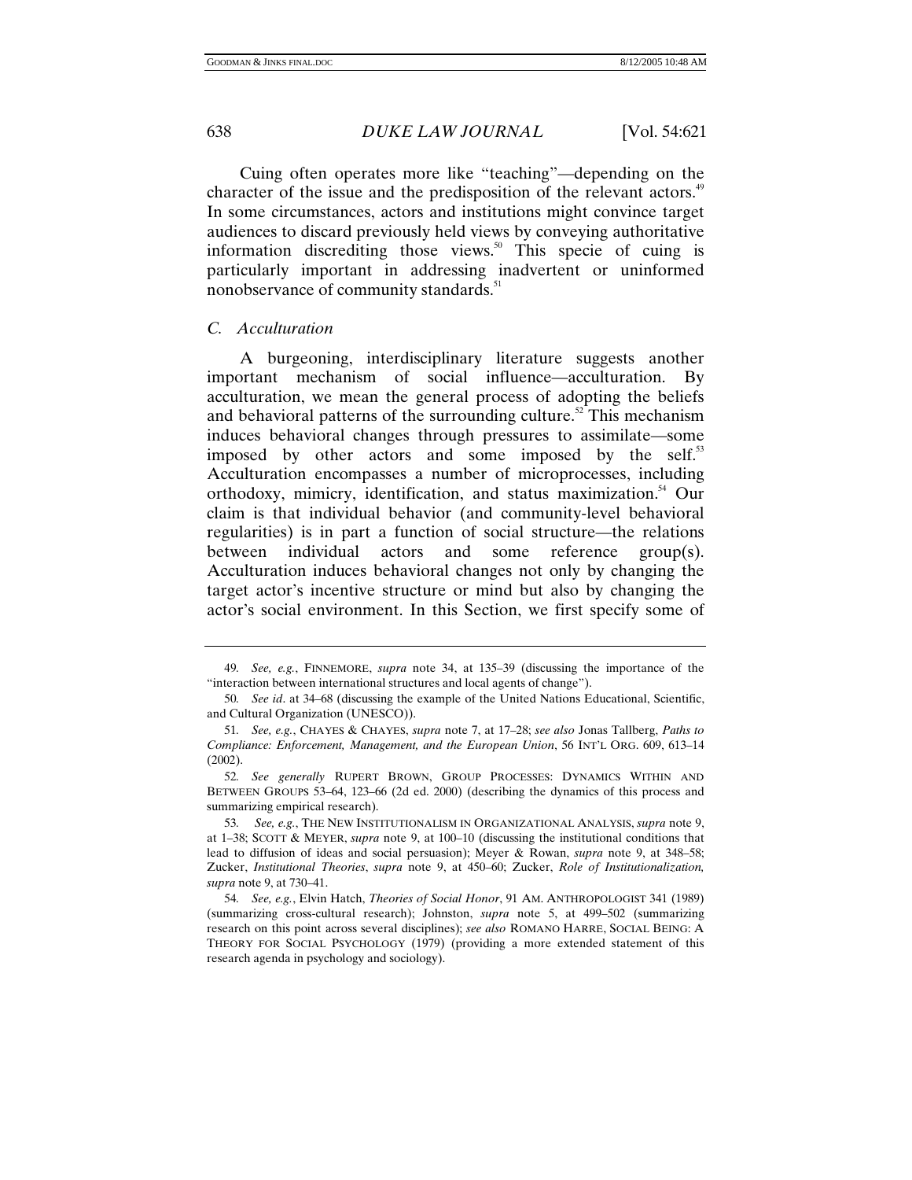Cuing often operates more like "teaching"—depending on the character of the issue and the predisposition of the relevant actors.[49] In some circumstances, actors and institutions might convince target audiences to discard previously held views by conveying authoritative information discrediting those views.[50] This specie of cuing is particularly important in addressing inadvertent or uninformed nonobservance of community standards.[51]

### *C. Acculturation*

A burgeoning, interdisciplinary literature suggests another important mechanism of social influence—acculturation. By acculturation, we mean the general process of adopting the beliefs and behavioral patterns of the surrounding culture.[52] This mechanism induces behavioral changes through pressures to assimilate—some imposed by other actors and some imposed by the self.[53] Acculturation encompasses a number of microprocesses, including orthodoxy, mimicry, identification, and status maximization.[54] Our claim is that individual behavior (and community-level behavioral regularities) is in part a function of social structure—the relations between individual actors and some reference group(s). Acculturation induces behavioral changes not only by changing the target actor's incentive structure or mind but also by changing the actor's social environment. In this Section, we first specify some of

---

49. *See, e.g.*, FINNEMORE, *supra* note 34, at 135–39 (discussing the importance of the "interaction between international structures and local agents of change").

50. *See id*. at 34–68 (discussing the example of the United Nations Educational, Scientific, and Cultural Organization (UNESCO)).

51. *See, e.g.*, CHAYES & CHAYES, *supra* note 7, at 17–28; *see also* Jonas Tallberg, *Paths to Compliance: Enforcement, Management, and the European Union*, 56 INT'L ORG. 609, 613–14 (2002).

52. *See generally* RUPERT BROWN, GROUP PROCESSES: DYNAMICS WITHIN AND BETWEEN GROUPS 53–64, 123–66 (2d ed. 2000) (describing the dynamics of this process and summarizing empirical research).

53. *See, e.g.*, THE NEW INSTITUTIONALISM IN ORGANIZATIONAL ANALYSIS, *supra* note 9, at 1–38; SCOTT & MEYER, *supra* note 9, at 100–10 (discussing the institutional conditions that lead to diffusion of ideas and social persuasion); Meyer & Rowan, *supra* note 9, at 348–58; Zucker, *Institutional Theories*, *supra* note 9, at 450–60; Zucker, *Role of Institutionalization, supra* note 9, at 730–41.

54. *See, e.g.*, Elvin Hatch, *Theories of Social Honor*, 91 AM. ANTHROPOLOGIST 341 (1989) (summarizing cross-cultural research); Johnston, *supra* note 5, at 499–502 (summarizing research on this point across several disciplines); *see also* ROMANO HARRE, SOCIAL BEING: A THEORY FOR SOCIAL PSYCHOLOGY (1979) (providing a more extended statement of this research agenda in psychology and sociology).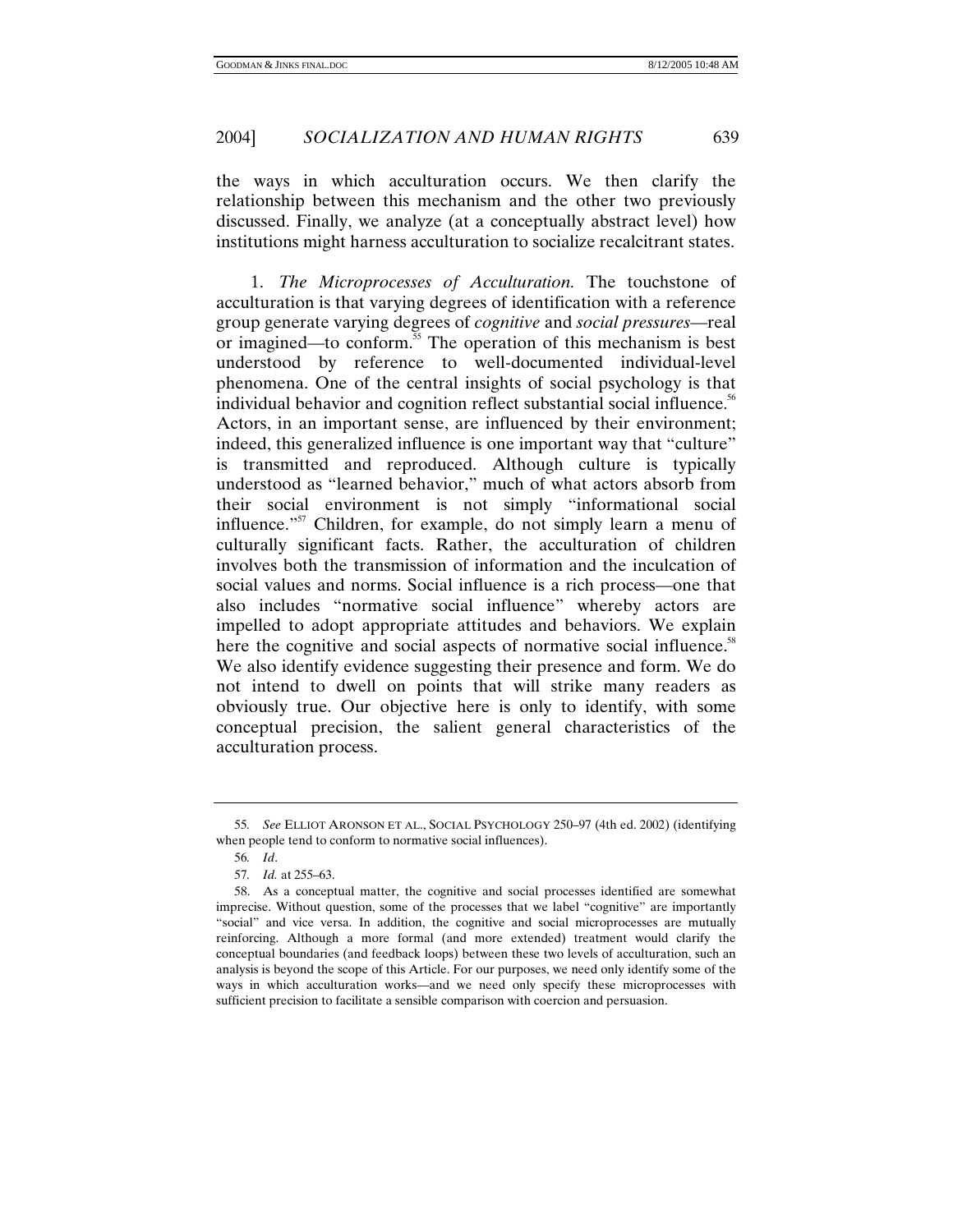the ways in which acculturation occurs. We then clarify the relationship between this mechanism and the other two previously discussed. Finally, we analyze (at a conceptually abstract level) how institutions might harness acculturation to socialize recalcitrant states.

1. *The Microprocesses of Acculturation.* The touchstone of acculturation is that varying degrees of identification with a reference group generate varying degrees of *cognitive* and *social pressures*—real or imagined—to conform.[55] The operation of this mechanism is best understood by reference to well-documented individual-level phenomena. One of the central insights of social psychology is that individual behavior and cognition reflect substantial social influence.[56] Actors, in an important sense, are influenced by their environment; indeed, this generalized influence is one important way that "culture" is transmitted and reproduced. Although culture is typically understood as "learned behavior," much of what actors absorb from their social environment is not simply "informational social influence."[57] Children, for example, do not simply learn a menu of culturally significant facts. Rather, the acculturation of children involves both the transmission of information and the inculcation of social values and norms. Social influence is a rich process—one that also includes "normative social influence" whereby actors are impelled to adopt appropriate attitudes and behaviors. We explain here the cognitive and social aspects of normative social influence.[58] We also identify evidence suggesting their presence and form. We do not intend to dwell on points that will strike many readers as obviously true. Our objective here is only to identify, with some conceptual precision, the salient general characteristics of the acculturation process.

---

55. *See* ELLIOT ARONSON ET AL., SOCIAL PSYCHOLOGY 250–97 (4th ed. 2002) (identifying when people tend to conform to normative social influences).

56. *Id*.

57. *Id.* at 255–63.

58. As a conceptual matter, the cognitive and social processes identified are somewhat imprecise. Without question, some of the processes that we label "cognitive" are importantly "social" and vice versa. In addition, the cognitive and social microprocesses are mutually reinforcing. Although a more formal (and more extended) treatment would clarify the conceptual boundaries (and feedback loops) between these two levels of acculturation, such an analysis is beyond the scope of this Article. For our purposes, we need only identify some of the ways in which acculturation works—and we need only specify these microprocesses with sufficient precision to facilitate a sensible comparison with coercion and persuasion.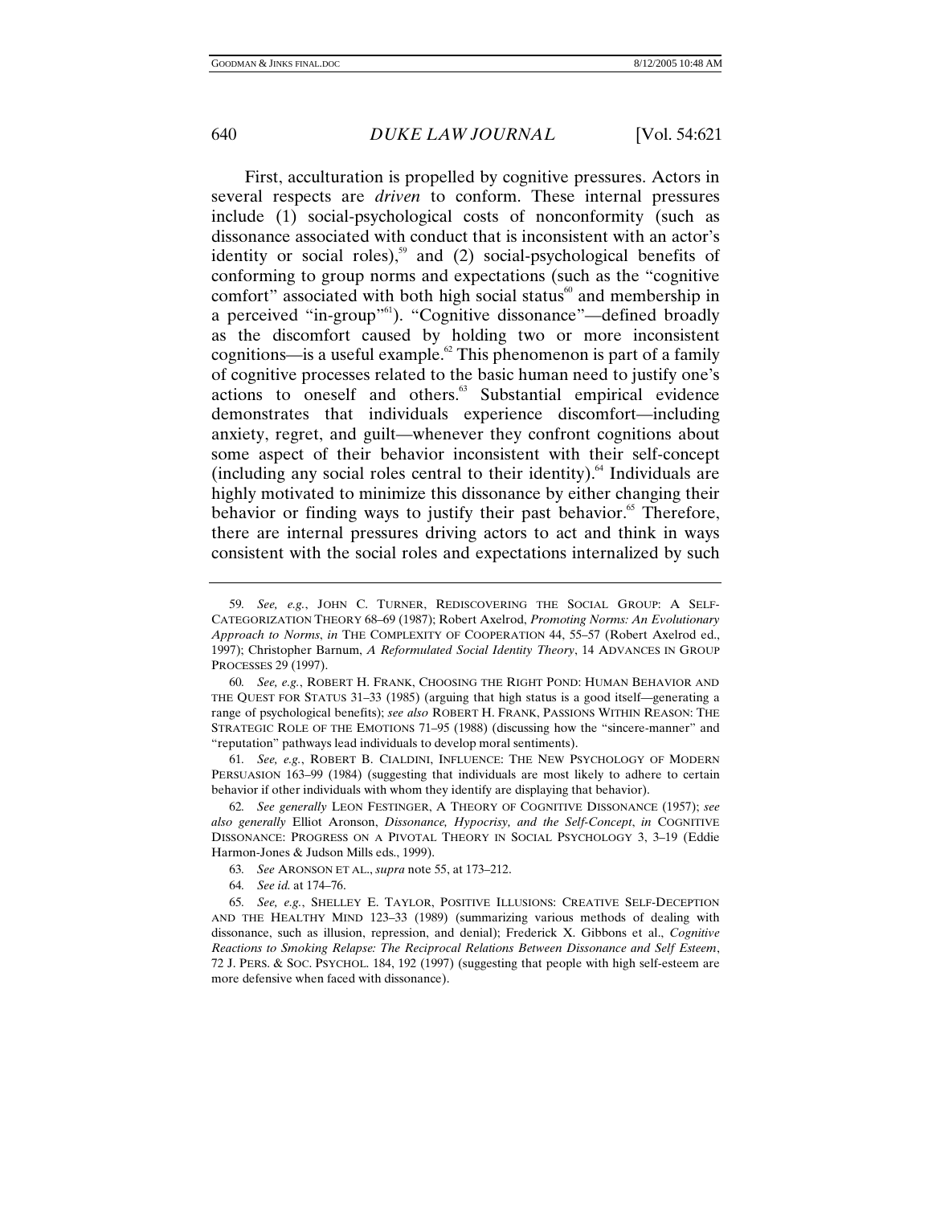First, acculturation is propelled by cognitive pressures. Actors in several respects are *driven* to conform. These internal pressures include (1) social-psychological costs of nonconformity (such as dissonance associated with conduct that is inconsistent with an actor's identity or social roles),[59] and (2) social-psychological benefits of conforming to group norms and expectations (such as the "cognitive comfort" associated with both high social status[60] and membership in a perceived "in-group"[61]). "Cognitive dissonance"—defined broadly as the discomfort caused by holding two or more inconsistent cognitions—is a useful example.[62] This phenomenon is part of a family of cognitive processes related to the basic human need to justify one's actions to oneself and others.[63] Substantial empirical evidence demonstrates that individuals experience discomfort—including anxiety, regret, and guilt—whenever they confront cognitions about some aspect of their behavior inconsistent with their self-concept (including any social roles central to their identity).[64] Individuals are highly motivated to minimize this dissonance by either changing their behavior or finding ways to justify their past behavior.[65] Therefore, there are internal pressures driving actors to act and think in ways consistent with the social roles and expectations internalized by such

---

59. *See, e.g.*, JOHN C. TURNER, REDISCOVERING THE SOCIAL GROUP: A SELF-CATEGORIZATION THEORY 68–69 (1987); Robert Axelrod, *Promoting Norms: An Evolutionary Approach to Norms*, *in* THE COMPLEXITY OF COOPERATION 44, 55–57 (Robert Axelrod ed., 1997); Christopher Barnum, *A Reformulated Social Identity Theory*, 14 ADVANCES IN GROUP PROCESSES 29 (1997).

60. *See, e.g.*, ROBERT H. FRANK, CHOOSING THE RIGHT POND: HUMAN BEHAVIOR AND THE QUEST FOR STATUS 31–33 (1985) (arguing that high status is a good itself—generating a range of psychological benefits); *see also* ROBERT H. FRANK, PASSIONS WITHIN REASON: THE STRATEGIC ROLE OF THE EMOTIONS 71–95 (1988) (discussing how the "sincere-manner" and "reputation" pathways lead individuals to develop moral sentiments).

61. *See, e.g.*, ROBERT B. CIALDINI, INFLUENCE: THE NEW PSYCHOLOGY OF MODERN PERSUASION 163–99 (1984) (suggesting that individuals are most likely to adhere to certain behavior if other individuals with whom they identify are displaying that behavior).

62. *See generally* LEON FESTINGER, A THEORY OF COGNITIVE DISSONANCE (1957); *see also generally* Elliot Aronson, *Dissonance, Hypocrisy, and the Self-Concept*, *in* COGNITIVE DISSONANCE: PROGRESS ON A PIVOTAL THEORY IN SOCIAL PSYCHOLOGY 3, 3–19 (Eddie Harmon-Jones & Judson Mills eds., 1999).

63. *See* ARONSON ET AL., *supra* note 55, at 173–212.

64. *See id.* at 174–76.

65. *See, e.g.*, SHELLEY E. TAYLOR, POSITIVE ILLUSIONS: CREATIVE SELF-DECEPTION AND THE HEALTHY MIND 123–33 (1989) (summarizing various methods of dealing with dissonance, such as illusion, repression, and denial); Frederick X. Gibbons et al., *Cognitive Reactions to Smoking Relapse: The Reciprocal Relations Between Dissonance and Self Esteem*, 72 J. PERS. & SOC. PSYCHOL. 184, 192 (1997) (suggesting that people with high self-esteem are more defensive when faced with dissonance).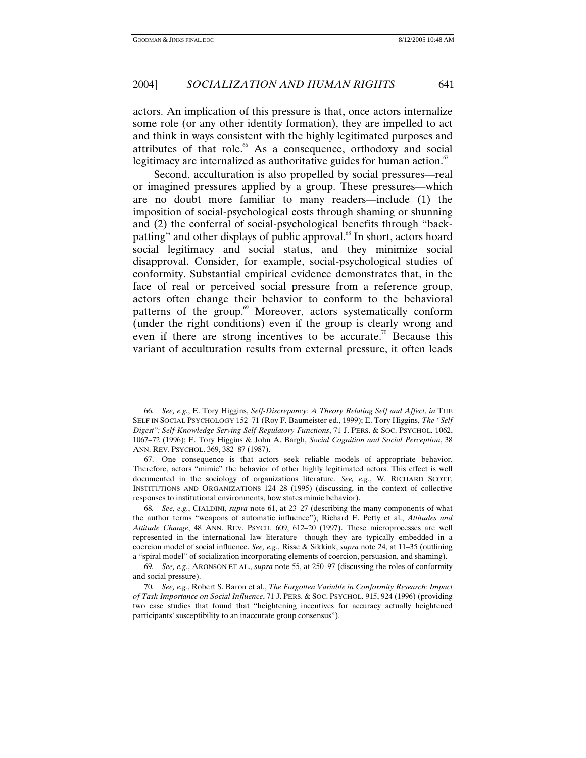actors. An implication of this pressure is that, once actors internalize some role (or any other identity formation), they are impelled to act and think in ways consistent with the highly legitimated purposes and attributes of that role.[66] As a consequence, orthodoxy and social legitimacy are internalized as authoritative guides for human action.[67]

Second, acculturation is also propelled by social pressures—real or imagined pressures applied by a group. These pressures—which are no doubt more familiar to many readers—include (1) the imposition of social-psychological costs through shaming or shunning and (2) the conferral of social-psychological benefits through "back-patting" and other displays of public approval.[68] In short, actors hoard social legitimacy and social status, and they minimize social disapproval. Consider, for example, social-psychological studies of conformity. Substantial empirical evidence demonstrates that, in the face of real or perceived social pressure from a reference group, actors often change their behavior to conform to the behavioral patterns of the group.[69] Moreover, actors systematically conform (under the right conditions) even if the group is clearly wrong and even if there are strong incentives to be accurate.[70] Because this variant of acculturation results from external pressure, it often leads

---

66. *See, e.g.*, E. Tory Higgins, *Self-Discrepancy: A Theory Relating Self and Affect*, *in* THE SELF IN SOCIAL PSYCHOLOGY 152–71 (Roy F. Baumeister ed., 1999); E. Tory Higgins, *The "Self Digest": Self-Knowledge Serving Self Regulatory Functions*, 71 J. PERS. & SOC. PSYCHOL. 1062, 1067–72 (1996); E. Tory Higgins & John A. Bargh, *Social Cognition and Social Perception*, 38 ANN. REV. PSYCHOL. 369, 382–87 (1987).

67. One consequence is that actors seek reliable models of appropriate behavior. Therefore, actors "mimic" the behavior of other highly legitimated actors. This effect is well documented in the sociology of organizations literature. *See, e.g.*, W. RICHARD SCOTT, INSTITUTIONS AND ORGANIZATIONS 124–28 (1995) (discussing, in the context of collective responses to institutional environments, how states mimic behavior).

68. *See, e.g.*, CIALDINI, *supra* note 61, at 23–27 (describing the many components of what the author terms "weapons of automatic influence"); Richard E. Petty et al., *Attitudes and Attitude Change*, 48 ANN. REV. PSYCH. 609, 612–20 (1997). These microprocesses are well represented in the international law literature—though they are typically embedded in a coercion model of social influence. *See, e.g.*, Risse & Sikkink, *supra* note 24, at 11–35 (outlining a "spiral model" of socialization incorporating elements of coercion, persuasion, and shaming).

69. *See, e.g.*, ARONSON ET AL., *supra* note 55, at 250–97 (discussing the roles of conformity and social pressure).

70. *See, e.g.*, Robert S. Baron et al., *The Forgotten Variable in Conformity Research: Impact of Task Importance on Social Influence*, 71 J. PERS. & SOC. PSYCHOL. 915, 924 (1996) (providing two case studies that found that "heightening incentives for accuracy actually heightened participants' susceptibility to an inaccurate group consensus").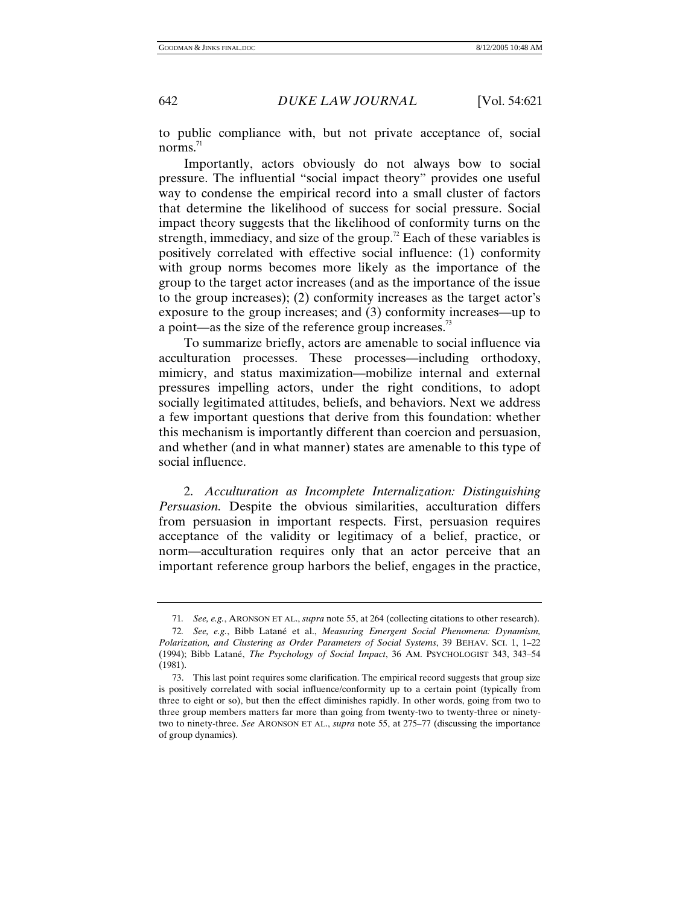to public compliance with, but not private acceptance of, social norms.[71]

Importantly, actors obviously do not always bow to social pressure. The influential "social impact theory" provides one useful way to condense the empirical record into a small cluster of factors that determine the likelihood of success for social pressure. Social impact theory suggests that the likelihood of conformity turns on the strength, immediacy, and size of the group.[72] Each of these variables is positively correlated with effective social influence: (1) conformity with group norms becomes more likely as the importance of the group to the target actor increases (and as the importance of the issue to the group increases); (2) conformity increases as the target actor's exposure to the group increases; and (3) conformity increases—up to a point—as the size of the reference group increases.[73]

To summarize briefly, actors are amenable to social influence via acculturation processes. These processes—including orthodoxy, mimicry, and status maximization—mobilize internal and external pressures impelling actors, under the right conditions, to adopt socially legitimated attitudes, beliefs, and behaviors. Next we address a few important questions that derive from this foundation: whether this mechanism is importantly different than coercion and persuasion, and whether (and in what manner) states are amenable to this type of social influence.

2. *Acculturation as Incomplete Internalization: Distinguishing Persuasion.* Despite the obvious similarities, acculturation differs from persuasion in important respects. First, persuasion requires acceptance of the validity or legitimacy of a belief, practice, or norm—acculturation requires only that an actor perceive that an important reference group harbors the belief, engages in the practice,

---

71. *See, e.g.*, ARONSON ET AL., *supra* note 55, at 264 (collecting citations to other research).

72. *See, e.g.*, Bibb Latané et al., *Measuring Emergent Social Phenomena: Dynamism, Polarization, and Clustering as Order Parameters of Social Systems*, 39 BEHAV. SCI. 1, 1–22 (1994); Bibb Latané, *The Psychology of Social Impact*, 36 AM. PSYCHOLOGIST 343, 343–54 (1981).

73. This last point requires some clarification. The empirical record suggests that group size is positively correlated with social influence/conformity up to a certain point (typically from three to eight or so), but then the effect diminishes rapidly. In other words, going from two to three group members matters far more than going from twenty-two to twenty-three or ninety-two to ninety-three. *See* ARONSON ET AL., *supra* note 55, at 275–77 (discussing the importance of group dynamics).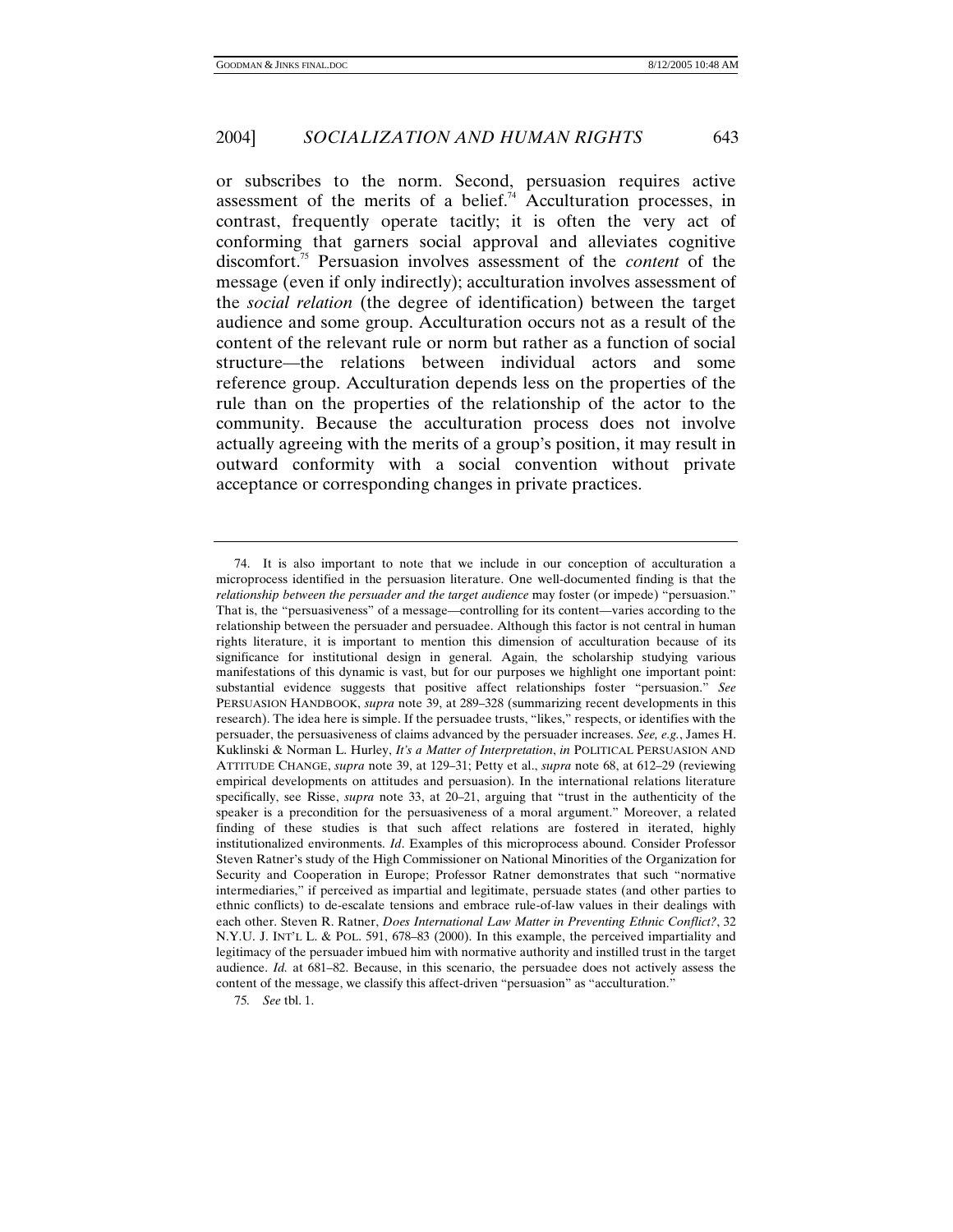or subscribes to the norm. Second, persuasion requires active assessment of the merits of a belief.[74] Acculturation processes, in contrast, frequently operate tacitly; it is often the very act of conforming that garners social approval and alleviates cognitive discomfort.[75] Persuasion involves assessment of the *content* of the message (even if only indirectly); acculturation involves assessment of the *social relation* (the degree of identification) between the target audience and some group. Acculturation occurs not as a result of the content of the relevant rule or norm but rather as a function of social structure—the relations between individual actors and some reference group. Acculturation depends less on the properties of the rule than on the properties of the relationship of the actor to the community. Because the acculturation process does not involve actually agreeing with the merits of a group's position, it may result in outward conformity with a social convention without private acceptance or corresponding changes in private practices.

---

74. It is also important to note that we include in our conception of acculturation a microprocess identified in the persuasion literature. One well-documented finding is that the *relationship between the persuader and the target audience* may foster (or impede) "persuasion." That is, the "persuasiveness" of a message—controlling for its content—varies according to the relationship between the persuader and persuadee. Although this factor is not central in human rights literature, it is important to mention this dimension of acculturation because of its significance for institutional design in general. Again, the scholarship studying various manifestations of this dynamic is vast, but for our purposes we highlight one important point: substantial evidence suggests that positive affect relationships foster "persuasion." *See* PERSUASION HANDBOOK, *supra* note 39, at 289–328 (summarizing recent developments in this research). The idea here is simple. If the persuadee trusts, "likes," respects, or identifies with the persuader, the persuasiveness of claims advanced by the persuader increases. *See, e.g.*, James H. Kuklinski & Norman L. Hurley, *It's a Matter of Interpretation*, *in* POLITICAL PERSUASION AND ATTITUDE CHANGE, *supra* note 39, at 129–31; Petty et al., *supra* note 68, at 612–29 (reviewing empirical developments on attitudes and persuasion). In the international relations literature specifically, see Risse, *supra* note 33, at 20–21, arguing that "trust in the authenticity of the speaker is a precondition for the persuasiveness of a moral argument." Moreover, a related finding of these studies is that such affect relations are fostered in iterated, highly institutionalized environments. *Id*. Examples of this microprocess abound. Consider Professor Steven Ratner's study of the High Commissioner on National Minorities of the Organization for Security and Cooperation in Europe; Professor Ratner demonstrates that such "normative intermediaries," if perceived as impartial and legitimate, persuade states (and other parties to ethnic conflicts) to de-escalate tensions and embrace rule-of-law values in their dealings with each other. Steven R. Ratner, *Does International Law Matter in Preventing Ethnic Conflict?*, 32 N.Y.U. J. INT'L L. & POL. 591, 678–83 (2000). In this example, the perceived impartiality and legitimacy of the persuader imbued him with normative authority and instilled trust in the target audience. *Id.* at 681–82. Because, in this scenario, the persuadee does not actively assess the content of the message, we classify this affect-driven "persuasion" as "acculturation."

75. *See* tbl. 1.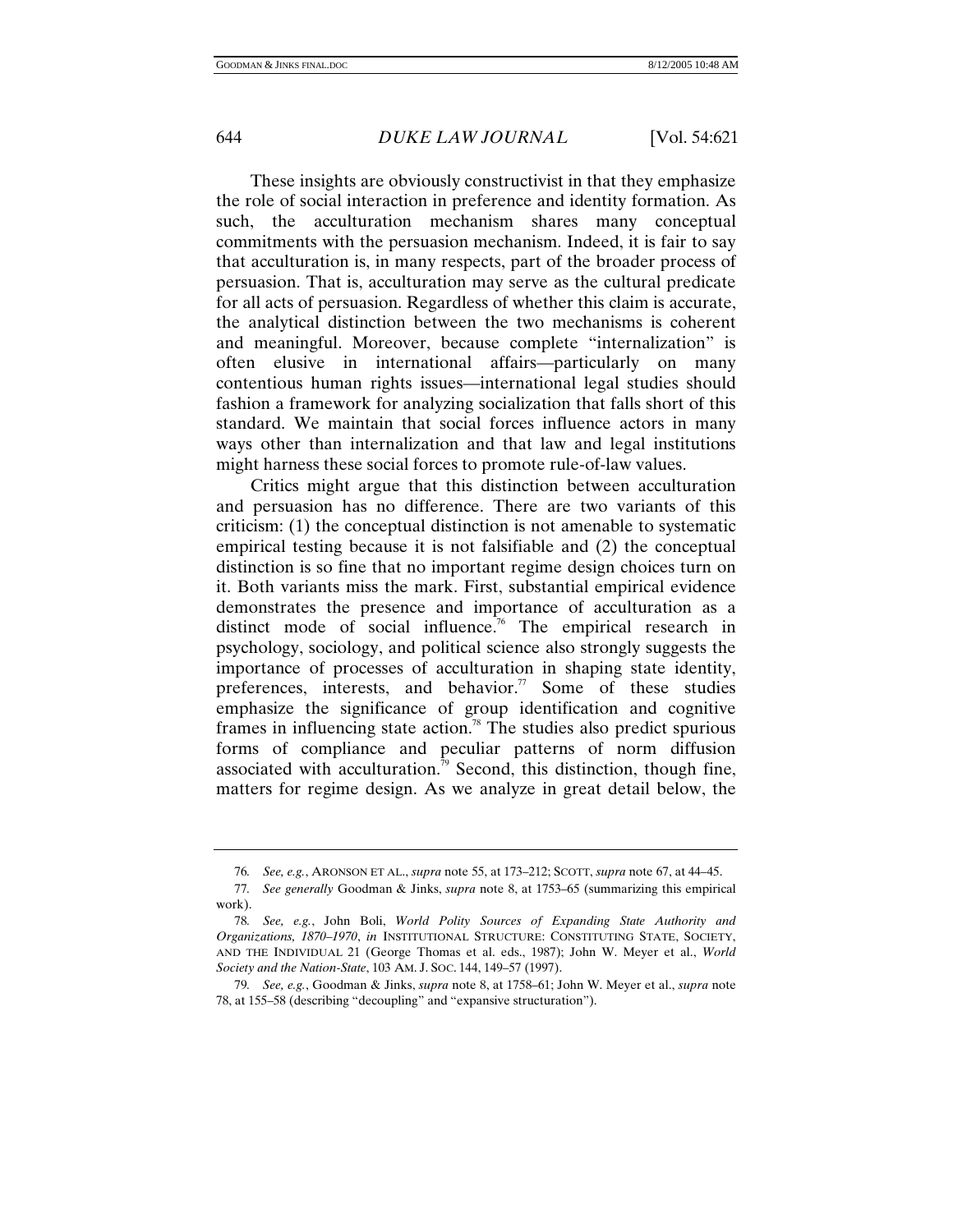These insights are obviously constructivist in that they emphasize the role of social interaction in preference and identity formation. As such, the acculturation mechanism shares many conceptual commitments with the persuasion mechanism. Indeed, it is fair to say that acculturation is, in many respects, part of the broader process of persuasion. That is, acculturation may serve as the cultural predicate for all acts of persuasion. Regardless of whether this claim is accurate, the analytical distinction between the two mechanisms is coherent and meaningful. Moreover, because complete "internalization" is often elusive in international affairs—particularly on many contentious human rights issues—international legal studies should fashion a framework for analyzing socialization that falls short of this standard. We maintain that social forces influence actors in many ways other than internalization and that law and legal institutions might harness these social forces to promote rule-of-law values.

Critics might argue that this distinction between acculturation and persuasion has no difference. There are two variants of this criticism: (1) the conceptual distinction is not amenable to systematic empirical testing because it is not falsifiable and (2) the conceptual distinction is so fine that no important regime design choices turn on it. Both variants miss the mark. First, substantial empirical evidence demonstrates the presence and importance of acculturation as a distinct mode of social influence.[76] The empirical research in psychology, sociology, and political science also strongly suggests the importance of processes of acculturation in shaping state identity, preferences, interests, and behavior.[77] Some of these studies emphasize the significance of group identification and cognitive frames in influencing state action.[78] The studies also predict spurious forms of compliance and peculiar patterns of norm diffusion associated with acculturation.[79] Second, this distinction, though fine, matters for regime design. As we analyze in great detail below, the

---

76. *See, e.g.*, ARONSON ET AL., *supra* note 55, at 173–212; SCOTT, *supra* note 67, at 44–45.

77. *See generally* Goodman & Jinks, *supra* note 8, at 1753–65 (summarizing this empirical work).

78. *See, e.g.*, John Boli, *World Polity Sources of Expanding State Authority and Organizations, 1870–1970*, *in* INSTITUTIONAL STRUCTURE: CONSTITUTING STATE, SOCIETY, AND THE INDIVIDUAL 21 (George Thomas et al. eds., 1987); John W. Meyer et al., *World Society and the Nation-State*, 103 AM. J. SOC. 144, 149–57 (1997).

79. *See, e.g.*, Goodman & Jinks, *supra* note 8, at 1758–61; John W. Meyer et al., *supra* note 78, at 155–58 (describing "decoupling" and "expansive structuration").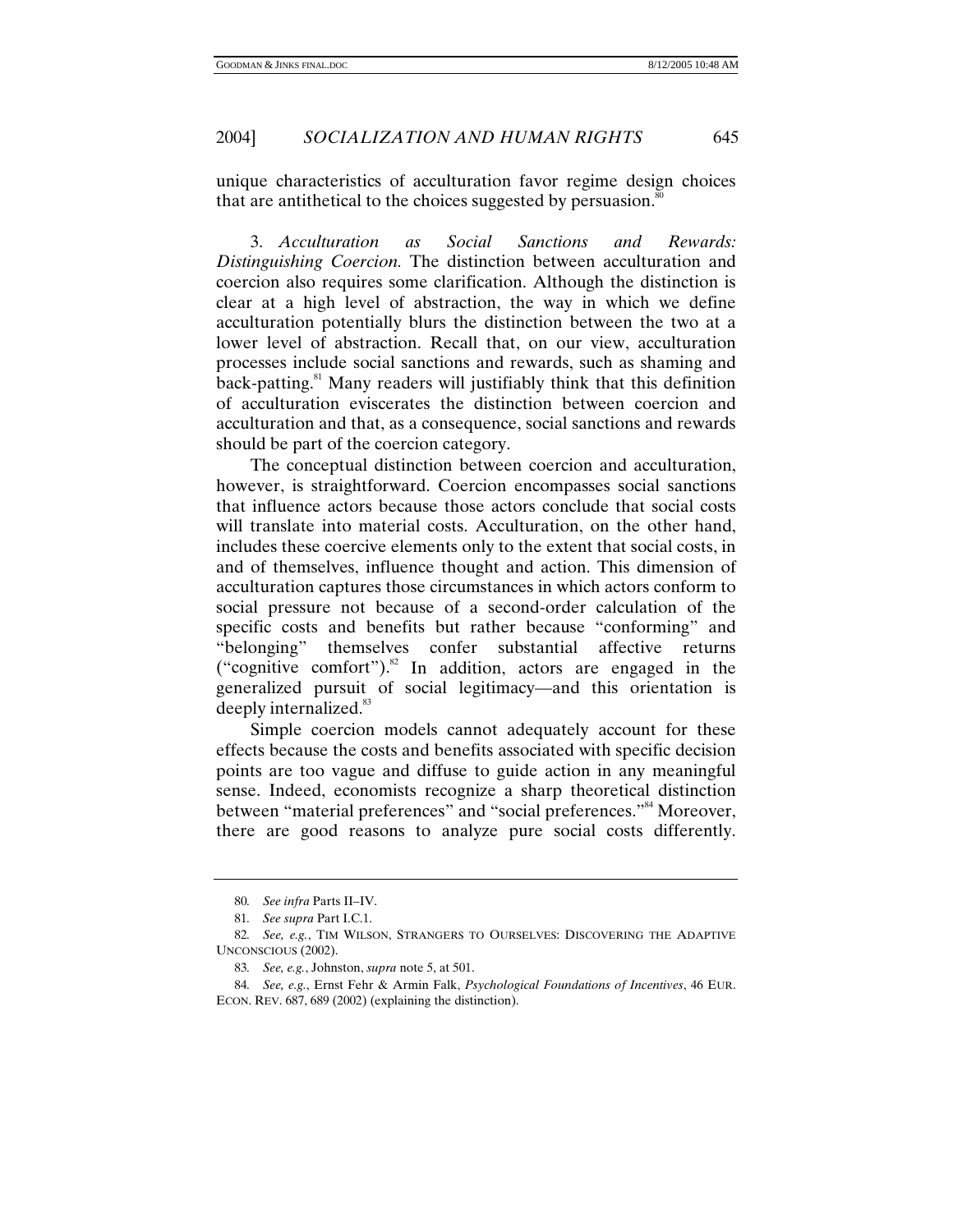unique characteristics of acculturation favor regime design choices that are antithetical to the choices suggested by persuasion.[80]

3. *Acculturation as Social Sanctions and Rewards: Distinguishing Coercion.* The distinction between acculturation and coercion also requires some clarification. Although the distinction is clear at a high level of abstraction, the way in which we define acculturation potentially blurs the distinction between the two at a lower level of abstraction. Recall that, on our view, acculturation processes include social sanctions and rewards, such as shaming and back-patting.[81] Many readers will justifiably think that this definition of acculturation eviscerates the distinction between coercion and acculturation and that, as a consequence, social sanctions and rewards should be part of the coercion category.

The conceptual distinction between coercion and acculturation, however, is straightforward. Coercion encompasses social sanctions that influence actors because those actors conclude that social costs will translate into material costs. Acculturation, on the other hand, includes these coercive elements only to the extent that social costs, in and of themselves, influence thought and action. This dimension of acculturation captures those circumstances in which actors conform to social pressure not because of a second-order calculation of the specific costs and benefits but rather because "conforming" and "belonging" themselves confer substantial affective returns ("cognitive comfort").[82] In addition, actors are engaged in the generalized pursuit of social legitimacy—and this orientation is deeply internalized.[83]

Simple coercion models cannot adequately account for these effects because the costs and benefits associated with specific decision points are too vague and diffuse to guide action in any meaningful sense. Indeed, economists recognize a sharp theoretical distinction between "material preferences" and "social preferences."[84] Moreover, there are good reasons to analyze pure social costs differently.

---

80. *See infra* Parts II–IV.

81. *See supra* Part I.C.1.

82. *See, e.g.*, TIM WILSON, STRANGERS TO OURSELVES: DISCOVERING THE ADAPTIVE UNCONSCIOUS (2002).

83. *See, e.g.*, Johnston, *supra* note 5, at 501.

84. *See, e.g.*, Ernst Fehr & Armin Falk, *Psychological Foundations of Incentives*, 46 EUR. ECON. REV. 687, 689 (2002) (explaining the distinction).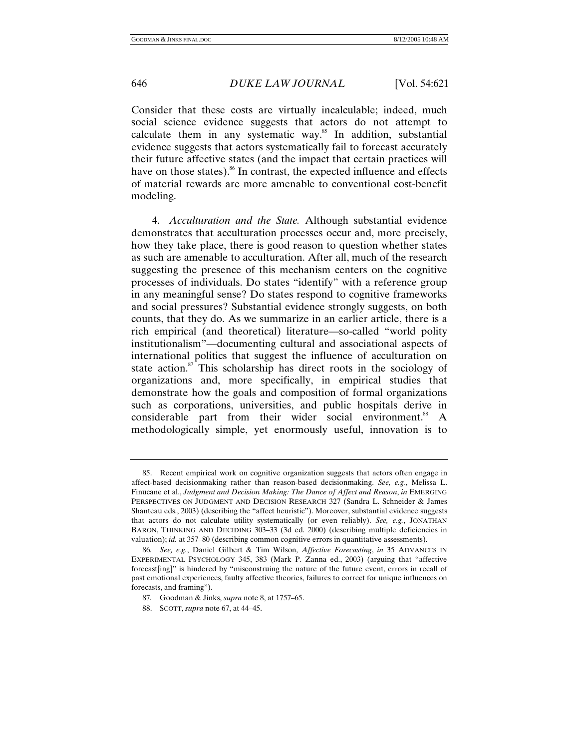Consider that these costs are virtually incalculable; indeed, much social science evidence suggests that actors do not attempt to calculate them in any systematic way.[85] In addition, substantial evidence suggests that actors systematically fail to forecast accurately their future affective states (and the impact that certain practices will have on those states).[86] In contrast, the expected influence and effects of material rewards are more amenable to conventional cost-benefit modeling.

4. *Acculturation and the State.* Although substantial evidence demonstrates that acculturation processes occur and, more precisely, how they take place, there is good reason to question whether states as such are amenable to acculturation. After all, much of the research suggesting the presence of this mechanism centers on the cognitive processes of individuals. Do states "identify" with a reference group in any meaningful sense? Do states respond to cognitive frameworks and social pressures? Substantial evidence strongly suggests, on both counts, that they do. As we summarize in an earlier article, there is a rich empirical (and theoretical) literature—so-called "world polity institutionalism"—documenting cultural and associational aspects of international politics that suggest the influence of acculturation on state action.[87] This scholarship has direct roots in the sociology of organizations and, more specifically, in empirical studies that demonstrate how the goals and composition of formal organizations such as corporations, universities, and public hospitals derive in considerable part from their wider social environment.[88] A methodologically simple, yet enormously useful, innovation is to

---

85. Recent empirical work on cognitive organization suggests that actors often engage in affect-based decisionmaking rather than reason-based decisionmaking. *See, e.g.*, Melissa L. Finucane et al., *Judgment and Decision Making: The Dance of Affect and Reason*, *in* EMERGING PERSPECTIVES ON JUDGMENT AND DECISION RESEARCH 327 (Sandra L. Schneider & James Shanteau eds., 2003) (describing the "affect heuristic"). Moreover, substantial evidence suggests that actors do not calculate utility systematically (or even reliably). *See, e.g.*, JONATHAN BARON, THINKING AND DECIDING 303–33 (3d ed. 2000) (describing multiple deficiencies in valuation); *id.* at 357–80 (describing common cognitive errors in quantitative assessments).

86. *See, e.g.*, Daniel Gilbert & Tim Wilson, *Affective Forecasting*, *in* 35 ADVANCES IN EXPERIMENTAL PSYCHOLOGY 345, 383 (Mark P. Zanna ed., 2003) (arguing that "affective forecast[ing]" is hindered by "misconstruing the nature of the future event, errors in recall of past emotional experiences, faulty affective theories, failures to correct for unique influences on forecasts, and framing").

87. Goodman & Jinks, *supra* note 8, at 1757–65.

88. SCOTT, *supra* note 67, at 44–45.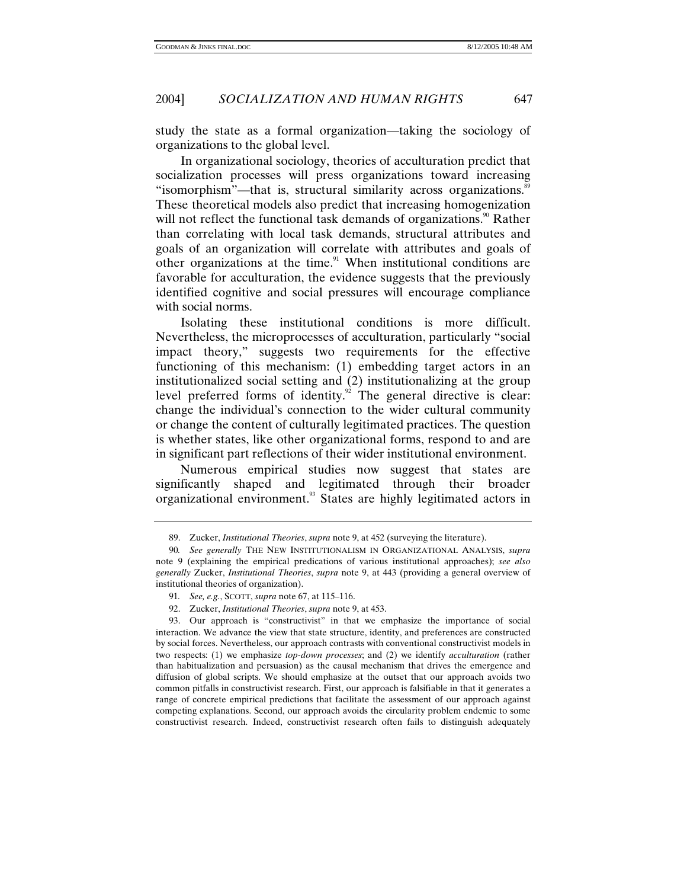study the state as a formal organization—taking the sociology of organizations to the global level.

In organizational sociology, theories of acculturation predict that socialization processes will press organizations toward increasing "isomorphism"—that is, structural similarity across organizations.[89] These theoretical models also predict that increasing homogenization will not reflect the functional task demands of organizations.[90] Rather than correlating with local task demands, structural attributes and goals of an organization will correlate with attributes and goals of other organizations at the time.[91] When institutional conditions are favorable for acculturation, the evidence suggests that the previously identified cognitive and social pressures will encourage compliance with social norms.

Isolating these institutional conditions is more difficult. Nevertheless, the microprocesses of acculturation, particularly "social impact theory," suggests two requirements for the effective functioning of this mechanism: (1) embedding target actors in an institutionalized social setting and (2) institutionalizing at the group level preferred forms of identity.[92] The general directive is clear: change the individual's connection to the wider cultural community or change the content of culturally legitimated practices. The question is whether states, like other organizational forms, respond to and are in significant part reflections of their wider institutional environment.

Numerous empirical studies now suggest that states are significantly shaped and legitimated through their broader organizational environment.[93] States are highly legitimated actors in

89. Zucker, *Institutional Theories*, *supra* note 9, at 452 (surveying the literature).

90. *See generally* THE NEW INSTITUTIONALISM IN ORGANIZATIONAL ANALYSIS, *supra* note 9 (explaining the empirical predications of various institutional approaches); *see also generally* Zucker, *Institutional Theories*, *supra* note 9, at 443 (providing a general overview of institutional theories of organization).

91. *See, e.g.*, SCOTT, *supra* note 67, at 115–116.

92. Zucker, *Institutional Theories*, *supra* note 9, at 453.

93. Our approach is "constructivist" in that we emphasize the importance of social interaction. We advance the view that state structure, identity, and preferences are constructed by social forces. Nevertheless, our approach contrasts with conventional constructivist models in two respects: (1) we emphasize *top-down processes*; and (2) we identify *acculturation* (rather than habitualization and persuasion) as the causal mechanism that drives the emergence and diffusion of global scripts. We should emphasize at the outset that our approach avoids two common pitfalls in constructivist research. First, our approach is falsifiable in that it generates a range of concrete empirical predictions that facilitate the assessment of our approach against competing explanations. Second, our approach avoids the circularity problem endemic to some constructivist research. Indeed, constructivist research often fails to distinguish adequately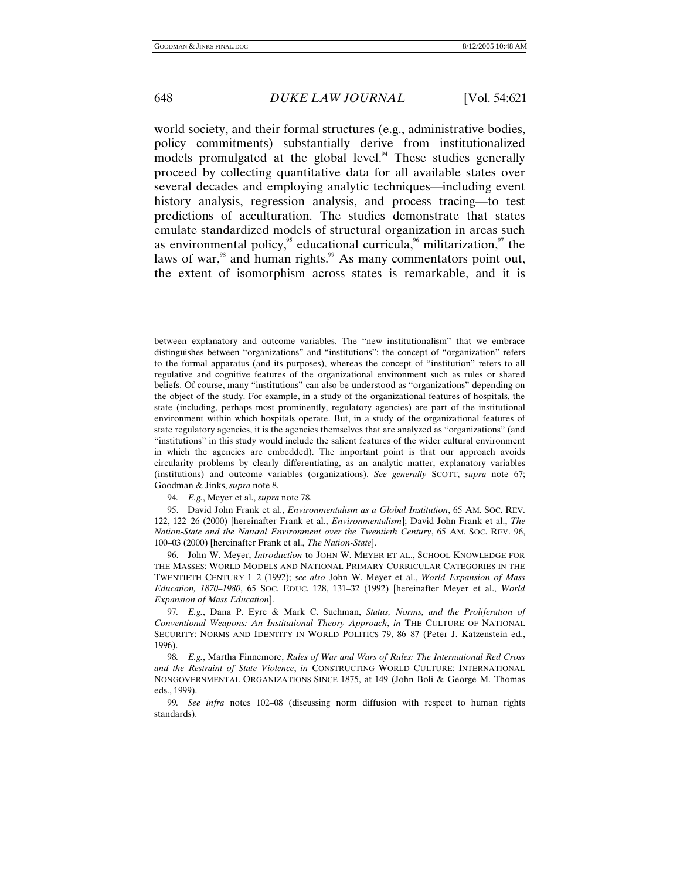world society, and their formal structures (e.g., administrative bodies, policy commitments) substantially derive from institutionalized models promulgated at the global level.[94] These studies generally proceed by collecting quantitative data for all available states over several decades and employing analytic techniques—including event history analysis, regression analysis, and process tracing—to test predictions of acculturation. The studies demonstrate that states emulate standardized models of structural organization in areas such as environmental policy,[95] educational curricula,[96] militarization,[97] the laws of war,[98] and human rights.[99] As many commentators point out, the extent of isomorphism across states is remarkable, and it is

---

between explanatory and outcome variables. The "new institutionalism" that we embrace distinguishes between "organizations" and "institutions": the concept of "organization" refers to the formal apparatus (and its purposes), whereas the concept of "institution" refers to all regulative and cognitive features of the organizational environment such as rules or shared beliefs. Of course, many "institutions" can also be understood as "organizations" depending on the object of the study. For example, in a study of the organizational features of hospitals, the state (including, perhaps most prominently, regulatory agencies) are part of the institutional environment within which hospitals operate. But, in a study of the organizational features of state regulatory agencies, it is the agencies themselves that are analyzed as "organizations" (and "institutions" in this study would include the salient features of the wider cultural environment in which the agencies are embedded). The important point is that our approach avoids circularity problems by clearly differentiating, as an analytic matter, explanatory variables (institutions) and outcome variables (organizations). *See generally* SCOTT, *supra* note 67; Goodman & Jinks, *supra* note 8.

94. *E.g.*, Meyer et al., *supra* note 78.

95. David John Frank et al., *Environmentalism as a Global Institution*, 65 AM. SOC. REV. 122, 122–26 (2000) [hereinafter Frank et al., *Environmentalism*]; David John Frank et al., *The Nation-State and the Natural Environment over the Twentieth Century*, 65 AM. SOC. REV. 96, 100–03 (2000) [hereinafter Frank et al., *The Nation-State*].

96. John W. Meyer, *Introduction* to JOHN W. MEYER ET AL., SCHOOL KNOWLEDGE FOR THE MASSES: WORLD MODELS AND NATIONAL PRIMARY CURRICULAR CATEGORIES IN THE TWENTIETH CENTURY 1–2 (1992); *see also* John W. Meyer et al., *World Expansion of Mass Education, 1870–1980*, 65 SOC. EDUC. 128, 131–32 (1992) [hereinafter Meyer et al., *World Expansion of Mass Education*].

97. *E.g.*, Dana P. Eyre & Mark C. Suchman, *Status, Norms, and the Proliferation of Conventional Weapons: An Institutional Theory Approach*, *in* THE CULTURE OF NATIONAL SECURITY: NORMS AND IDENTITY IN WORLD POLITICS 79, 86–87 (Peter J. Katzenstein ed., 1996).

98. *E.g.*, Martha Finnemore, *Rules of War and Wars of Rules: The International Red Cross and the Restraint of State Violence*, *in* CONSTRUCTING WORLD CULTURE: INTERNATIONAL NONGOVERNMENTAL ORGANIZATIONS SINCE 1875, at 149 (John Boli & George M. Thomas eds., 1999).

99. *See infra* notes 102–08 (discussing norm diffusion with respect to human rights standards).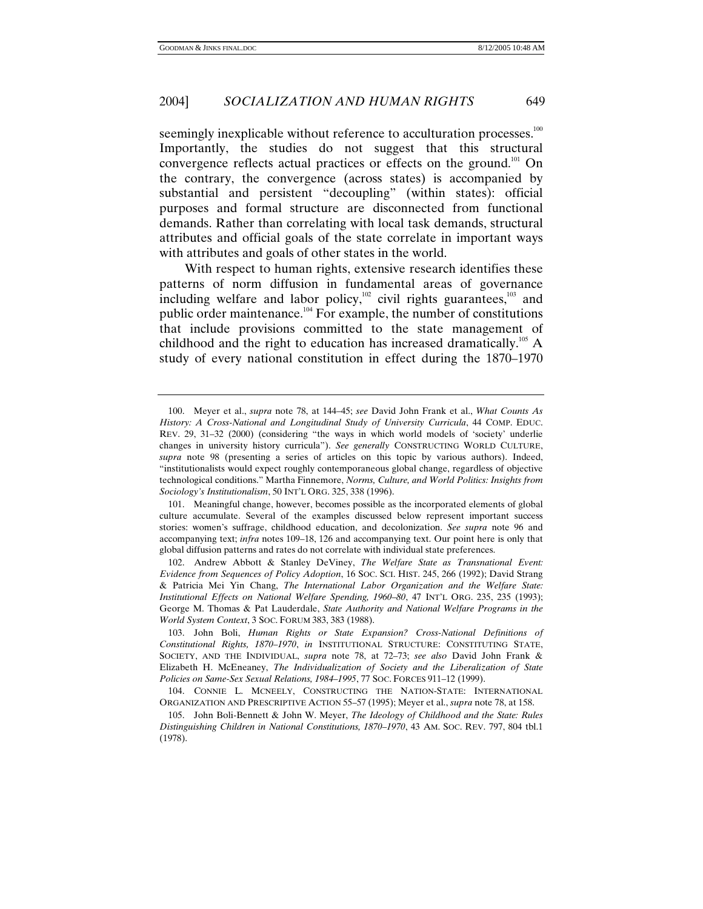seemingly inexplicable without reference to acculturation processes.[100] Importantly, the studies do not suggest that this structural convergence reflects actual practices or effects on the ground.[101] On the contrary, the convergence (across states) is accompanied by substantial and persistent "decoupling" (within states): official purposes and formal structure are disconnected from functional demands. Rather than correlating with local task demands, structural attributes and official goals of the state correlate in important ways with attributes and goals of other states in the world.

With respect to human rights, extensive research identifies these patterns of norm diffusion in fundamental areas of governance including welfare and labor policy,[102] civil rights guarantees,[103] and public order maintenance.[104] For example, the number of constitutions that include provisions committed to the state management of childhood and the right to education has increased dramatically.[105] A study of every national constitution in effect during the 1870–1970

---

100. Meyer et al., *supra* note 78, at 144–45; *see* David John Frank et al., *What Counts As History: A Cross-National and Longitudinal Study of University Curricula*, 44 COMP. EDUC. REV. 29, 31–32 (2000) (considering "the ways in which world models of 'society' underlie changes in university history curricula"). *See generally* CONSTRUCTING WORLD CULTURE, *supra* note 98 (presenting a series of articles on this topic by various authors). Indeed, "institutionalists would expect roughly contemporaneous global change, regardless of objective technological conditions." Martha Finnemore, *Norms, Culture, and World Politics: Insights from Sociology's Institutionalism*, 50 INT'L ORG. 325, 338 (1996).

101. Meaningful change, however, becomes possible as the incorporated elements of global culture accumulate. Several of the examples discussed below represent important success stories: women's suffrage, childhood education, and decolonization. *See supra* note 96 and accompanying text; *infra* notes 109–18, 126 and accompanying text. Our point here is only that global diffusion patterns and rates do not correlate with individual state preferences.

102. Andrew Abbott & Stanley DeViney, *The Welfare State as Transnational Event: Evidence from Sequences of Policy Adoption*, 16 SOC. SCI. HIST. 245, 266 (1992); David Strang & Patricia Mei Yin Chang, *The International Labor Organization and the Welfare State: Institutional Effects on National Welfare Spending, 1960–80*, 47 INT'L ORG. 235, 235 (1993); George M. Thomas & Pat Lauderdale, *State Authority and National Welfare Programs in the World System Context*, 3 SOC. FORUM 383, 383 (1988).

103. John Boli, *Human Rights or State Expansion? Cross-National Definitions of Constitutional Rights, 1870–1970*, *in* INSTITUTIONAL STRUCTURE: CONSTITUTING STATE, SOCIETY, AND THE INDIVIDUAL, *supra* note 78, at 72–73; *see also* David John Frank & Elizabeth H. McEneaney, *The Individualization of Society and the Liberalization of State Policies on Same-Sex Sexual Relations, 1984–1995*, 77 SOC. FORCES 911–12 (1999).

104. CONNIE L. MCNEELY, CONSTRUCTING THE NATION-STATE: INTERNATIONAL ORGANIZATION AND PRESCRIPTIVE ACTION 55–57 (1995); Meyer et al., *supra* note 78, at 158.

105. John Boli-Bennett & John W. Meyer, *The Ideology of Childhood and the State: Rules Distinguishing Children in National Constitutions, 1870–1970*, 43 AM. SOC. REV. 797, 804 tbl.1 (1978).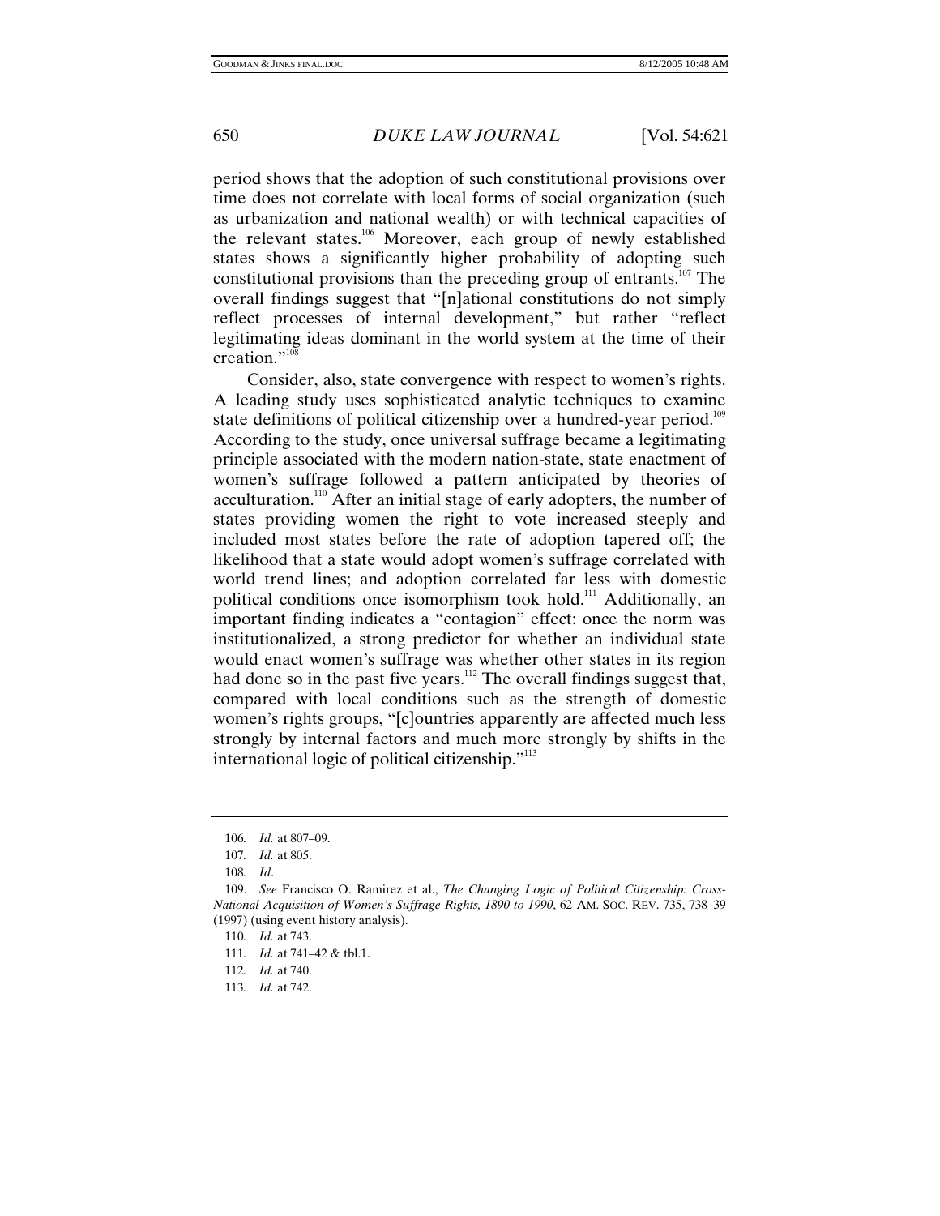period shows that the adoption of such constitutional provisions over time does not correlate with local forms of social organization (such as urbanization and national wealth) or with technical capacities of the relevant states.[106] Moreover, each group of newly established states shows a significantly higher probability of adopting such constitutional provisions than the preceding group of entrants.[107] The overall findings suggest that "[n]ational constitutions do not simply reflect processes of internal development," but rather "reflect legitimating ideas dominant in the world system at the time of their creation."[108]

Consider, also, state convergence with respect to women's rights. A leading study uses sophisticated analytic techniques to examine state definitions of political citizenship over a hundred-year period.[109] According to the study, once universal suffrage became a legitimating principle associated with the modern nation-state, state enactment of women's suffrage followed a pattern anticipated by theories of acculturation.[110] After an initial stage of early adopters, the number of states providing women the right to vote increased steeply and included most states before the rate of adoption tapered off; the likelihood that a state would adopt women's suffrage correlated with world trend lines; and adoption correlated far less with domestic political conditions once isomorphism took hold.[111] Additionally, an important finding indicates a "contagion" effect: once the norm was institutionalized, a strong predictor for whether an individual state would enact women's suffrage was whether other states in its region had done so in the past five years.[112] The overall findings suggest that, compared with local conditions such as the strength of domestic women's rights groups, "[c]ountries apparently are affected much less strongly by internal factors and much more strongly by shifts in the international logic of political citizenship."[113]

---

106. *Id.* at 807–09.

107. *Id.* at 805.

108. *Id*.

109. *See* Francisco O. Ramirez et al., *The Changing Logic of Political Citizenship: Cross-National Acquisition of Women's Suffrage Rights, 1890 to 1990*, 62 AM. SOC. REV. 735, 738–39 (1997) (using event history analysis).

110. *Id.* at 743.

111. *Id.* at 741–42 & tbl.1.

112. *Id.* at 740.

113. *Id.* at 742.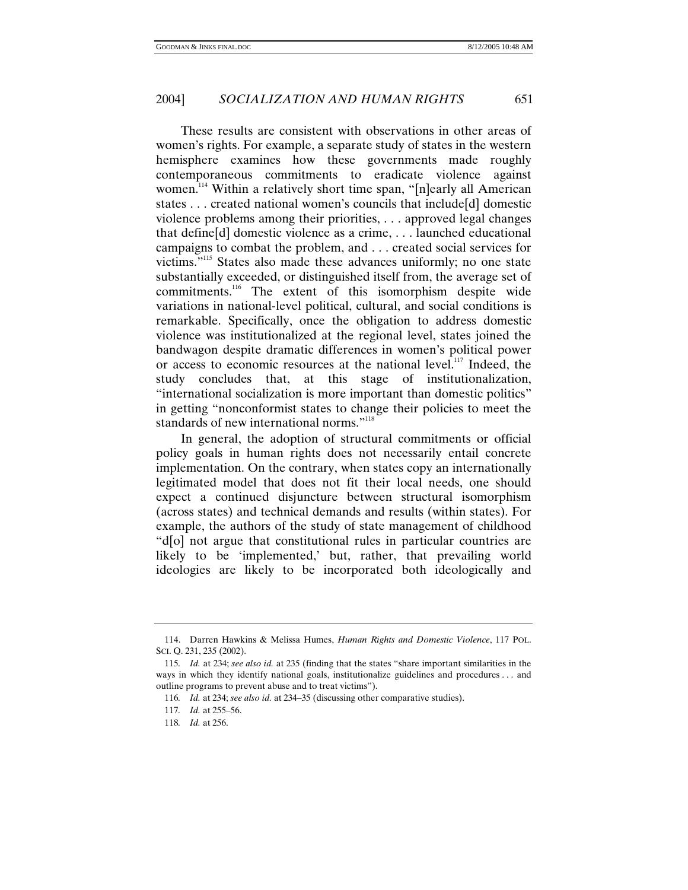These results are consistent with observations in other areas of women's rights. For example, a separate study of states in the western hemisphere examines how these governments made roughly contemporaneous commitments to eradicate violence against women.[114] Within a relatively short time span, "[n]early all American states . . . created national women's councils that include[d] domestic violence problems among their priorities, . . . approved legal changes that define[d] domestic violence as a crime, . . . launched educational campaigns to combat the problem, and . . . created social services for victims."[115] States also made these advances uniformly; no one state substantially exceeded, or distinguished itself from, the average set of commitments.[116] The extent of this isomorphism despite wide variations in national-level political, cultural, and social conditions is remarkable. Specifically, once the obligation to address domestic violence was institutionalized at the regional level, states joined the bandwagon despite dramatic differences in women's political power or access to economic resources at the national level.[117] Indeed, the study concludes that, at this stage of institutionalization, "international socialization is more important than domestic politics" in getting "nonconformist states to change their policies to meet the standards of new international norms."[118]

In general, the adoption of structural commitments or official policy goals in human rights does not necessarily entail concrete implementation. On the contrary, when states copy an internationally legitimated model that does not fit their local needs, one should expect a continued disjuncture between structural isomorphism (across states) and technical demands and results (within states). For example, the authors of the study of state management of childhood "d[o] not argue that constitutional rules in particular countries are likely to be 'implemented,' but, rather, that prevailing world ideologies are likely to be incorporated both ideologically and

---

114. Darren Hawkins & Melissa Humes, *Human Rights and Domestic Violence*, 117 POL. SCI. Q. 231, 235 (2002).

115. *Id.* at 234; *see also id.* at 235 (finding that the states "share important similarities in the ways in which they identify national goals, institutionalize guidelines and procedures . . . and outline programs to prevent abuse and to treat victims").

116. *Id.* at 234; *see also id.* at 234–35 (discussing other comparative studies).

117. *Id.* at 255–56.

118. *Id.* at 256.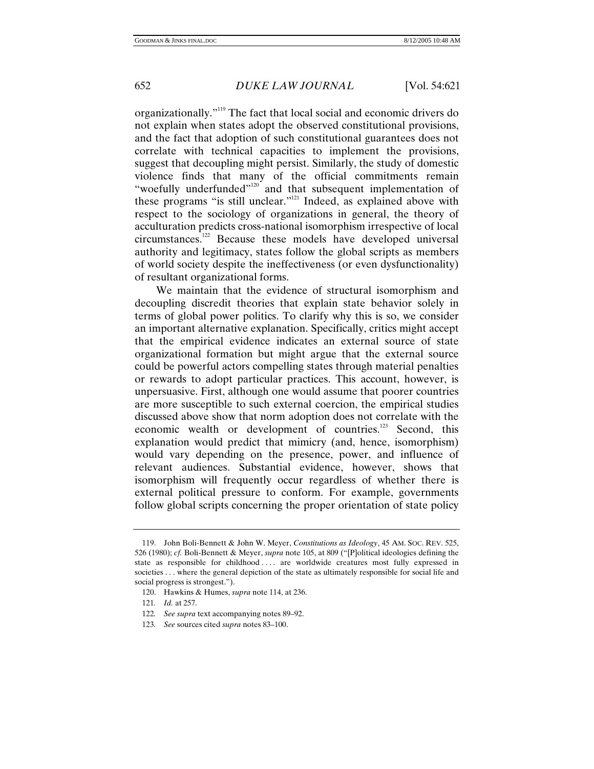organizationally."[119] The fact that local social and economic drivers do not explain when states adopt the observed constitutional provisions, and the fact that adoption of such constitutional guarantees does not correlate with technical capacities to implement the provisions, suggest that decoupling might persist. Similarly, the study of domestic violence finds that many of the official commitments remain "woefully underfunded"[120] and that subsequent implementation of these programs "is still unclear."[121] Indeed, as explained above with respect to the sociology of organizations in general, the theory of acculturation predicts cross-national isomorphism irrespective of local circumstances.[122] Because these models have developed universal authority and legitimacy, states follow the global scripts as members of world society despite the ineffectiveness (or even dysfunctionality) of resultant organizational forms.

We maintain that the evidence of structural isomorphism and decoupling discredit theories that explain state behavior solely in terms of global power politics. To clarify why this is so, we consider an important alternative explanation. Specifically, critics might accept that the empirical evidence indicates an external source of state organizational formation but might argue that the external source could be powerful actors compelling states through material penalties or rewards to adopt particular practices. This account, however, is unpersuasive. First, although one would assume that poorer countries are more susceptible to such external coercion, the empirical studies discussed above show that norm adoption does not correlate with the economic wealth or development of countries.[123] Second, this explanation would predict that mimicry (and, hence, isomorphism) would vary depending on the presence, power, and influence of relevant audiences. Substantial evidence, however, shows that isomorphism will frequently occur regardless of whether there is external political pressure to conform. For example, governments follow global scripts concerning the proper orientation of state policy

---

119. John Boli-Bennett & John W. Meyer, *Constitutions as Ideology*, 45 AM. SOC. REV. 525, 526 (1980); *cf.* Boli-Bennett & Meyer, *supra* note 105, at 809 ("[P]olitical ideologies defining the state as responsible for childhood . . . . are worldwide creatures most fully expressed in societies . . . where the general depiction of the state as ultimately responsible for social life and social progress is strongest.").

120. Hawkins & Humes, *supra* note 114, at 236.

121. *Id.* at 257.

122. *See supra* text accompanying notes 89–92.

123. *See* sources cited *supra* notes 83–100.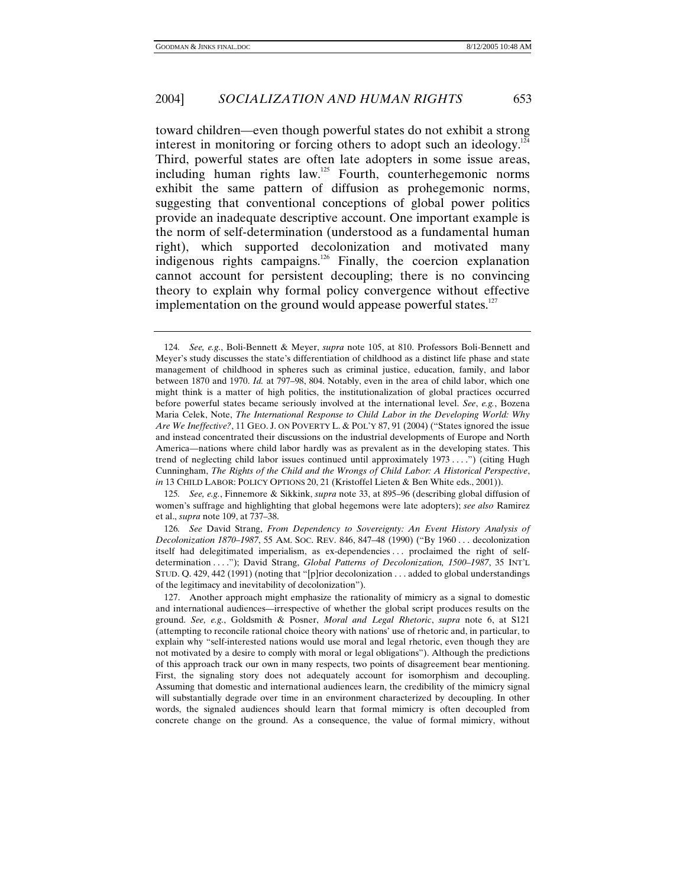toward children—even though powerful states do not exhibit a strong interest in monitoring or forcing others to adopt such an ideology.[124] Third, powerful states are often late adopters in some issue areas, including human rights law.[125] Fourth, counterhegemonic norms exhibit the same pattern of diffusion as prohegemonic norms, suggesting that conventional conceptions of global power politics provide an inadequate descriptive account. One important example is the norm of self-determination (understood as a fundamental human right), which supported decolonization and motivated many indigenous rights campaigns.[126] Finally, the coercion explanation cannot account for persistent decoupling; there is no convincing theory to explain why formal policy convergence without effective implementation on the ground would appease powerful states.[127]

---

124. *See, e.g.*, Boli-Bennett & Meyer, *supra* note 105, at 810. Professors Boli-Bennett and Meyer's study discusses the state's differentiation of childhood as a distinct life phase and state management of childhood in spheres such as criminal justice, education, family, and labor between 1870 and 1970. *Id.* at 797–98, 804. Notably, even in the area of child labor, which one might think is a matter of high politics, the institutionalization of global practices occurred before powerful states became seriously involved at the international level. *See*, *e.g.*, Bozena Maria Celek, Note, *The International Response to Child Labor in the Developing World: Why Are We Ineffective?*, 11 GEO. J. ON POVERTY L. & POL'Y 87, 91 (2004) ("States ignored the issue and instead concentrated their discussions on the industrial developments of Europe and North America—nations where child labor hardly was as prevalent as in the developing states. This trend of neglecting child labor issues continued until approximately 1973 . . . .") (citing Hugh Cunningham, *The Rights of the Child and the Wrongs of Child Labor: A Historical Perspective*, *in* 13 CHILD LABOR: POLICY OPTIONS 20, 21 (Kristoffel Lieten & Ben White eds., 2001)).

125. *See, e.g.*, Finnemore & Sikkink, *supra* note 33, at 895–96 (describing global diffusion of women's suffrage and highlighting that global hegemons were late adopters); *see also* Ramirez et al., *supra* note 109, at 737–38.

126. *See* David Strang, *From Dependency to Sovereignty: An Event History Analysis of Decolonization 1870–1987*, 55 AM. SOC. REV. 846, 847–48 (1990) ("By 1960 . . . decolonization itself had delegitimated imperialism, as ex-dependencies . . . proclaimed the right of self-determination . . . ."); David Strang, *Global Patterns of Decolonization, 1500–1987*, 35 INT'L STUD. Q. 429, 442 (1991) (noting that "[p]rior decolonization . . . added to global understandings of the legitimacy and inevitability of decolonization").

127. Another approach might emphasize the rationality of mimicry as a signal to domestic and international audiences—irrespective of whether the global script produces results on the ground. *See, e.g.*, Goldsmith & Posner, *Moral and Legal Rhetoric*, *supra* note 6, at S121 (attempting to reconcile rational choice theory with nations' use of rhetoric and, in particular, to explain why "self-interested nations would use moral and legal rhetoric, even though they are not motivated by a desire to comply with moral or legal obligations"). Although the predictions of this approach track our own in many respects, two points of disagreement bear mentioning. First, the signaling story does not adequately account for isomorphism and decoupling. Assuming that domestic and international audiences learn, the credibility of the mimicry signal will substantially degrade over time in an environment characterized by decoupling. In other words, the signaled audiences should learn that formal mimicry is often decoupled from concrete change on the ground. As a consequence, the value of formal mimicry, without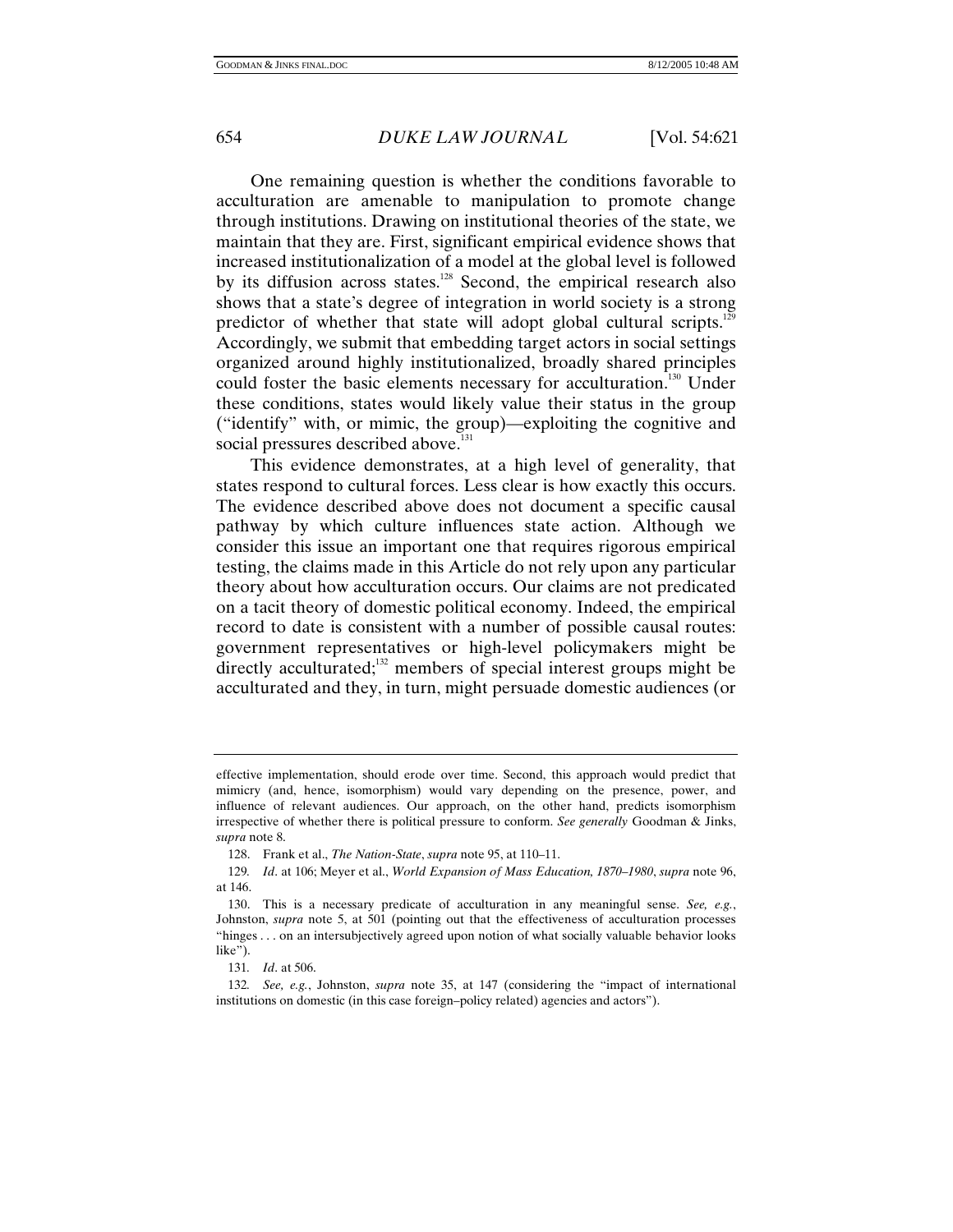One remaining question is whether the conditions favorable to acculturation are amenable to manipulation to promote change through institutions. Drawing on institutional theories of the state, we maintain that they are. First, significant empirical evidence shows that increased institutionalization of a model at the global level is followed by its diffusion across states.[128] Second, the empirical research also shows that a state's degree of integration in world society is a strong predictor of whether that state will adopt global cultural scripts.[129] Accordingly, we submit that embedding target actors in social settings organized around highly institutionalized, broadly shared principles could foster the basic elements necessary for acculturation.[130] Under these conditions, states would likely value their status in the group ("identify" with, or mimic, the group)—exploiting the cognitive and social pressures described above.[131]

This evidence demonstrates, at a high level of generality, that states respond to cultural forces. Less clear is how exactly this occurs. The evidence described above does not document a specific causal pathway by which culture influences state action. Although we consider this issue an important one that requires rigorous empirical testing, the claims made in this Article do not rely upon any particular theory about how acculturation occurs. Our claims are not predicated on a tacit theory of domestic political economy. Indeed, the empirical record to date is consistent with a number of possible causal routes: government representatives or high-level policymakers might be directly acculturated;[132] members of special interest groups might be acculturated and they, in turn, might persuade domestic audiences (or

---

effective implementation, should erode over time. Second, this approach would predict that mimicry (and, hence, isomorphism) would vary depending on the presence, power, and influence of relevant audiences. Our approach, on the other hand, predicts isomorphism irrespective of whether there is political pressure to conform. *See generally* Goodman & Jinks, *supra* note 8.

128. Frank et al., *The Nation-State*, *supra* note 95, at 110–11.

129. *Id*. at 106; Meyer et al., *World Expansion of Mass Education, 1870–1980*, *supra* note 96, at 146.

130. This is a necessary predicate of acculturation in any meaningful sense. *See, e.g.*, Johnston, *supra* note 5, at 501 (pointing out that the effectiveness of acculturation processes "hinges . . . on an intersubjectively agreed upon notion of what socially valuable behavior looks like").

131. *Id*. at 506.

132. *See, e.g.*, Johnston, *supra* note 35, at 147 (considering the "impact of international institutions on domestic (in this case foreign–policy related) agencies and actors").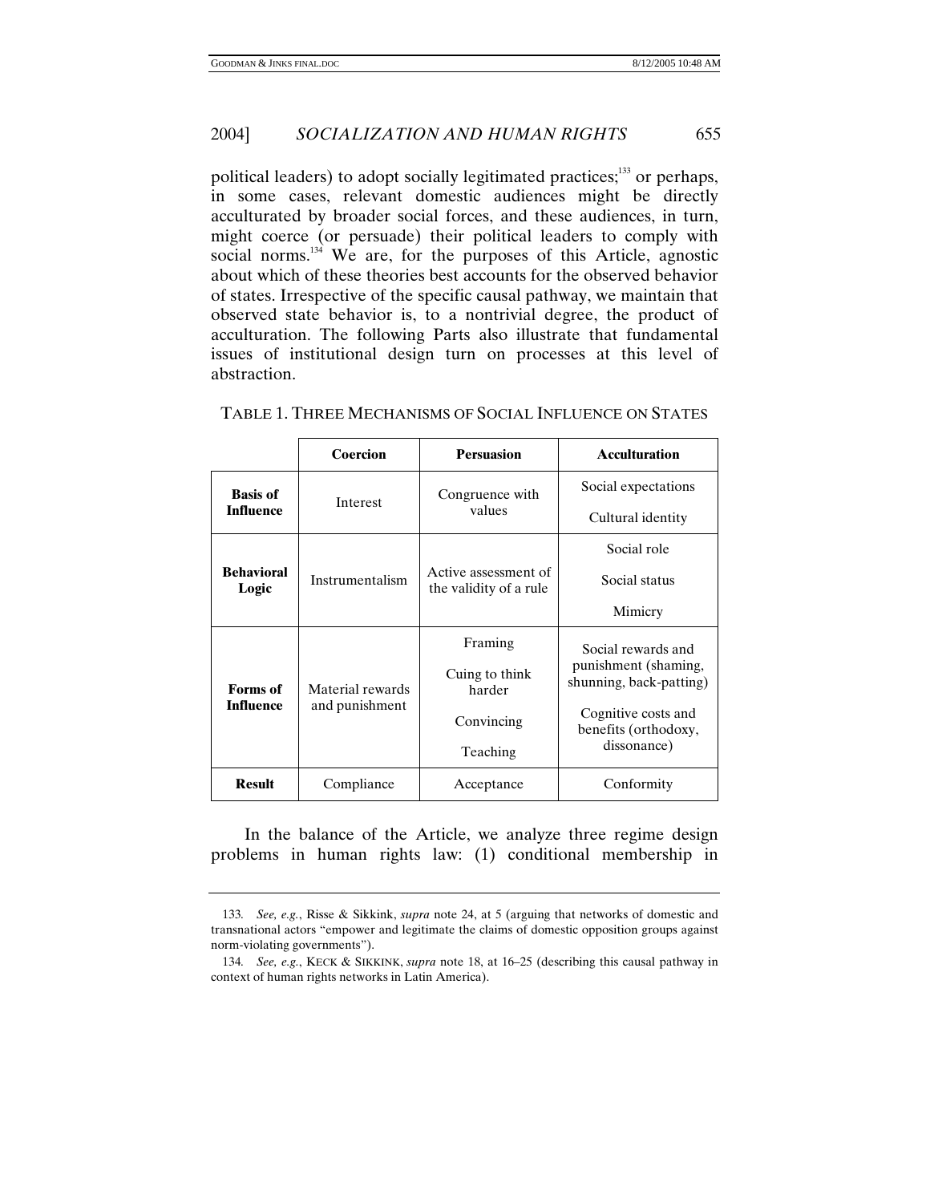political leaders) to adopt socially legitimated practices;[133] or perhaps, in some cases, relevant domestic audiences might be directly acculturated by broader social forces, and these audiences, in turn, might coerce (or persuade) their political leaders to comply with social norms.[134] We are, for the purposes of this Article, agnostic about which of these theories best accounts for the observed behavior of states. Irrespective of the specific causal pathway, we maintain that observed state behavior is, to a nontrivial degree, the product of acculturation. The following Parts also illustrate that fundamental issues of institutional design turn on processes at this level of abstraction.

TABLE 1. THREE MECHANISMS OF SOCIAL INFLUENCE ON STATES

| | **Coercion** | **Persuasion** | **Acculturation** |
|---|---|---|---|
| **Basis of Influence** | Interest | Congruence with values | Social expectations<br>Cultural identity |
| **Behavioral Logic** | Instrumentalism | Active assessment of the validity of a rule | Social role<br>Social status<br>Mimicry |
| **Forms of Influence** | Material rewards and punishment | Framing<br>Cuing to think harder<br>Convincing<br>Teaching | Social rewards and punishment (shaming, shunning, back-patting)<br>Cognitive costs and benefits (orthodoxy, dissonance) |
| **Result** | Compliance | Acceptance | Conformity |

In the balance of the Article, we analyze three regime design problems in human rights law: (1) conditional membership in

---

133. *See, e.g.*, Risse & Sikkink, *supra* note 24, at 5 (arguing that networks of domestic and transnational actors "empower and legitimate the claims of domestic opposition groups against norm-violating governments").

134. *See, e.g.*, KECK & SIKKINK, *supra* note 18, at 16–25 (describing this causal pathway in context of human rights networks in Latin America).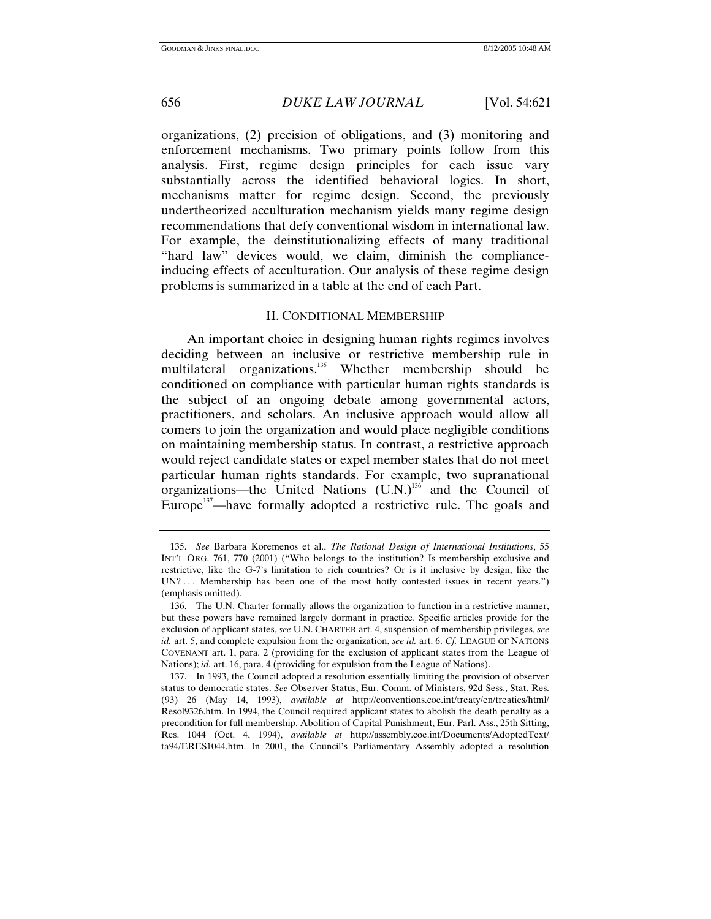organizations, (2) precision of obligations, and (3) monitoring and enforcement mechanisms. Two primary points follow from this analysis. First, regime design principles for each issue vary substantially across the identified behavioral logics. In short, mechanisms matter for regime design. Second, the previously undertheorized acculturation mechanism yields many regime design recommendations that defy conventional wisdom in international law. For example, the deinstitutionalizing effects of many traditional "hard law" devices would, we claim, diminish the compliance-inducing effects of acculturation. Our analysis of these regime design problems is summarized in a table at the end of each Part.

## II. CONDITIONAL MEMBERSHIP

An important choice in designing human rights regimes involves deciding between an inclusive or restrictive membership rule in multilateral organizations.[135] Whether membership should be conditioned on compliance with particular human rights standards is the subject of an ongoing debate among governmental actors, practitioners, and scholars. An inclusive approach would allow all comers to join the organization and would place negligible conditions on maintaining membership status. In contrast, a restrictive approach would reject candidate states or expel member states that do not meet particular human rights standards. For example, two supranational organizations—the United Nations (U.N.)[136] and the Council of Europe[137]—have formally adopted a restrictive rule. The goals and

---

135. *See* Barbara Koremenos et al., *The Rational Design of International Institutions*, 55 INT'L ORG. 761, 770 (2001) ("Who belongs to the institution? Is membership exclusive and restrictive, like the G-7's limitation to rich countries? Or is it inclusive by design, like the UN? . . . Membership has been one of the most hotly contested issues in recent years.") (emphasis omitted).

136. The U.N. Charter formally allows the organization to function in a restrictive manner, but these powers have remained largely dormant in practice. Specific articles provide for the exclusion of applicant states, *see* U.N. CHARTER art. 4, suspension of membership privileges, *see id.* art. 5, and complete expulsion from the organization, *see id.* art. 6. *Cf.* LEAGUE OF NATIONS COVENANT art. 1, para. 2 (providing for the exclusion of applicant states from the League of Nations); *id.* art. 16, para. 4 (providing for expulsion from the League of Nations).

137. In 1993, the Council adopted a resolution essentially limiting the provision of observer status to democratic states. *See* Observer Status, Eur. Comm. of Ministers, 92d Sess., Stat. Res. (93) 26 (May 14, 1993), *available at* http://conventions.coe.int/treaty/en/treaties/html/Resol9326.htm. In 1994, the Council required applicant states to abolish the death penalty as a precondition for full membership. Abolition of Capital Punishment, Eur. Parl. Ass., 25th Sitting, Res. 1044 (Oct. 4, 1994), *available at* http://assembly.coe.int/Documents/AdoptedText/ta94/ERES1044.htm. In 2001, the Council's Parliamentary Assembly adopted a resolution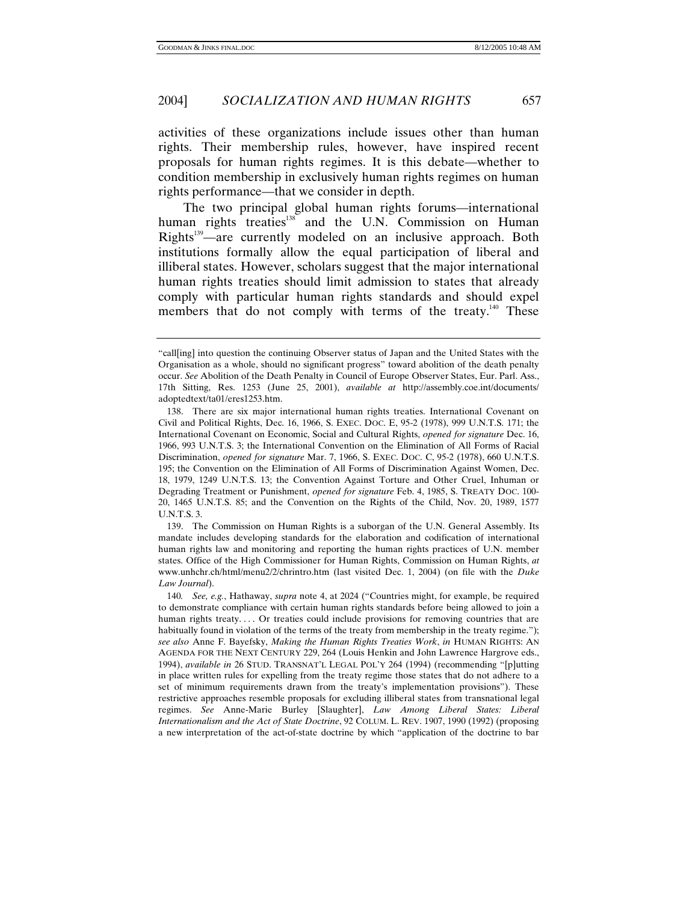activities of these organizations include issues other than human rights. Their membership rules, however, have inspired recent proposals for human rights regimes. It is this debate—whether to condition membership in exclusively human rights regimes on human rights performance—that we consider in depth.

The two principal global human rights forums—international human rights treaties[138] and the U.N. Commission on Human Rights[139]—are currently modeled on an inclusive approach. Both institutions formally allow the equal participation of liberal and illiberal states. However, scholars suggest that the major international human rights treaties should limit admission to states that already comply with particular human rights standards and should expel members that do not comply with terms of the treaty.[140] These

---

"call[ing] into question the continuing Observer status of Japan and the United States with the Organisation as a whole, should no significant progress" toward abolition of the death penalty occur. *See* Abolition of the Death Penalty in Council of Europe Observer States, Eur. Parl. Ass., 17th Sitting, Res. 1253 (June 25, 2001), *available at* http://assembly.coe.int/documents/adoptedtext/ta01/eres1253.htm.

138. There are six major international human rights treaties. International Covenant on Civil and Political Rights, Dec. 16, 1966, S. EXEC. DOC. E, 95-2 (1978), 999 U.N.T.S. 171; the International Covenant on Economic, Social and Cultural Rights, *opened for signature* Dec. 16, 1966, 993 U.N.T.S. 3; the International Convention on the Elimination of All Forms of Racial Discrimination, *opened for signature* Mar. 7, 1966, S. EXEC. DOC. C, 95-2 (1978), 660 U.N.T.S. 195; the Convention on the Elimination of All Forms of Discrimination Against Women, Dec. 18, 1979, 1249 U.N.T.S. 13; the Convention Against Torture and Other Cruel, Inhuman or Degrading Treatment or Punishment, *opened for signature* Feb. 4, 1985, S. TREATY DOC. 100-20, 1465 U.N.T.S. 85; and the Convention on the Rights of the Child, Nov. 20, 1989, 1577 U.N.T.S. 3.

139. The Commission on Human Rights is a suborgan of the U.N. General Assembly. Its mandate includes developing standards for the elaboration and codification of international human rights law and monitoring and reporting the human rights practices of U.N. member states. Office of the High Commissioner for Human Rights, Commission on Human Rights, *at* www.unhchr.ch/html/menu2/2/chrintro.htm (last visited Dec. 1, 2004) (on file with the *Duke Law Journal*).

140. *See, e.g.*, Hathaway, *supra* note 4, at 2024 ("Countries might, for example, be required to demonstrate compliance with certain human rights standards before being allowed to join a human rights treaty. . . . Or treaties could include provisions for removing countries that are habitually found in violation of the terms of the treaty from membership in the treaty regime."); *see also* Anne F. Bayefsky, *Making the Human Rights Treaties Work*, *in* HUMAN RIGHTS: AN AGENDA FOR THE NEXT CENTURY 229, 264 (Louis Henkin and John Lawrence Hargrove eds., 1994), *available in* 26 STUD. TRANSNAT'L LEGAL POL'Y 264 (1994) (recommending "[p]utting in place written rules for expelling from the treaty regime those states that do not adhere to a set of minimum requirements drawn from the treaty's implementation provisions"). These restrictive approaches resemble proposals for excluding illiberal states from transnational legal regimes. *See* Anne-Marie Burley [Slaughter], *Law Among Liberal States: Liberal Internationalism and the Act of State Doctrine*, 92 COLUM. L. REV. 1907, 1990 (1992) (proposing a new interpretation of the act-of-state doctrine by which "application of the doctrine to bar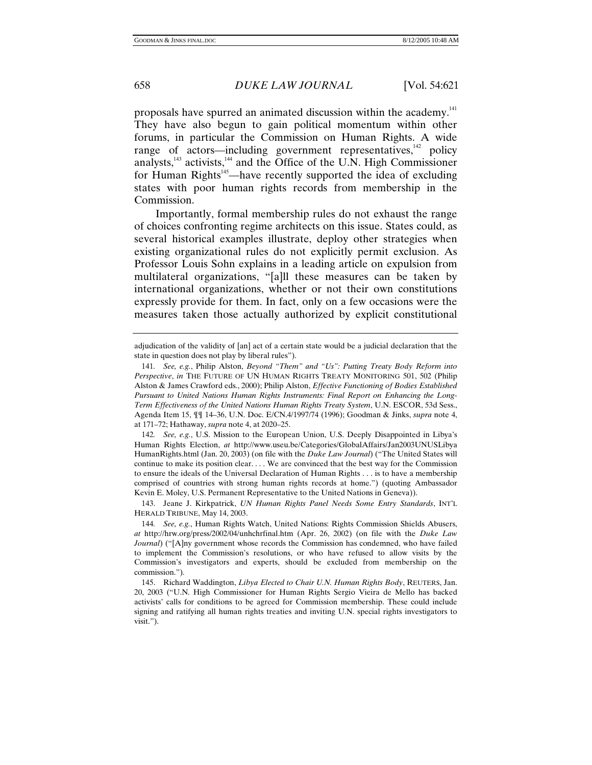proposals have spurred an animated discussion within the academy.[141] They have also begun to gain political momentum within other forums, in particular the Commission on Human Rights. A wide range of actors—including government representatives,[142] policy analysts,[143] activists,[144] and the Office of the U.N. High Commissioner for Human Rights[145]—have recently supported the idea of excluding states with poor human rights records from membership in the Commission.

Importantly, formal membership rules do not exhaust the range of choices confronting regime architects on this issue. States could, as several historical examples illustrate, deploy other strategies when existing organizational rules do not explicitly permit exclusion. As Professor Louis Sohn explains in a leading article on expulsion from multilateral organizations, "[a]ll these measures can be taken by international organizations, whether or not their own constitutions expressly provide for them. In fact, only on a few occasions were the measures taken those actually authorized by explicit constitutional

---

adjudication of the validity of [an] act of a certain state would be a judicial declaration that the state in question does not play by liberal rules").

141. *See, e.g.*, Philip Alston, *Beyond "Them" and "Us": Putting Treaty Body Reform into Perspective*, *in* THE FUTURE OF UN HUMAN RIGHTS TREATY MONITORING 501, 502 (Philip Alston & James Crawford eds., 2000); Philip Alston, *Effective Functioning of Bodies Established Pursuant to United Nations Human Rights Instruments: Final Report on Enhancing the Long-Term Effectiveness of the United Nations Human Rights Treaty System*, U.N. ESCOR, 53d Sess., Agenda Item 15, ¶¶ 14–36, U.N. Doc. E/CN.4/1997/74 (1996); Goodman & Jinks, *supra* note 4, at 171–72; Hathaway, *supra* note 4, at 2020–25.

142. *See, e.g.*, U.S. Mission to the European Union, U.S. Deeply Disappointed in Libya's Human Rights Election, *at* http://www.useu.be/Categories/GlobalAffairs/Jan2003UNUSLibyaHumanRights.html (Jan. 20, 2003) (on file with the *Duke Law Journal*) ("The United States will continue to make its position clear. . . . We are convinced that the best way for the Commission to ensure the ideals of the Universal Declaration of Human Rights . . . is to have a membership comprised of countries with strong human rights records at home.") (quoting Ambassador Kevin E. Moley, U.S. Permanent Representative to the United Nations in Geneva)).

143. Jeane J. Kirkpatrick, *UN Human Rights Panel Needs Some Entry Standards*, INT'L HERALD TRIBUNE, May 14, 2003.

144. *See, e.g.*, Human Rights Watch, United Nations: Rights Commission Shields Abusers, *at* http://hrw.org/press/2002/04/unhchrfinal.htm (Apr. 26, 2002) (on file with the *Duke Law Journal*) ("[A]ny government whose records the Commission has condemned, who have failed to implement the Commission's resolutions, or who have refused to allow visits by the Commission's investigators and experts, should be excluded from membership on the commission.").

145. Richard Waddington, *Libya Elected to Chair U.N. Human Rights Body*, REUTERS, Jan. 20, 2003 ("U.N. High Commissioner for Human Rights Sergio Vieira de Mello has backed activists' calls for conditions to be agreed for Commission membership. These could include signing and ratifying all human rights treaties and inviting U.N. special rights investigators to visit.").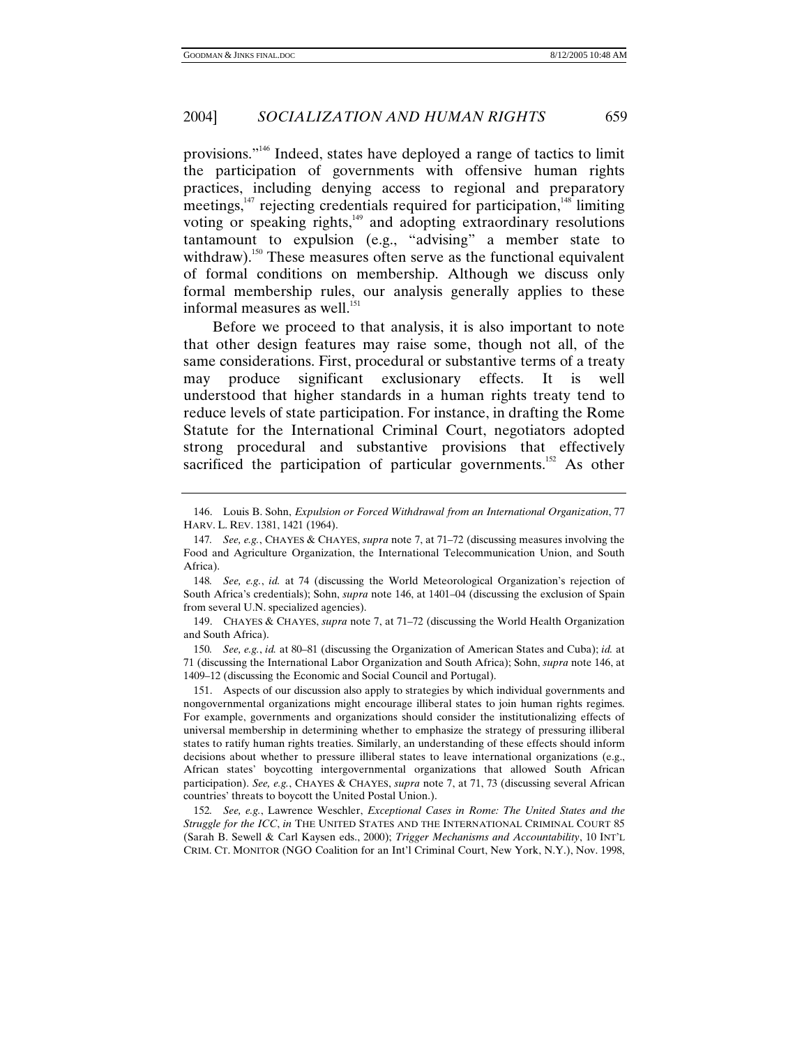provisions."[146] Indeed, states have deployed a range of tactics to limit the participation of governments with offensive human rights practices, including denying access to regional and preparatory meetings,[147] rejecting credentials required for participation,[148] limiting voting or speaking rights,[149] and adopting extraordinary resolutions tantamount to expulsion (e.g., "advising" a member state to withdraw).[150] These measures often serve as the functional equivalent of formal conditions on membership. Although we discuss only formal membership rules, our analysis generally applies to these informal measures as well.[151]

Before we proceed to that analysis, it is also important to note that other design features may raise some, though not all, of the same considerations. First, procedural or substantive terms of a treaty may produce significant exclusionary effects. It is well understood that higher standards in a human rights treaty tend to reduce levels of state participation. For instance, in drafting the Rome Statute for the International Criminal Court, negotiators adopted strong procedural and substantive provisions that effectively sacrificed the participation of particular governments.[152] As other

---

146. Louis B. Sohn, *Expulsion or Forced Withdrawal from an International Organization*, 77 HARV. L. REV. 1381, 1421 (1964).

147. *See, e.g.*, CHAYES & CHAYES, *supra* note 7, at 71–72 (discussing measures involving the Food and Agriculture Organization, the International Telecommunication Union, and South Africa).

148. *See, e.g.*, *id.* at 74 (discussing the World Meteorological Organization's rejection of South Africa's credentials); Sohn, *supra* note 146, at 1401–04 (discussing the exclusion of Spain from several U.N. specialized agencies).

149. CHAYES & CHAYES, *supra* note 7, at 71–72 (discussing the World Health Organization and South Africa).

150. *See, e.g.*, *id.* at 80–81 (discussing the Organization of American States and Cuba); *id.* at 71 (discussing the International Labor Organization and South Africa); Sohn, *supra* note 146, at 1409–12 (discussing the Economic and Social Council and Portugal).

151. Aspects of our discussion also apply to strategies by which individual governments and nongovernmental organizations might encourage illiberal states to join human rights regimes. For example, governments and organizations should consider the institutionalizing effects of universal membership in determining whether to emphasize the strategy of pressuring illiberal states to ratify human rights treaties. Similarly, an understanding of these effects should inform decisions about whether to pressure illiberal states to leave international organizations (e.g., African states' boycotting intergovernmental organizations that allowed South African participation). *See, e.g.*, CHAYES & CHAYES, *supra* note 7, at 71, 73 (discussing several African countries' threats to boycott the United Postal Union.).

152. *See, e.g.*, Lawrence Weschler, *Exceptional Cases in Rome: The United States and the Struggle for the ICC*, *in* THE UNITED STATES AND THE INTERNATIONAL CRIMINAL COURT 85 (Sarah B. Sewell & Carl Kaysen eds., 2000); *Trigger Mechanisms and Accountability*, 10 INT'L CRIM. CT. MONITOR (NGO Coalition for an Int'l Criminal Court, New York, N.Y.), Nov. 1998,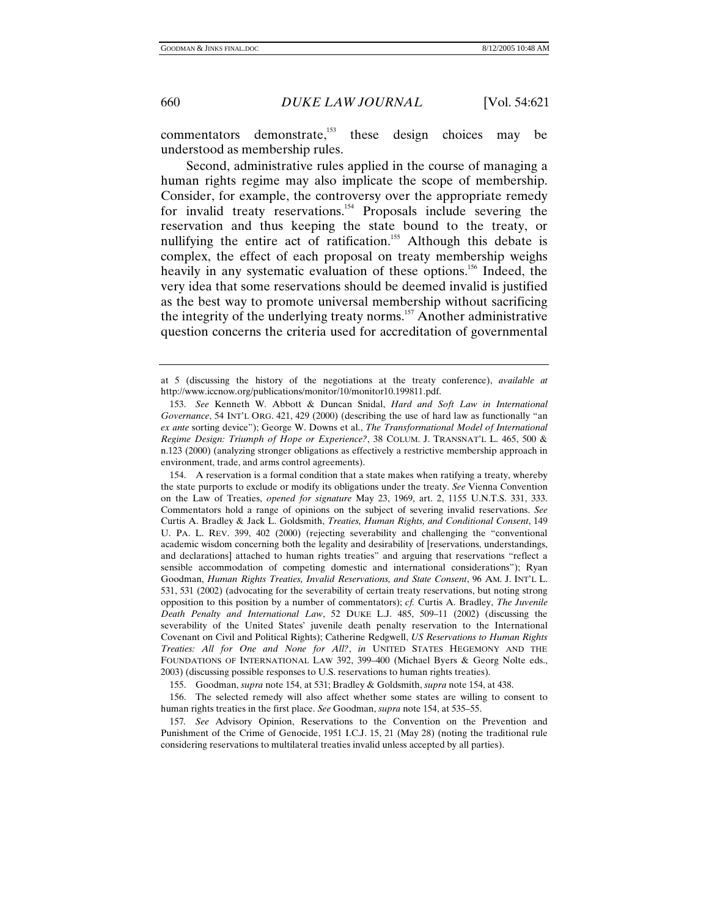commentators demonstrate,[153] these design choices may be understood as membership rules.

Second, administrative rules applied in the course of managing a human rights regime may also implicate the scope of membership. Consider, for example, the controversy over the appropriate remedy for invalid treaty reservations.[154] Proposals include severing the reservation and thus keeping the state bound to the treaty, or nullifying the entire act of ratification.[155] Although this debate is complex, the effect of each proposal on treaty membership weighs heavily in any systematic evaluation of these options.[156] Indeed, the very idea that some reservations should be deemed invalid is justified as the best way to promote universal membership without sacrificing the integrity of the underlying treaty norms.[157] Another administrative question concerns the criteria used for accreditation of governmental

---

at 5 (discussing the history of the negotiations at the treaty conference), *available at* http://www.iccnow.org/publications/monitor/10/monitor10.199811.pdf.

153. *See* Kenneth W. Abbott & Duncan Snidal, *Hard and Soft Law in International Governance*, 54 INT'L ORG. 421, 429 (2000) (describing the use of hard law as functionally "an *ex ante* sorting device"); George W. Downs et al., *The Transformational Model of International Regime Design: Triumph of Hope or Experience?*, 38 COLUM. J. TRANSNAT'L L. 465, 500 & n.123 (2000) (analyzing stronger obligations as effectively a restrictive membership approach in environment, trade, and arms control agreements).

154. A reservation is a formal condition that a state makes when ratifying a treaty, whereby the state purports to exclude or modify its obligations under the treaty. *See* Vienna Convention on the Law of Treaties, *opened for signature* May 23, 1969, art. 2, 1155 U.N.T.S. 331, 333. Commentators hold a range of opinions on the subject of severing invalid reservations. *See* Curtis A. Bradley & Jack L. Goldsmith, *Treaties, Human Rights, and Conditional Consent*, 149 U. PA. L. REV. 399, 402 (2000) (rejecting severability and challenging the "conventional academic wisdom concerning both the legality and desirability of [reservations, understandings, and declarations] attached to human rights treaties" and arguing that reservations "reflect a sensible accommodation of competing domestic and international considerations"); Ryan Goodman, *Human Rights Treaties, Invalid Reservations, and State Consent*, 96 AM. J. INT'L L. 531, 531 (2002) (advocating for the severability of certain treaty reservations, but noting strong opposition to this position by a number of commentators); *cf.* Curtis A. Bradley, *The Juvenile Death Penalty and International Law*, 52 DUKE L.J. 485, 509–11 (2002) (discussing the severability of the United States' juvenile death penalty reservation to the International Covenant on Civil and Political Rights); Catherine Redgwell, *US Reservations to Human Rights Treaties: All for One and None for All?*, *in* UNITED STATES HEGEMONY AND THE FOUNDATIONS OF INTERNATIONAL LAW 392, 399–400 (Michael Byers & Georg Nolte eds., 2003) (discussing possible responses to U.S. reservations to human rights treaties).

155. Goodman, *supra* note 154, at 531; Bradley & Goldsmith, *supra* note 154, at 438.

156. The selected remedy will also affect whether some states are willing to consent to human rights treaties in the first place. *See* Goodman, *supra* note 154, at 535–55.

157. *See* Advisory Opinion, Reservations to the Convention on the Prevention and Punishment of the Crime of Genocide, 1951 I.C.J. 15, 21 (May 28) (noting the traditional rule considering reservations to multilateral treaties invalid unless accepted by all parties).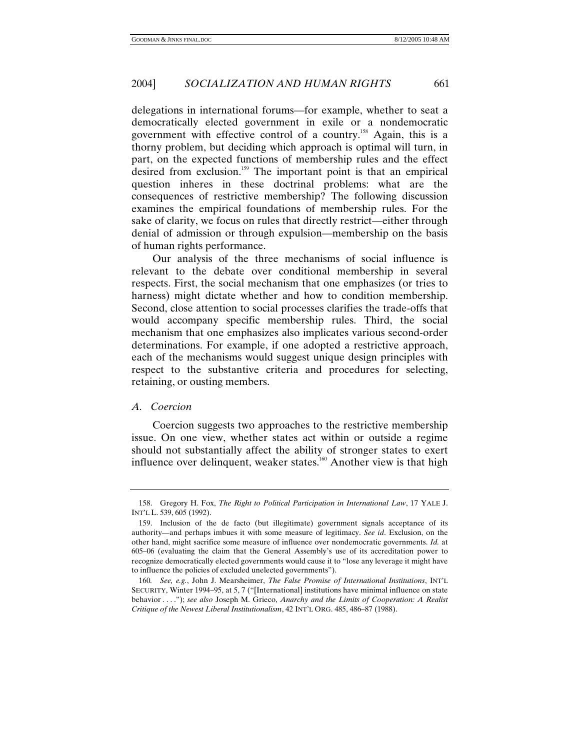delegations in international forums—for example, whether to seat a democratically elected government in exile or a nondemocratic government with effective control of a country.[158] Again, this is a thorny problem, but deciding which approach is optimal will turn, in part, on the expected functions of membership rules and the effect desired from exclusion.[159] The important point is that an empirical question inheres in these doctrinal problems: what are the consequences of restrictive membership? The following discussion examines the empirical foundations of membership rules. For the sake of clarity, we focus on rules that directly restrict—either through denial of admission or through expulsion—membership on the basis of human rights performance.

Our analysis of the three mechanisms of social influence is relevant to the debate over conditional membership in several respects. First, the social mechanism that one emphasizes (or tries to harness) might dictate whether and how to condition membership. Second, close attention to social processes clarifies the trade-offs that would accompany specific membership rules. Third, the social mechanism that one emphasizes also implicates various second-order determinations. For example, if one adopted a restrictive approach, each of the mechanisms would suggest unique design principles with respect to the substantive criteria and procedures for selecting, retaining, or ousting members.

### *A. Coercion*

Coercion suggests two approaches to the restrictive membership issue. On one view, whether states act within or outside a regime should not substantially affect the ability of stronger states to exert influence over delinquent, weaker states.[160] Another view is that high

---

158. Gregory H. Fox, *The Right to Political Participation in International Law*, 17 YALE J. INT'L L. 539, 605 (1992).

159. Inclusion of the de facto (but illegitimate) government signals acceptance of its authority—and perhaps imbues it with some measure of legitimacy. *See id*. Exclusion, on the other hand, might sacrifice some measure of influence over nondemocratic governments. *Id.* at 605–06 (evaluating the claim that the General Assembly's use of its accreditation power to recognize democratically elected governments would cause it to "lose any leverage it might have to influence the policies of excluded unelected governments").

160. *See, e.g.*, John J. Mearsheimer, *The False Promise of International Institutions*, INT'L SECURITY, Winter 1994–95, at 5, 7 ("[International] institutions have minimal influence on state behavior . . . ."); *see also* Joseph M. Grieco, *Anarchy and the Limits of Cooperation: A Realist Critique of the Newest Liberal Institutionalism*, 42 INT'L ORG. 485, 486–87 (1988).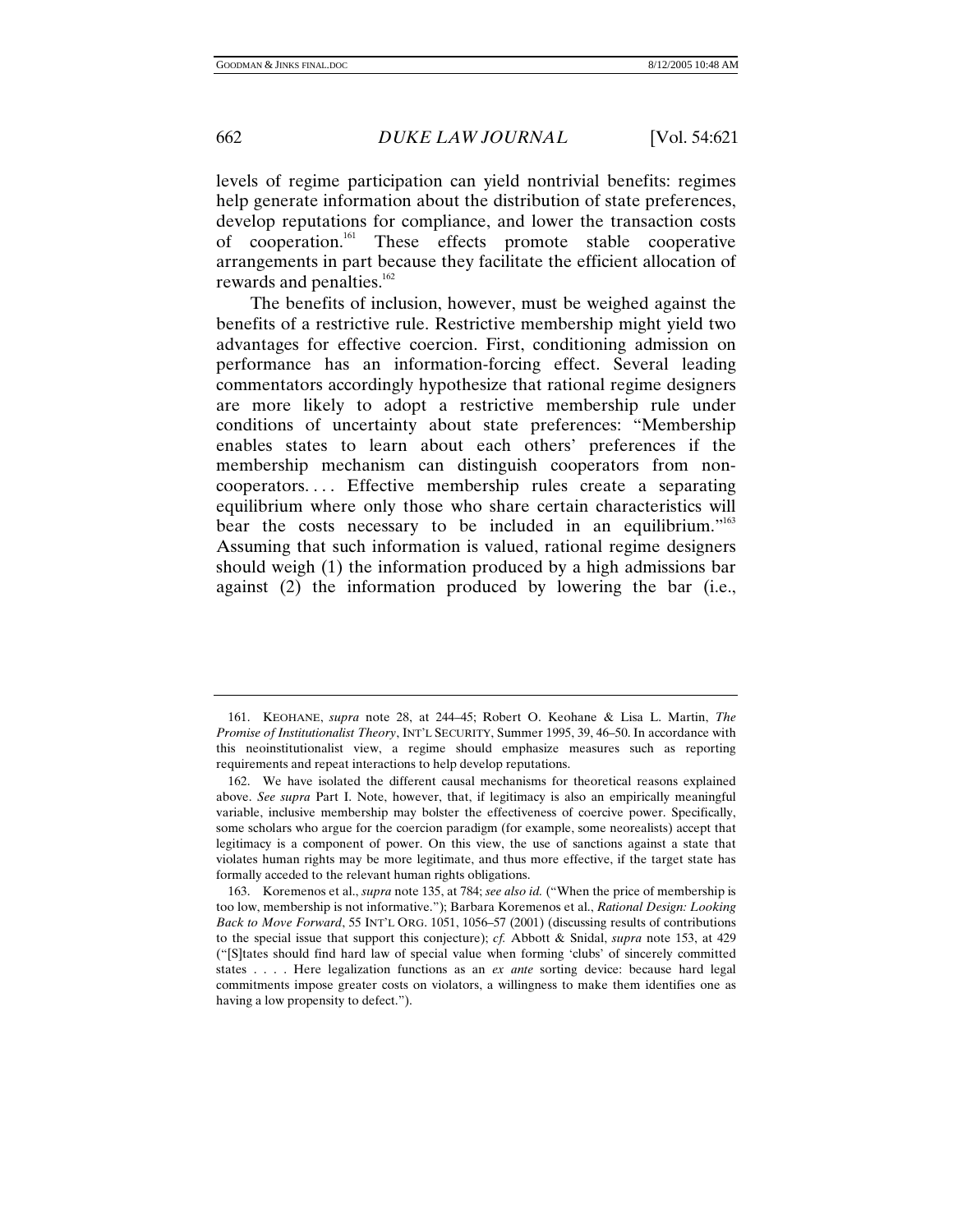levels of regime participation can yield nontrivial benefits: regimes help generate information about the distribution of state preferences, develop reputations for compliance, and lower the transaction costs of cooperation.[161] These effects promote stable cooperative arrangements in part because they facilitate the efficient allocation of rewards and penalties.[162]

The benefits of inclusion, however, must be weighed against the benefits of a restrictive rule. Restrictive membership might yield two advantages for effective coercion. First, conditioning admission on performance has an information-forcing effect. Several leading commentators accordingly hypothesize that rational regime designers are more likely to adopt a restrictive membership rule under conditions of uncertainty about state preferences: "Membership enables states to learn about each others' preferences if the membership mechanism can distinguish cooperators from non-cooperators. . . . Effective membership rules create a separating equilibrium where only those who share certain characteristics will bear the costs necessary to be included in an equilibrium."[163] Assuming that such information is valued, rational regime designers should weigh (1) the information produced by a high admissions bar against (2) the information produced by lowering the bar (i.e.,

---

161. KEOHANE, *supra* note 28, at 244–45; Robert O. Keohane & Lisa L. Martin, *The Promise of Institutionalist Theory*, INT'L SECURITY, Summer 1995, 39, 46–50. In accordance with this neoinstitutionalist view, a regime should emphasize measures such as reporting requirements and repeat interactions to help develop reputations.

162. We have isolated the different causal mechanisms for theoretical reasons explained above. *See supra* Part I. Note, however, that, if legitimacy is also an empirically meaningful variable, inclusive membership may bolster the effectiveness of coercive power. Specifically, some scholars who argue for the coercion paradigm (for example, some neorealists) accept that legitimacy is a component of power. On this view, the use of sanctions against a state that violates human rights may be more legitimate, and thus more effective, if the target state has formally acceded to the relevant human rights obligations.

163. Koremenos et al., *supra* note 135, at 784; *see also id.* ("When the price of membership is too low, membership is not informative."); Barbara Koremenos et al., *Rational Design: Looking Back to Move Forward*, 55 INT'L ORG. 1051, 1056–57 (2001) (discussing results of contributions to the special issue that support this conjecture); *cf.* Abbott & Snidal, *supra* note 153, at 429 ("[S]tates should find hard law of special value when forming 'clubs' of sincerely committed states . . . . Here legalization functions as an *ex ante* sorting device: because hard legal commitments impose greater costs on violators, a willingness to make them identifies one as having a low propensity to defect.").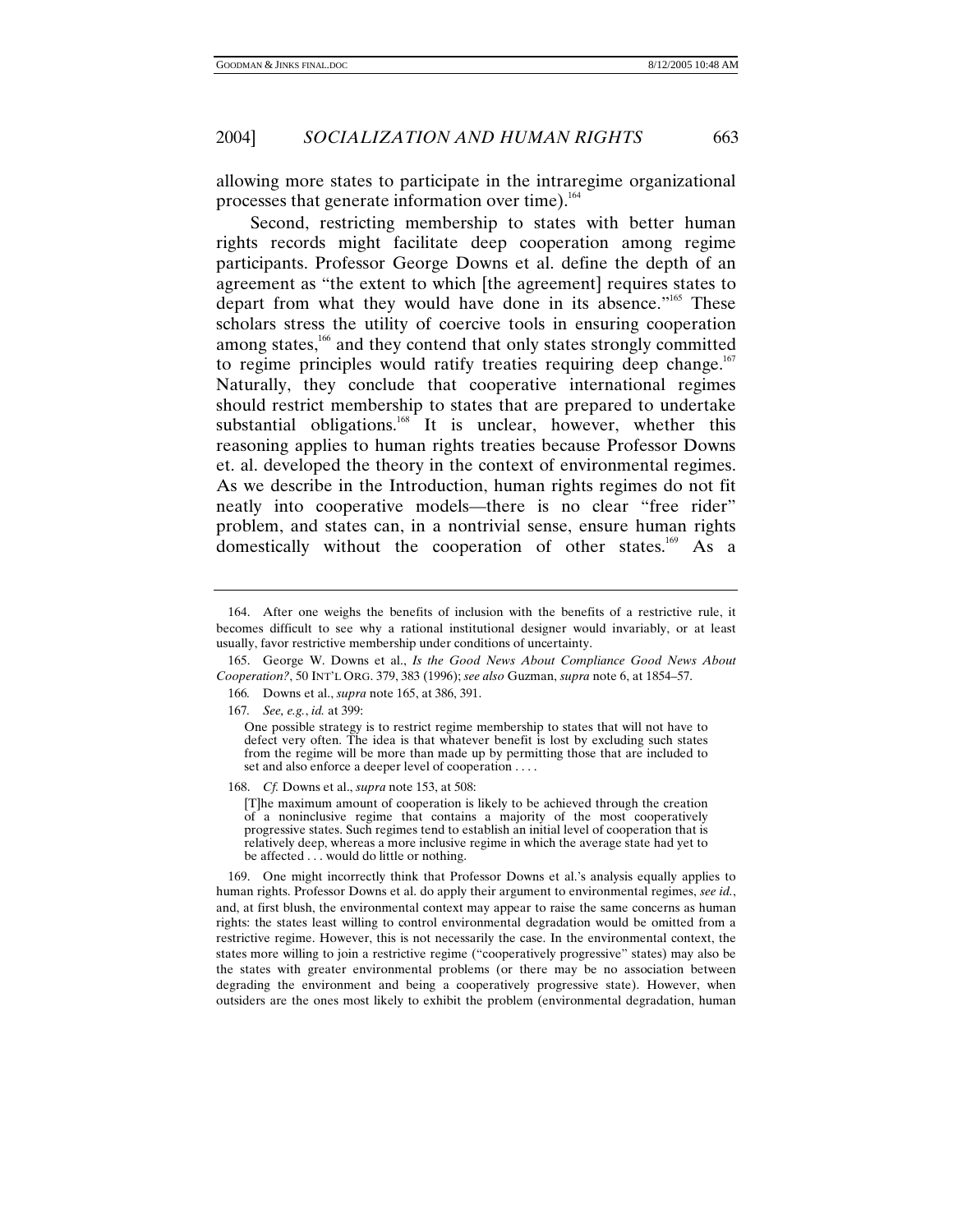allowing more states to participate in the intraregime organizational processes that generate information over time).[164]

Second, restricting membership to states with better human rights records might facilitate deep cooperation among regime participants. Professor George Downs et al. define the depth of an agreement as "the extent to which [the agreement] requires states to depart from what they would have done in its absence."[165] These scholars stress the utility of coercive tools in ensuring cooperation among states,[166] and they contend that only states strongly committed to regime principles would ratify treaties requiring deep change.[167] Naturally, they conclude that cooperative international regimes should restrict membership to states that are prepared to undertake substantial obligations.[168] It is unclear, however, whether this reasoning applies to human rights treaties because Professor Downs et. al. developed the theory in the context of environmental regimes. As we describe in the Introduction, human rights regimes do not fit neatly into cooperative models—there is no clear "free rider" problem, and states can, in a nontrivial sense, ensure human rights domestically without the cooperation of other states.[169] As a

---

164. After one weighs the benefits of inclusion with the benefits of a restrictive rule, it becomes difficult to see why a rational institutional designer would invariably, or at least usually, favor restrictive membership under conditions of uncertainty.

165. George W. Downs et al., *Is the Good News About Compliance Good News About Cooperation?*, 50 INT'L ORG. 379, 383 (1996); *see also* Guzman, *supra* note 6, at 1854–57.

166. Downs et al., *supra* note 165, at 386, 391.

167. *See, e.g.*, *id.* at 399:

> One possible strategy is to restrict regime membership to states that will not have to defect very often. The idea is that whatever benefit is lost by excluding such states from the regime will be more than made up by permitting those that are included to set and also enforce a deeper level of cooperation . . . .

168. *Cf.* Downs et al., *supra* note 153, at 508:

> [T]he maximum amount of cooperation is likely to be achieved through the creation of a noninclusive regime that contains a majority of the most cooperatively progressive states. Such regimes tend to establish an initial level of cooperation that is relatively deep, whereas a more inclusive regime in which the average state had yet to be affected . . . would do little or nothing.

169. One might incorrectly think that Professor Downs et al.'s analysis equally applies to human rights. Professor Downs et al. do apply their argument to environmental regimes, *see id.*, and, at first blush, the environmental context may appear to raise the same concerns as human rights: the states least willing to control environmental degradation would be omitted from a restrictive regime. However, this is not necessarily the case. In the environmental context, the states more willing to join a restrictive regime ("cooperatively progressive" states) may also be the states with greater environmental problems (or there may be no association between degrading the environment and being a cooperatively progressive state). However, when outsiders are the ones most likely to exhibit the problem (environmental degradation, human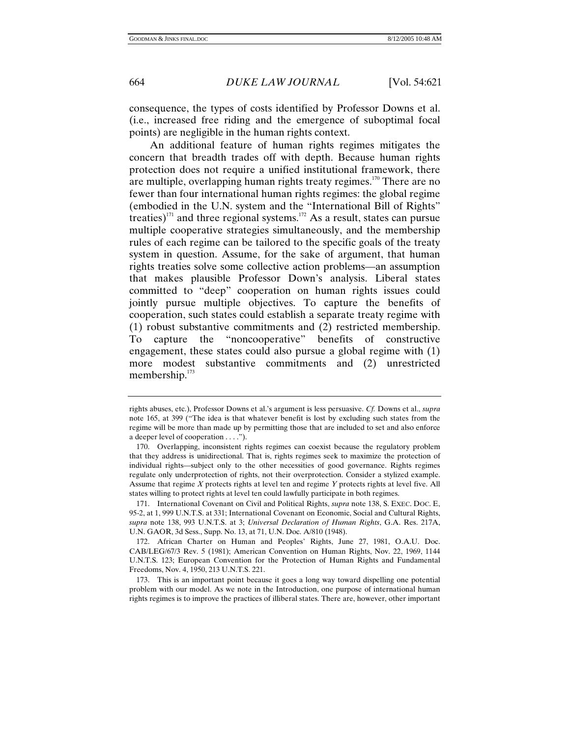consequence, the types of costs identified by Professor Downs et al. (i.e., increased free riding and the emergence of suboptimal focal points) are negligible in the human rights context.

An additional feature of human rights regimes mitigates the concern that breadth trades off with depth. Because human rights protection does not require a unified institutional framework, there are multiple, overlapping human rights treaty regimes.[170] There are no fewer than four international human rights regimes: the global regime (embodied in the U.N. system and the "International Bill of Rights" treaties)[171] and three regional systems.[172] As a result, states can pursue multiple cooperative strategies simultaneously, and the membership rules of each regime can be tailored to the specific goals of the treaty system in question. Assume, for the sake of argument, that human rights treaties solve some collective action problems—an assumption that makes plausible Professor Down's analysis. Liberal states committed to "deep" cooperation on human rights issues could jointly pursue multiple objectives. To capture the benefits of cooperation, such states could establish a separate treaty regime with (1) robust substantive commitments and (2) restricted membership. To capture the "noncooperative" benefits of constructive engagement, these states could also pursue a global regime with (1) more modest substantive commitments and (2) unrestricted membership.[173]

---

rights abuses, etc.), Professor Downs et al.'s argument is less persuasive. *Cf.* Downs et al., *supra* note 165, at 399 ("The idea is that whatever benefit is lost by excluding such states from the regime will be more than made up by permitting those that are included to set and also enforce a deeper level of cooperation . . . .").

170. Overlapping, inconsistent rights regimes can coexist because the regulatory problem that they address is unidirectional. That is, rights regimes seek to maximize the protection of individual rights—subject only to the other necessities of good governance. Rights regimes regulate only underprotection of rights, not their overprotection. Consider a stylized example. Assume that regime *X* protects rights at level ten and regime *Y* protects rights at level five. All states willing to protect rights at level ten could lawfully participate in both regimes.

171. International Covenant on Civil and Political Rights, *supra* note 138, S. EXEC. DOC. E, 95-2, at 1, 999 U.N.T.S. at 331; International Covenant on Economic, Social and Cultural Rights, *supra* note 138, 993 U.N.T.S. at 3; *Universal Declaration of Human Rights*, G.A. Res. 217A, U.N. GAOR, 3d Sess., Supp. No. 13, at 71, U.N. Doc. A/810 (1948).

172. African Charter on Human and Peoples' Rights, June 27, 1981, O.A.U. Doc. CAB/LEG/67/3 Rev. 5 (1981); American Convention on Human Rights, Nov. 22, 1969, 1144 U.N.T.S. 123; European Convention for the Protection of Human Rights and Fundamental Freedoms, Nov. 4, 1950, 213 U.N.T.S. 221.

173. This is an important point because it goes a long way toward dispelling one potential problem with our model. As we note in the Introduction, one purpose of international human rights regimes is to improve the practices of illiberal states. There are, however, other important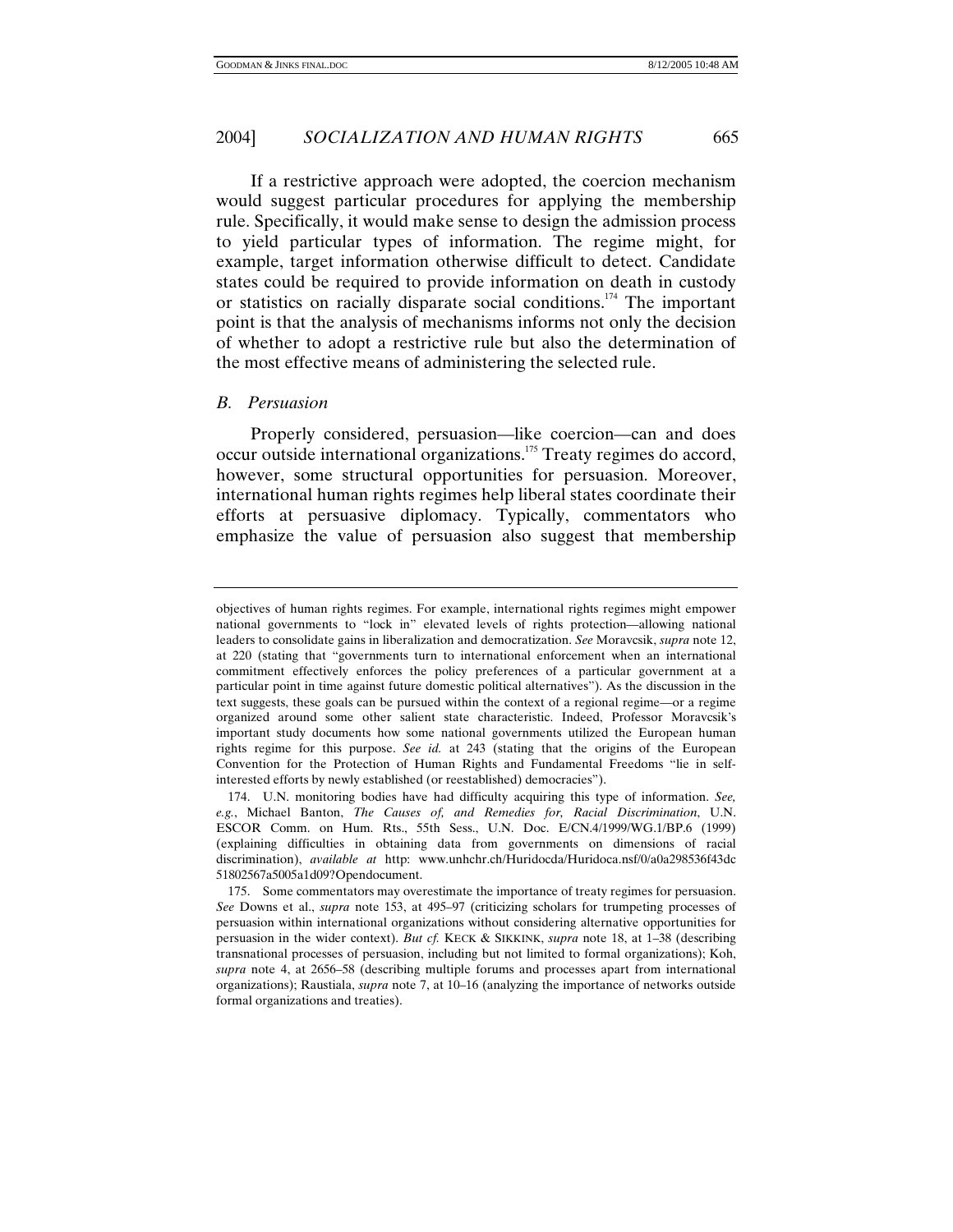If a restrictive approach were adopted, the coercion mechanism would suggest particular procedures for applying the membership rule. Specifically, it would make sense to design the admission process to yield particular types of information. The regime might, for example, target information otherwise difficult to detect. Candidate states could be required to provide information on death in custody or statistics on racially disparate social conditions.[174] The important point is that the analysis of mechanisms informs not only the decision of whether to adopt a restrictive rule but also the determination of the most effective means of administering the selected rule.

### *B. Persuasion*

Properly considered, persuasion—like coercion—can and does occur outside international organizations.[175] Treaty regimes do accord, however, some structural opportunities for persuasion. Moreover, international human rights regimes help liberal states coordinate their efforts at persuasive diplomacy. Typically, commentators who emphasize the value of persuasion also suggest that membership

---

objectives of human rights regimes. For example, international rights regimes might empower national governments to "lock in" elevated levels of rights protection—allowing national leaders to consolidate gains in liberalization and democratization. *See* Moravcsik, *supra* note 12, at 220 (stating that "governments turn to international enforcement when an international commitment effectively enforces the policy preferences of a particular government at a particular point in time against future domestic political alternatives"). As the discussion in the text suggests, these goals can be pursued within the context of a regional regime—or a regime organized around some other salient state characteristic. Indeed, Professor Moravcsik's important study documents how some national governments utilized the European human rights regime for this purpose. *See id.* at 243 (stating that the origins of the European Convention for the Protection of Human Rights and Fundamental Freedoms "lie in self-interested efforts by newly established (or reestablished) democracies").

174. U.N. monitoring bodies have had difficulty acquiring this type of information. *See, e.g.*, Michael Banton, *The Causes of, and Remedies for, Racial Discrimination*, U.N. ESCOR Comm. on Hum. Rts., 55th Sess., U.N. Doc. E/CN.4/1999/WG.1/BP.6 (1999) (explaining difficulties in obtaining data from governments on dimensions of racial discrimination), *available at* http: www.unhchr.ch/Huridocda/Huridoca.nsf/0/a0a298536f43dc51802567a5005a1d09?Opendocument.

175. Some commentators may overestimate the importance of treaty regimes for persuasion. *See* Downs et al., *supra* note 153, at 495–97 (criticizing scholars for trumpeting processes of persuasion within international organizations without considering alternative opportunities for persuasion in the wider context). *But cf.* KECK & SIKKINK, *supra* note 18, at 1–38 (describing transnational processes of persuasion, including but not limited to formal organizations); Koh, *supra* note 4, at 2656–58 (describing multiple forums and processes apart from international organizations); Raustiala, *supra* note 7, at 10–16 (analyzing the importance of networks outside formal organizations and treaties).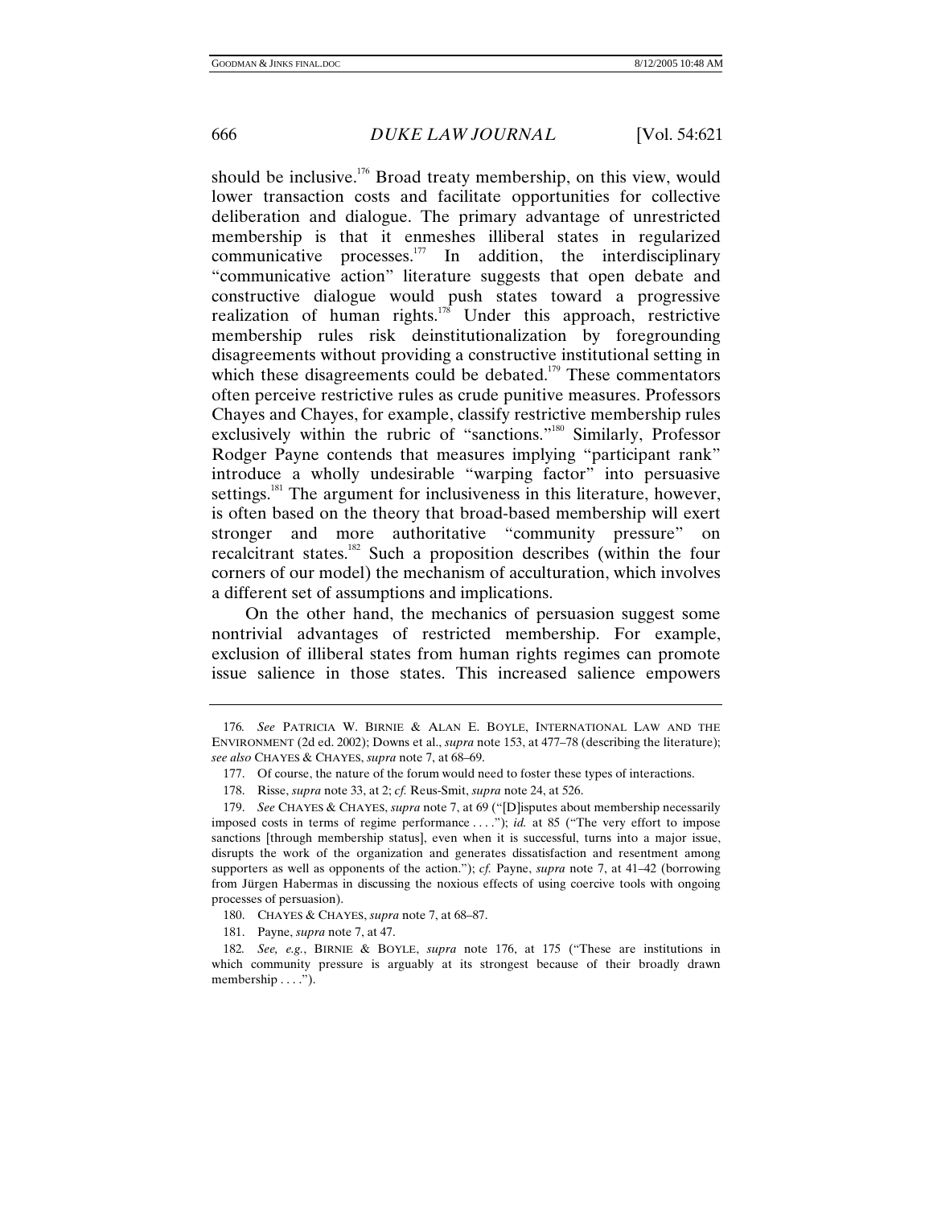should be inclusive.[176] Broad treaty membership, on this view, would lower transaction costs and facilitate opportunities for collective deliberation and dialogue. The primary advantage of unrestricted membership is that it enmeshes illiberal states in regularized communicative processes.[177] In addition, the interdisciplinary "communicative action" literature suggests that open debate and constructive dialogue would push states toward a progressive realization of human rights.[178] Under this approach, restrictive membership rules risk deinstitutionalization by foregrounding disagreements without providing a constructive institutional setting in which these disagreements could be debated.[179] These commentators often perceive restrictive rules as crude punitive measures. Professors Chayes and Chayes, for example, classify restrictive membership rules exclusively within the rubric of "sanctions."[180] Similarly, Professor Rodger Payne contends that measures implying "participant rank" introduce a wholly undesirable "warping factor" into persuasive settings.[181] The argument for inclusiveness in this literature, however, is often based on the theory that broad-based membership will exert stronger and more authoritative "community pressure" on recalcitrant states.[182] Such a proposition describes (within the four corners of our model) the mechanism of acculturation, which involves a different set of assumptions and implications.

On the other hand, the mechanics of persuasion suggest some nontrivial advantages of restricted membership. For example, exclusion of illiberal states from human rights regimes can promote issue salience in those states. This increased salience empowers

---

176. *See* PATRICIA W. BIRNIE & ALAN E. BOYLE, INTERNATIONAL LAW AND THE ENVIRONMENT (2d ed. 2002); Downs et al., *supra* note 153, at 477–78 (describing the literature); *see also* CHAYES & CHAYES, *supra* note 7, at 68–69.

177. Of course, the nature of the forum would need to foster these types of interactions.

178. Risse, *supra* note 33, at 2; *cf.* Reus-Smit, *supra* note 24, at 526.

179. *See* CHAYES & CHAYES, *supra* note 7, at 69 ("[D]isputes about membership necessarily imposed costs in terms of regime performance . . . ."); *id.* at 85 ("The very effort to impose sanctions [through membership status], even when it is successful, turns into a major issue, disrupts the work of the organization and generates dissatisfaction and resentment among supporters as well as opponents of the action."); *cf.* Payne, *supra* note 7, at 41–42 (borrowing from Jürgen Habermas in discussing the noxious effects of using coercive tools with ongoing processes of persuasion).

180. CHAYES & CHAYES, *supra* note 7, at 68–87.

181. Payne, *supra* note 7, at 47.

182. *See, e.g.*, BIRNIE & BOYLE, *supra* note 176, at 175 ("These are institutions in which community pressure is arguably at its strongest because of their broadly drawn membership . . . .").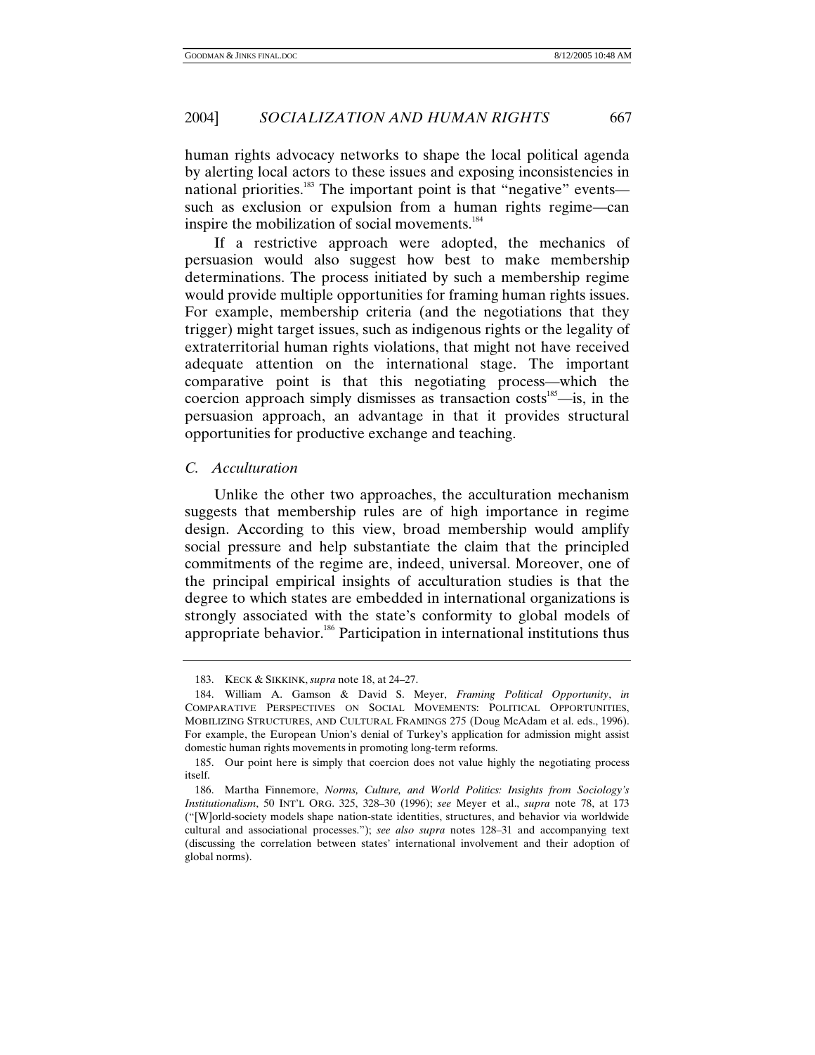human rights advocacy networks to shape the local political agenda by alerting local actors to these issues and exposing inconsistencies in national priorities.[183] The important point is that "negative" events—such as exclusion or expulsion from a human rights regime—can inspire the mobilization of social movements.[184]

If a restrictive approach were adopted, the mechanics of persuasion would also suggest how best to make membership determinations. The process initiated by such a membership regime would provide multiple opportunities for framing human rights issues. For example, membership criteria (and the negotiations that they trigger) might target issues, such as indigenous rights or the legality of extraterritorial human rights violations, that might not have received adequate attention on the international stage. The important comparative point is that this negotiating process—which the coercion approach simply dismisses as transaction costs[185]—is, in the persuasion approach, an advantage in that it provides structural opportunities for productive exchange and teaching.

### *C. Acculturation*

Unlike the other two approaches, the acculturation mechanism suggests that membership rules are of high importance in regime design. According to this view, broad membership would amplify social pressure and help substantiate the claim that the principled commitments of the regime are, indeed, universal. Moreover, one of the principal empirical insights of acculturation studies is that the degree to which states are embedded in international organizations is strongly associated with the state's conformity to global models of appropriate behavior.[186] Participation in international institutions thus

---

183. KECK & SIKKINK, *supra* note 18, at 24–27.

184. William A. Gamson & David S. Meyer, *Framing Political Opportunity*, *in* COMPARATIVE PERSPECTIVES ON SOCIAL MOVEMENTS: POLITICAL OPPORTUNITIES, MOBILIZING STRUCTURES, AND CULTURAL FRAMINGS 275 (Doug McAdam et al. eds., 1996). For example, the European Union's denial of Turkey's application for admission might assist domestic human rights movements in promoting long-term reforms.

185. Our point here is simply that coercion does not value highly the negotiating process itself.

186. Martha Finnemore, *Norms, Culture, and World Politics: Insights from Sociology's Institutionalism*, 50 INT'L ORG. 325, 328–30 (1996); *see* Meyer et al., *supra* note 78, at 173 ("[W]orld-society models shape nation-state identities, structures, and behavior via worldwide cultural and associational processes."); *see also supra* notes 128–31 and accompanying text (discussing the correlation between states' international involvement and their adoption of global norms).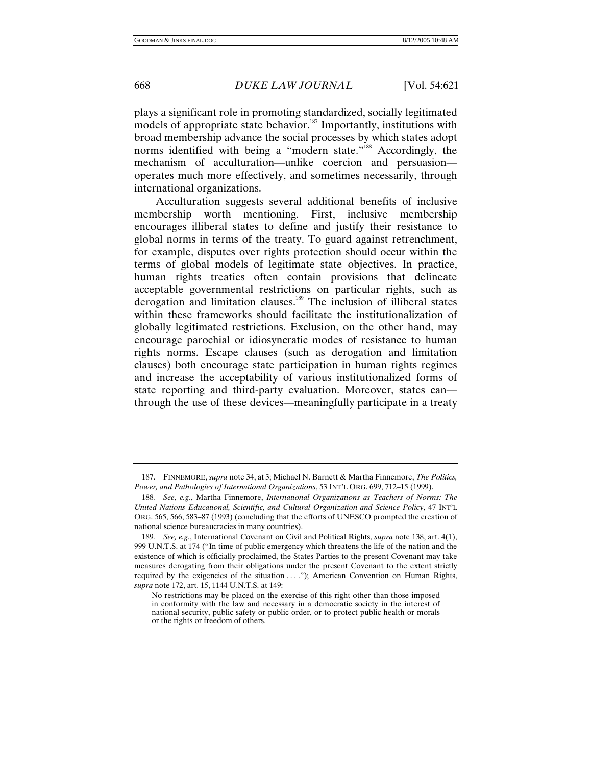plays a significant role in promoting standardized, socially legitimated models of appropriate state behavior.[187] Importantly, institutions with broad membership advance the social processes by which states adopt norms identified with being a "modern state."[188] Accordingly, the mechanism of acculturation—unlike coercion and persuasion—operates much more effectively, and sometimes necessarily, through international organizations.

Acculturation suggests several additional benefits of inclusive membership worth mentioning. First, inclusive membership encourages illiberal states to define and justify their resistance to global norms in terms of the treaty. To guard against retrenchment, for example, disputes over rights protection should occur within the terms of global models of legitimate state objectives. In practice, human rights treaties often contain provisions that delineate acceptable governmental restrictions on particular rights, such as derogation and limitation clauses.[189] The inclusion of illiberal states within these frameworks should facilitate the institutionalization of globally legitimated restrictions. Exclusion, on the other hand, may encourage parochial or idiosyncratic modes of resistance to human rights norms. Escape clauses (such as derogation and limitation clauses) both encourage state participation in human rights regimes and increase the acceptability of various institutionalized forms of state reporting and third-party evaluation. Moreover, states can—through the use of these devices—meaningfully participate in a treaty

---

187. FINNEMORE, *supra* note 34, at 3; Michael N. Barnett & Martha Finnemore, *The Politics, Power, and Pathologies of International Organizations*, 53 INT'L ORG. 699, 712–15 (1999).

188. *See, e.g.*, Martha Finnemore, *International Organizations as Teachers of Norms: The United Nations Educational, Scientific, and Cultural Organization and Science Policy*, 47 INT'L ORG. 565, 566, 583–87 (1993) (concluding that the efforts of UNESCO prompted the creation of national science bureaucracies in many countries).

189. *See, e.g.*, International Covenant on Civil and Political Rights, *supra* note 138, art. 4(1), 999 U.N.T.S. at 174 ("In time of public emergency which threatens the life of the nation and the existence of which is officially proclaimed, the States Parties to the present Covenant may take measures derogating from their obligations under the present Covenant to the extent strictly required by the exigencies of the situation . . . ."); American Convention on Human Rights, *supra* note 172, art. 15, 1144 U.N.T.S. at 149:

> No restrictions may be placed on the exercise of this right other than those imposed in conformity with the law and necessary in a democratic society in the interest of national security, public safety or public order, or to protect public health or morals or the rights or freedom of others.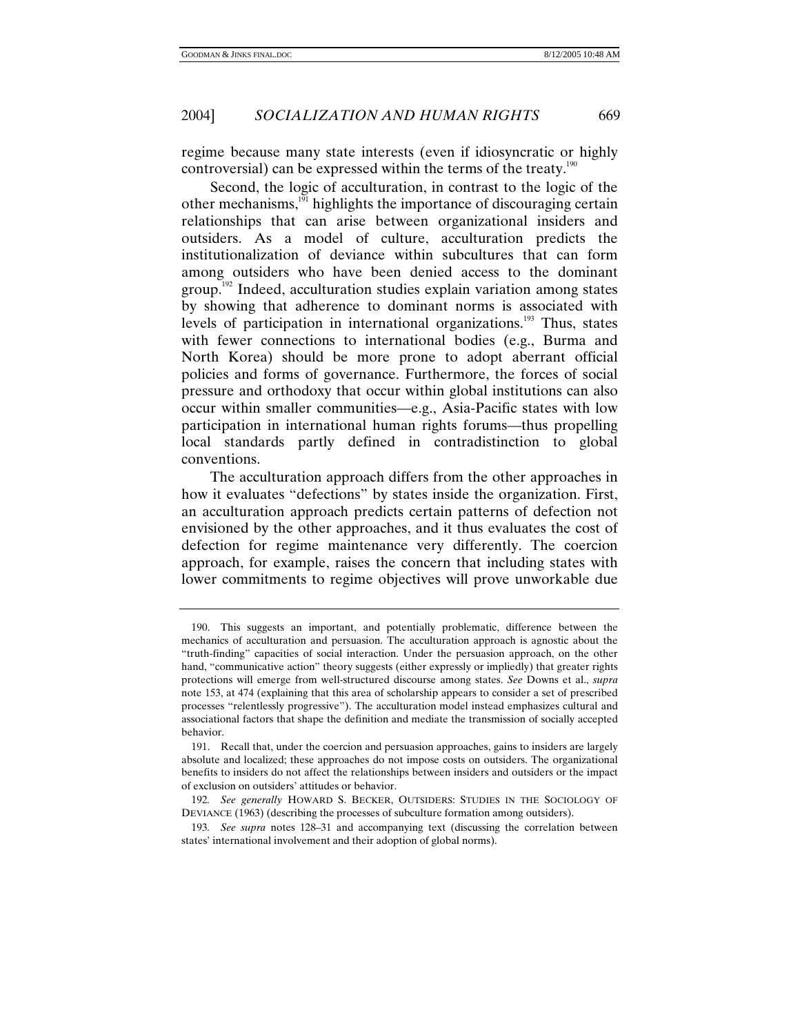regime because many state interests (even if idiosyncratic or highly controversial) can be expressed within the terms of the treaty.[190]

Second, the logic of acculturation, in contrast to the logic of the other mechanisms,[191] highlights the importance of discouraging certain relationships that can arise between organizational insiders and outsiders. As a model of culture, acculturation predicts the institutionalization of deviance within subcultures that can form among outsiders who have been denied access to the dominant group.[192] Indeed, acculturation studies explain variation among states by showing that adherence to dominant norms is associated with levels of participation in international organizations.[193] Thus, states with fewer connections to international bodies (e.g., Burma and North Korea) should be more prone to adopt aberrant official policies and forms of governance. Furthermore, the forces of social pressure and orthodoxy that occur within global institutions can also occur within smaller communities—e.g., Asia-Pacific states with low participation in international human rights forums—thus propelling local standards partly defined in contradistinction to global conventions.

The acculturation approach differs from the other approaches in how it evaluates "defections" by states inside the organization. First, an acculturation approach predicts certain patterns of defection not envisioned by the other approaches, and it thus evaluates the cost of defection for regime maintenance very differently. The coercion approach, for example, raises the concern that including states with lower commitments to regime objectives will prove unworkable due

---

190. This suggests an important, and potentially problematic, difference between the mechanics of acculturation and persuasion. The acculturation approach is agnostic about the "truth-finding" capacities of social interaction. Under the persuasion approach, on the other hand, "communicative action" theory suggests (either expressly or impliedly) that greater rights protections will emerge from well-structured discourse among states. *See* Downs et al., *supra* note 153, at 474 (explaining that this area of scholarship appears to consider a set of prescribed processes "relentlessly progressive"). The acculturation model instead emphasizes cultural and associational factors that shape the definition and mediate the transmission of socially accepted behavior.

191. Recall that, under the coercion and persuasion approaches, gains to insiders are largely absolute and localized; these approaches do not impose costs on outsiders. The organizational benefits to insiders do not affect the relationships between insiders and outsiders or the impact of exclusion on outsiders' attitudes or behavior.

192. *See generally* HOWARD S. BECKER, OUTSIDERS: STUDIES IN THE SOCIOLOGY OF DEVIANCE (1963) (describing the processes of subculture formation among outsiders).

193. *See supra* notes 128–31 and accompanying text (discussing the correlation between states' international involvement and their adoption of global norms).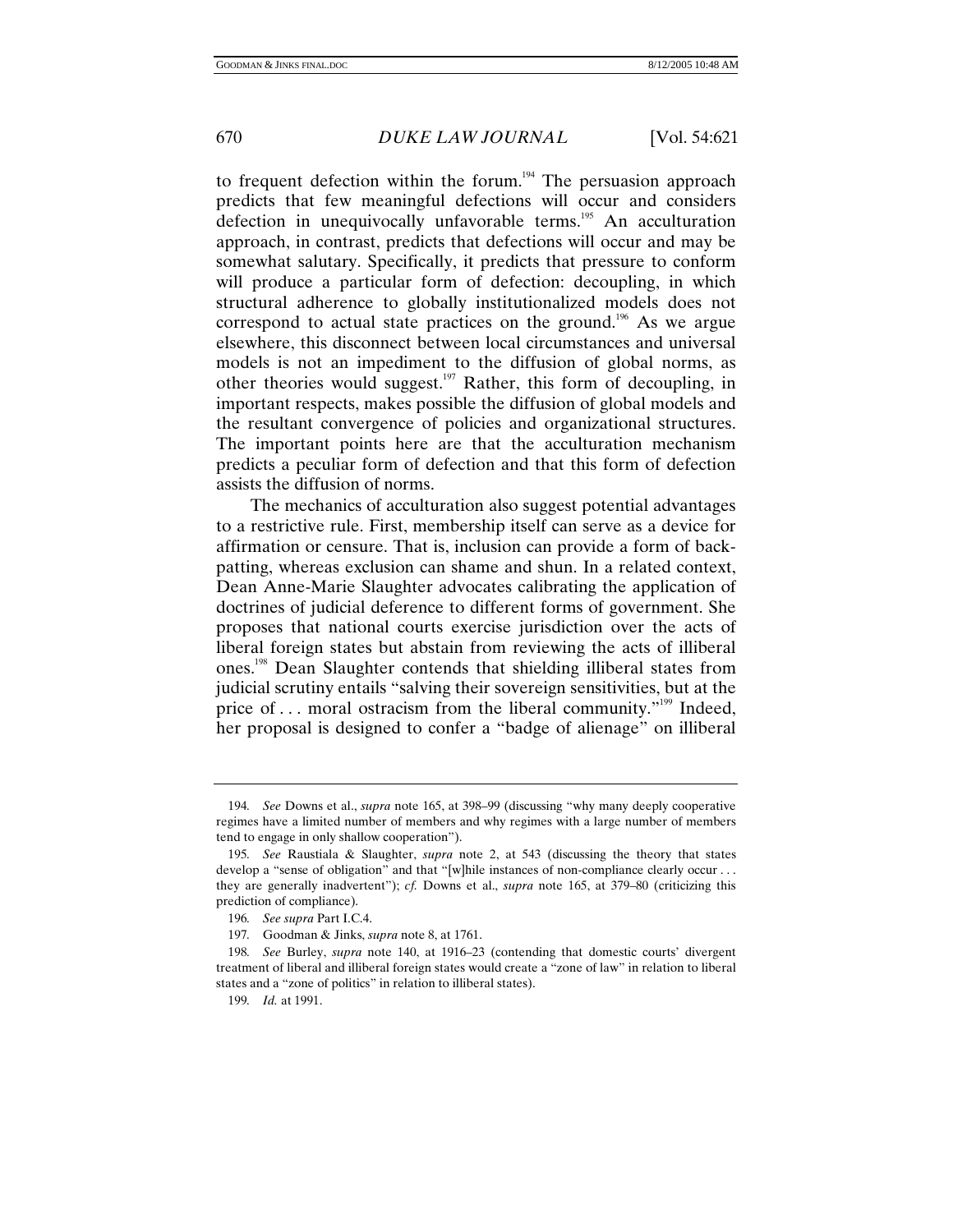to frequent defection within the forum.[194] The persuasion approach predicts that few meaningful defections will occur and considers defection in unequivocally unfavorable terms.[195] An acculturation approach, in contrast, predicts that defections will occur and may be somewhat salutary. Specifically, it predicts that pressure to conform will produce a particular form of defection: decoupling, in which structural adherence to globally institutionalized models does not correspond to actual state practices on the ground.[196] As we argue elsewhere, this disconnect between local circumstances and universal models is not an impediment to the diffusion of global norms, as other theories would suggest.[197] Rather, this form of decoupling, in important respects, makes possible the diffusion of global models and the resultant convergence of policies and organizational structures. The important points here are that the acculturation mechanism predicts a peculiar form of defection and that this form of defection assists the diffusion of norms.

The mechanics of acculturation also suggest potential advantages to a restrictive rule. First, membership itself can serve as a device for affirmation or censure. That is, inclusion can provide a form of back-patting, whereas exclusion can shame and shun. In a related context, Dean Anne-Marie Slaughter advocates calibrating the application of doctrines of judicial deference to different forms of government. She proposes that national courts exercise jurisdiction over the acts of liberal foreign states but abstain from reviewing the acts of illiberal ones.[198] Dean Slaughter contends that shielding illiberal states from judicial scrutiny entails "salving their sovereign sensitivities, but at the price of . . . moral ostracism from the liberal community."[199] Indeed, her proposal is designed to confer a "badge of alienage" on illiberal

---

194. *See* Downs et al., *supra* note 165, at 398–99 (discussing "why many deeply cooperative regimes have a limited number of members and why regimes with a large number of members tend to engage in only shallow cooperation").

195. *See* Raustiala & Slaughter, *supra* note 2, at 543 (discussing the theory that states develop a "sense of obligation" and that "[w]hile instances of non-compliance clearly occur . . . they are generally inadvertent"); *cf.* Downs et al., *supra* note 165, at 379–80 (criticizing this prediction of compliance).

196. *See supra* Part I.C.4.

197. Goodman & Jinks, *supra* note 8, at 1761.

198. *See* Burley, *supra* note 140, at 1916–23 (contending that domestic courts' divergent treatment of liberal and illiberal foreign states would create a "zone of law" in relation to liberal states and a "zone of politics" in relation to illiberal states).

199. *Id.* at 1991.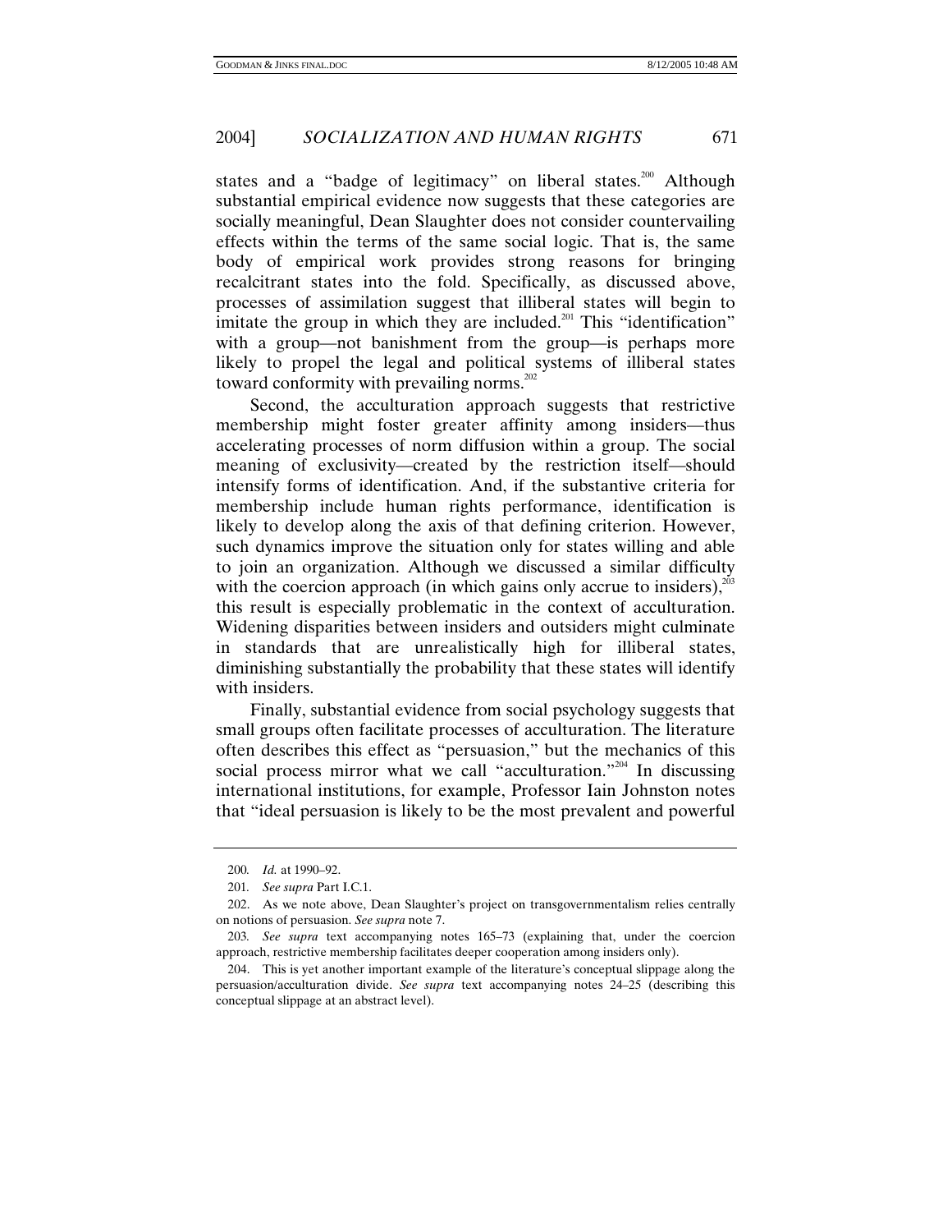states and a "badge of legitimacy" on liberal states.[200] Although substantial empirical evidence now suggests that these categories are socially meaningful, Dean Slaughter does not consider countervailing effects within the terms of the same social logic. That is, the same body of empirical work provides strong reasons for bringing recalcitrant states into the fold. Specifically, as discussed above, processes of assimilation suggest that illiberal states will begin to imitate the group in which they are included.[201] This "identification" with a group—not banishment from the group—is perhaps more likely to propel the legal and political systems of illiberal states toward conformity with prevailing norms.[202]

Second, the acculturation approach suggests that restrictive membership might foster greater affinity among insiders—thus accelerating processes of norm diffusion within a group. The social meaning of exclusivity—created by the restriction itself—should intensify forms of identification. And, if the substantive criteria for membership include human rights performance, identification is likely to develop along the axis of that defining criterion. However, such dynamics improve the situation only for states willing and able to join an organization. Although we discussed a similar difficulty with the coercion approach (in which gains only accrue to insiders),[203] this result is especially problematic in the context of acculturation. Widening disparities between insiders and outsiders might culminate in standards that are unrealistically high for illiberal states, diminishing substantially the probability that these states will identify with insiders.

Finally, substantial evidence from social psychology suggests that small groups often facilitate processes of acculturation. The literature often describes this effect as "persuasion," but the mechanics of this social process mirror what we call "acculturation."[204] In discussing international institutions, for example, Professor Iain Johnston notes that "ideal persuasion is likely to be the most prevalent and powerful

---

200. *Id.* at 1990–92.

201. *See supra* Part I.C.1.

202. As we note above, Dean Slaughter's project on transgovernmentalism relies centrally on notions of persuasion. *See supra* note 7.

203. *See supra* text accompanying notes 165–73 (explaining that, under the coercion approach, restrictive membership facilitates deeper cooperation among insiders only).

204. This is yet another important example of the literature's conceptual slippage along the persuasion/acculturation divide. *See supra* text accompanying notes 24–25 (describing this conceptual slippage at an abstract level).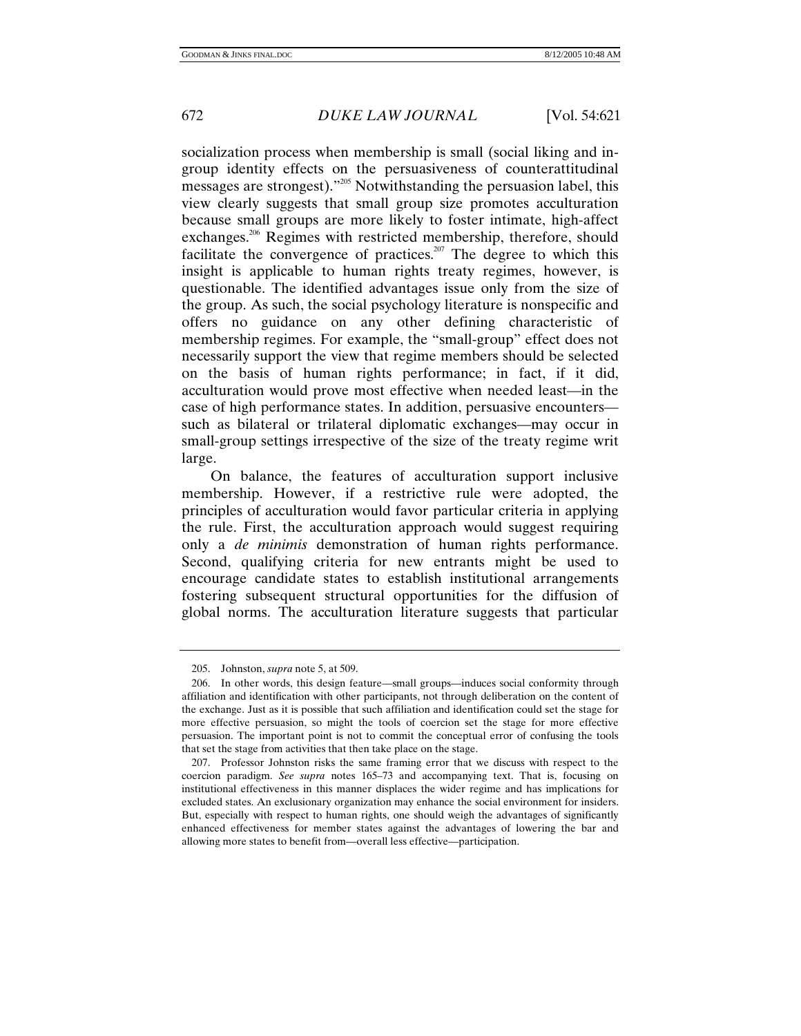socialization process when membership is small (social liking and in-group identity effects on the persuasiveness of counterattitudinal messages are strongest)."[205] Notwithstanding the persuasion label, this view clearly suggests that small group size promotes acculturation because small groups are more likely to foster intimate, high-affect exchanges.[206] Regimes with restricted membership, therefore, should facilitate the convergence of practices.[207] The degree to which this insight is applicable to human rights treaty regimes, however, is questionable. The identified advantages issue only from the size of the group. As such, the social psychology literature is nonspecific and offers no guidance on any other defining characteristic of membership regimes. For example, the "small-group" effect does not necessarily support the view that regime members should be selected on the basis of human rights performance; in fact, if it did, acculturation would prove most effective when needed least—in the case of high performance states. In addition, persuasive encounters—such as bilateral or trilateral diplomatic exchanges—may occur in small-group settings irrespective of the size of the treaty regime writ large.

On balance, the features of acculturation support inclusive membership. However, if a restrictive rule were adopted, the principles of acculturation would favor particular criteria in applying the rule. First, the acculturation approach would suggest requiring only a *de minimis* demonstration of human rights performance. Second, qualifying criteria for new entrants might be used to encourage candidate states to establish institutional arrangements fostering subsequent structural opportunities for the diffusion of global norms. The acculturation literature suggests that particular

---

205. Johnston, *supra* note 5, at 509.

206. In other words, this design feature—small groups—induces social conformity through affiliation and identification with other participants, not through deliberation on the content of the exchange. Just as it is possible that such affiliation and identification could set the stage for more effective persuasion, so might the tools of coercion set the stage for more effective persuasion. The important point is not to commit the conceptual error of confusing the tools that set the stage from activities that then take place on the stage.

207. Professor Johnston risks the same framing error that we discuss with respect to the coercion paradigm. *See supra* notes 165–73 and accompanying text. That is, focusing on institutional effectiveness in this manner displaces the wider regime and has implications for excluded states. An exclusionary organization may enhance the social environment for insiders. But, especially with respect to human rights, one should weigh the advantages of significantly enhanced effectiveness for member states against the advantages of lowering the bar and allowing more states to benefit from—overall less effective—participation.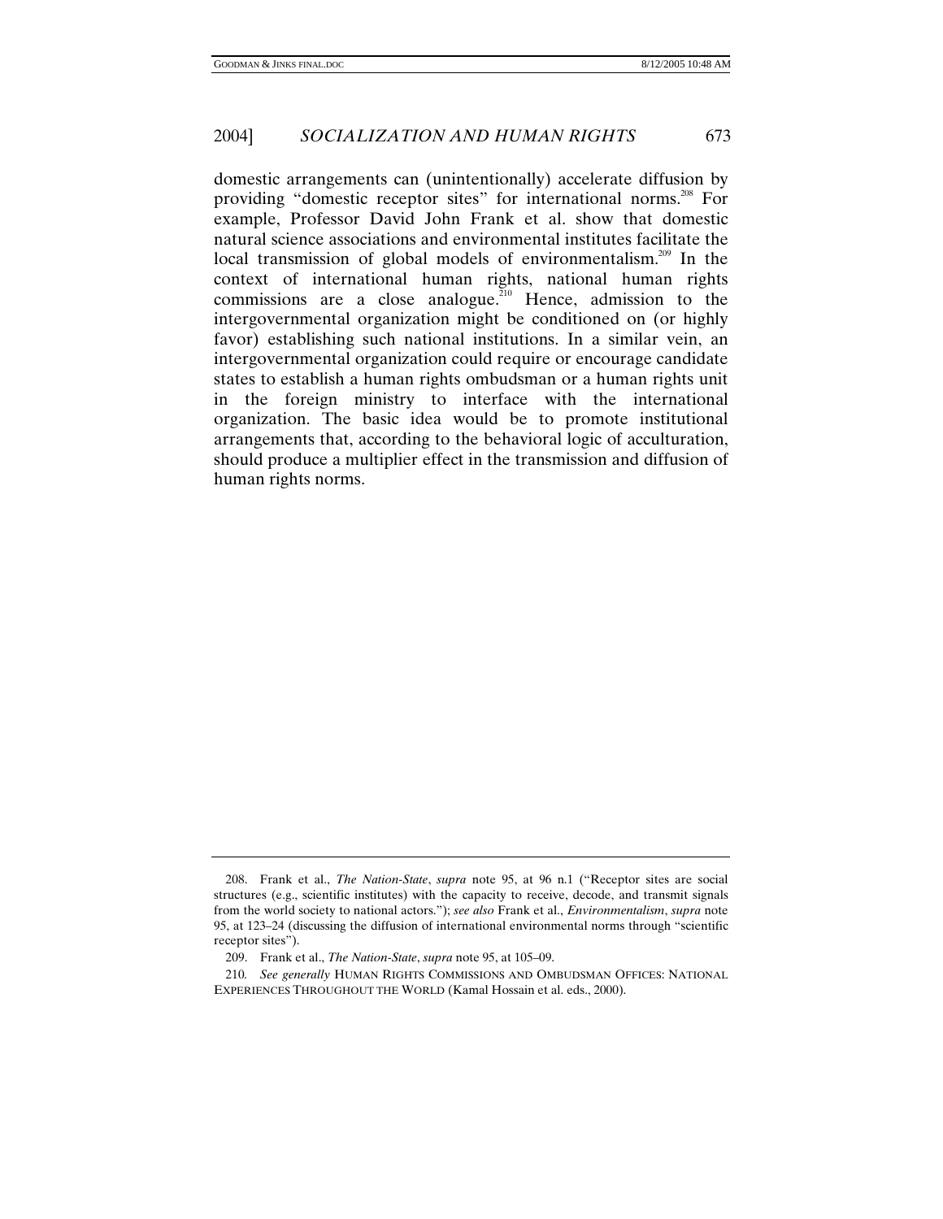domestic arrangements can (unintentionally) accelerate diffusion by providing "domestic receptor sites" for international norms.[208] For example, Professor David John Frank et al. show that domestic natural science associations and environmental institutes facilitate the local transmission of global models of environmentalism.[209] In the context of international human rights, national human rights commissions are a close analogue.[210] Hence, admission to the intergovernmental organization might be conditioned on (or highly favor) establishing such national institutions. In a similar vein, an intergovernmental organization could require or encourage candidate states to establish a human rights ombudsman or a human rights unit in the foreign ministry to interface with the international organization. The basic idea would be to promote institutional arrangements that, according to the behavioral logic of acculturation, should produce a multiplier effect in the transmission and diffusion of human rights norms.

---

208. Frank et al., *The Nation-State*, *supra* note 95, at 96 n.1 ("Receptor sites are social structures (e.g., scientific institutes) with the capacity to receive, decode, and transmit signals from the world society to national actors."); *see also* Frank et al., *Environmentalism*, *supra* note 95, at 123–24 (discussing the diffusion of international environmental norms through "scientific receptor sites").

209. Frank et al., *The Nation-State*, *supra* note 95, at 105–09.

210. *See generally* HUMAN RIGHTS COMMISSIONS AND OMBUDSMAN OFFICES: NATIONAL EXPERIENCES THROUGHOUT THE WORLD (Kamal Hossain et al. eds., 2000).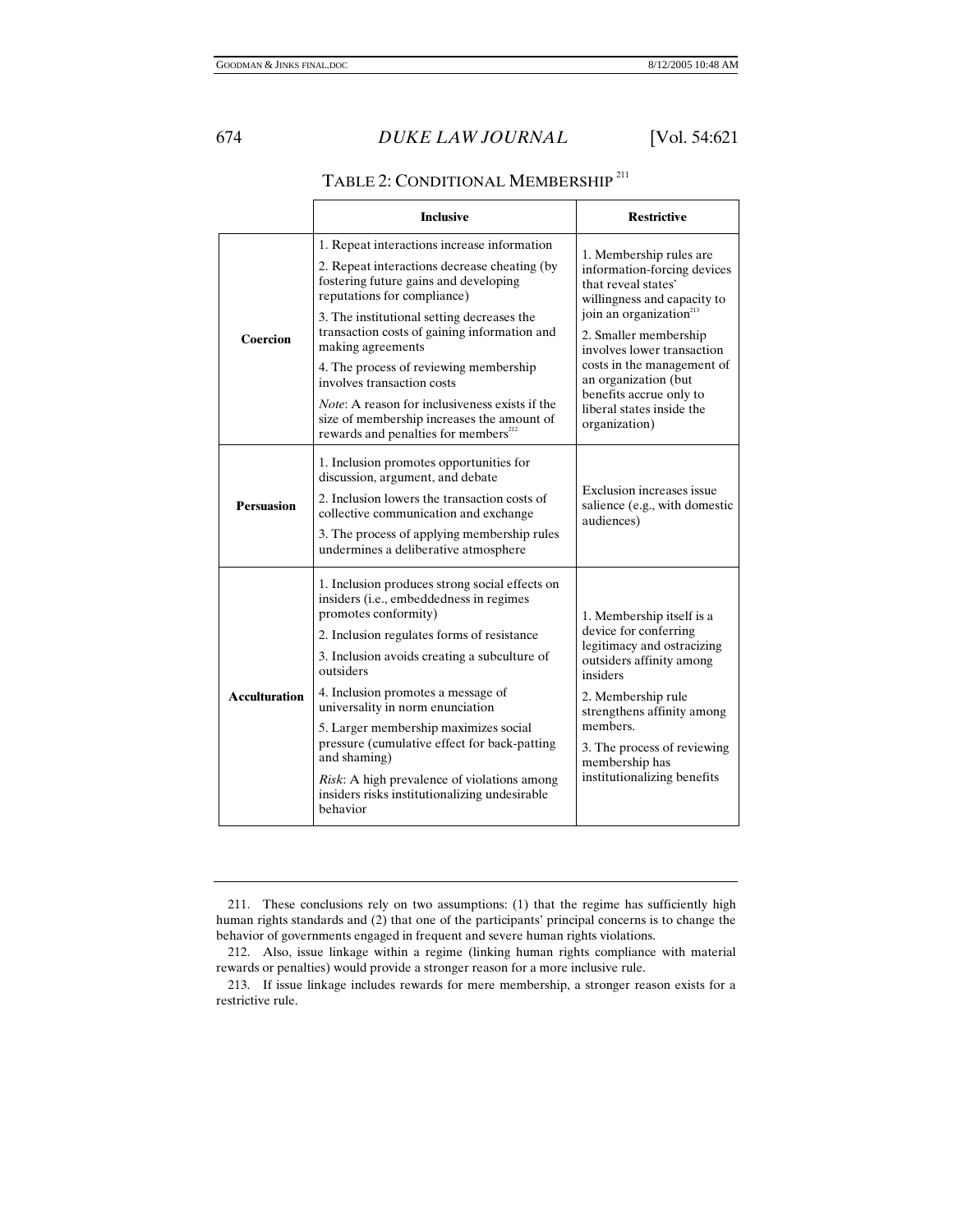TABLE 2: CONDITIONAL MEMBERSHIP[211]

| | Inclusive | Restrictive |
|---|---|---|
| **Coercion** | 1. Repeat interactions increase information<br>2. Repeat interactions decrease cheating (by fostering future gains and developing reputations for compliance)<br>3. The institutional setting decreases the transaction costs of gaining information and making agreements<br>4. The process of reviewing membership involves transaction costs<br>*Note*: A reason for inclusiveness exists if the size of membership increases the amount of rewards and penalties for members[212] | 1. Membership rules are information-forcing devices that reveal states' willingness and capacity to join an organization[213]<br>2. Smaller membership involves lower transaction costs in the management of an organization (but benefits accrue only to liberal states inside the organization) |
| **Persuasion** | 1. Inclusion promotes opportunities for discussion, argument, and debate<br>2. Inclusion lowers the transaction costs of collective communication and exchange<br>3. The process of applying membership rules undermines a deliberative atmosphere | Exclusion increases issue salience (e.g., with domestic audiences) |
| **Acculturation** | 1. Inclusion produces strong social effects on insiders (i.e., embeddedness in regimes promotes conformity)<br>2. Inclusion regulates forms of resistance<br>3. Inclusion avoids creating a subculture of outsiders<br>4. Inclusion promotes a message of universality in norm enunciation<br>5. Larger membership maximizes social pressure (cumulative effect for back-patting and shaming)<br>*Risk*: A high prevalence of violations among insiders risks institutionalizing undesirable behavior | 1. Membership itself is a device for conferring legitimacy and ostracizing outsiders affinity among insiders<br>2. Membership rule strengthens affinity among members.<br>3. The process of reviewing membership has institutionalizing benefits |

211. These conclusions rely on two assumptions: (1) that the regime has sufficiently high human rights standards and (2) that one of the participants' principal concerns is to change the behavior of governments engaged in frequent and severe human rights violations.

212. Also, issue linkage within a regime (linking human rights compliance with material rewards or penalties) would provide a stronger reason for a more inclusive rule.

213. If issue linkage includes rewards for mere membership, a stronger reason exists for a restrictive rule.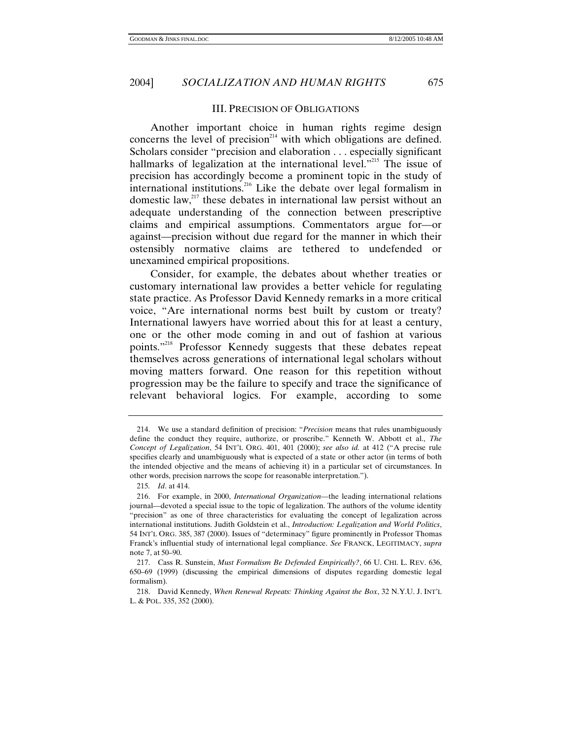## III. Precision of Obligations

Another important choice in human rights regime design concerns the level of precision[214] with which obligations are defined. Scholars consider "precision and elaboration . . . especially significant hallmarks of legalization at the international level."[215] The issue of precision has accordingly become a prominent topic in the study of international institutions.[216] Like the debate over legal formalism in domestic law,[217] these debates in international law persist without an adequate understanding of the connection between prescriptive claims and empirical assumptions. Commentators argue for—or against—precision without due regard for the manner in which their ostensibly normative claims are tethered to undefended or unexamined empirical propositions.

Consider, for example, the debates about whether treaties or customary international law provides a better vehicle for regulating state practice. As Professor David Kennedy remarks in a more critical voice, "Are international norms best built by custom or treaty? International lawyers have worried about this for at least a century, one or the other mode coming in and out of fashion at various points."[218] Professor Kennedy suggests that these debates repeat themselves across generations of international legal scholars without moving matters forward. One reason for this repetition without progression may be the failure to specify and trace the significance of relevant behavioral logics. For example, according to some

---

214. We use a standard definition of precision: "*Precision* means that rules unambiguously define the conduct they require, authorize, or proscribe." Kenneth W. Abbott et al., *The Concept of Legalization*, 54 INT'L ORG. 401, 401 (2000); *see also id.* at 412 ("A precise rule specifies clearly and unambiguously what is expected of a state or other actor (in terms of both the intended objective and the means of achieving it) in a particular set of circumstances. In other words, precision narrows the scope for reasonable interpretation.").

215. *Id*. at 414.

216. For example, in 2000, *International Organization*—the leading international relations journal—devoted a special issue to the topic of legalization. The authors of the volume identity "precision" as one of three characteristics for evaluating the concept of legalization across international institutions. Judith Goldstein et al., *Introduction: Legalization and World Politics*, 54 INT'L ORG. 385, 387 (2000). Issues of "determinacy" figure prominently in Professor Thomas Franck's influential study of international legal compliance. *See* FRANCK, LEGITIMACY, *supra* note 7, at 50–90.

217. Cass R. Sunstein, *Must Formalism Be Defended Empirically?*, 66 U. CHI. L. REV. 636, 650–69 (1999) (discussing the empirical dimensions of disputes regarding domestic legal formalism).

218. David Kennedy, *When Renewal Repeats: Thinking Against the Box*, 32 N.Y.U. J. INT'L L. & POL. 335, 352 (2000).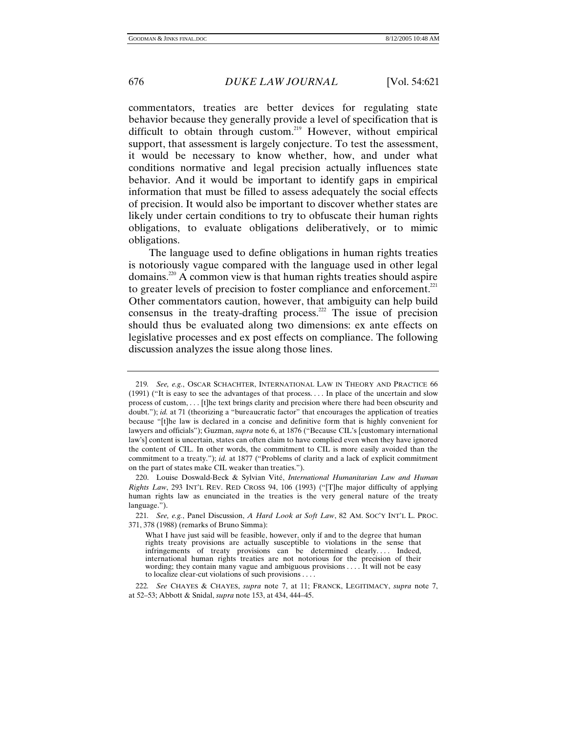commentators, treaties are better devices for regulating state behavior because they generally provide a level of specification that is difficult to obtain through custom.[219] However, without empirical support, that assessment is largely conjecture. To test the assessment, it would be necessary to know whether, how, and under what conditions normative and legal precision actually influences state behavior. And it would be important to identify gaps in empirical information that must be filled to assess adequately the social effects of precision. It would also be important to discover whether states are likely under certain conditions to try to obfuscate their human rights obligations, to evaluate obligations deliberatively, or to mimic obligations.

The language used to define obligations in human rights treaties is notoriously vague compared with the language used in other legal domains.[220] A common view is that human rights treaties should aspire to greater levels of precision to foster compliance and enforcement.[221] Other commentators caution, however, that ambiguity can help build consensus in the treaty-drafting process.[222] The issue of precision should thus be evaluated along two dimensions: ex ante effects on legislative processes and ex post effects on compliance. The following discussion analyzes the issue along those lines.

---

219. *See, e.g.*, OSCAR SCHACHTER, INTERNATIONAL LAW IN THEORY AND PRACTICE 66 (1991) ("It is easy to see the advantages of that process. . . . In place of the uncertain and slow process of custom, . . . [t]he text brings clarity and precision where there had been obscurity and doubt."); *id.* at 71 (theorizing a "bureaucratic factor" that encourages the application of treaties because "[t]he law is declared in a concise and definitive form that is highly convenient for lawyers and officials"); Guzman, *supra* note 6, at 1876 ("Because CIL's [customary international law's] content is uncertain, states can often claim to have complied even when they have ignored the content of CIL. In other words, the commitment to CIL is more easily avoided than the commitment to a treaty."); *id.* at 1877 ("Problems of clarity and a lack of explicit commitment on the part of states make CIL weaker than treaties.").

220. Louise Doswald-Beck & Sylvian Vité, *International Humanitarian Law and Human Rights Law*, 293 INT'L REV. RED CROSS 94, 106 (1993) ("[T]he major difficulty of applying human rights law as enunciated in the treaties is the very general nature of the treaty language.").

221. *See, e.g.*, Panel Discussion, *A Hard Look at Soft Law*, 82 AM. SOC'Y INT'L L. PROC. 371, 378 (1988) (remarks of Bruno Simma):

> What I have just said will be feasible, however, only if and to the degree that human rights treaty provisions are actually susceptible to violations in the sense that infringements of treaty provisions can be determined clearly. . . . Indeed, international human rights treaties are not notorious for the precision of their wording; they contain many vague and ambiguous provisions . . . . It will not be easy to localize clear-cut violations of such provisions . . . .

222. *See* CHAYES & CHAYES, *supra* note 7, at 11; FRANCK, LEGITIMACY, *supra* note 7, at 52–53; Abbott & Snidal, *supra* note 153, at 434, 444–45.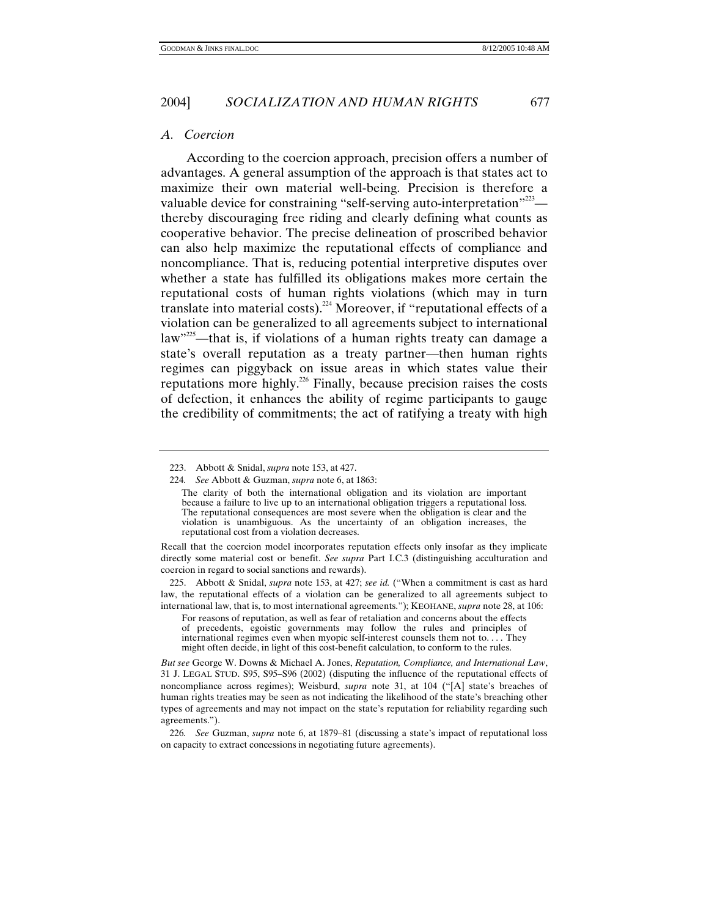### *A. Coercion*

According to the coercion approach, precision offers a number of advantages. A general assumption of the approach is that states act to maximize their own material well-being. Precision is therefore a valuable device for constraining "self-serving auto-interpretation"[223]—thereby discouraging free riding and clearly defining what counts as cooperative behavior. The precise delineation of proscribed behavior can also help maximize the reputational effects of compliance and noncompliance. That is, reducing potential interpretive disputes over whether a state has fulfilled its obligations makes more certain the reputational costs of human rights violations (which may in turn translate into material costs).[224] Moreover, if "reputational effects of a violation can be generalized to all agreements subject to international law"[225]—that is, if violations of a human rights treaty can damage a state's overall reputation as a treaty partner—then human rights regimes can piggyback on issue areas in which states value their reputations more highly.[226] Finally, because precision raises the costs of defection, it enhances the ability of regime participants to gauge the credibility of commitments; the act of ratifying a treaty with high

---

223. Abbott & Snidal, *supra* note 153, at 427.

224. *See* Abbott & Guzman, *supra* note 6, at 1863:

> The clarity of both the international obligation and its violation are important because a failure to live up to an international obligation triggers a reputational loss. The reputational consequences are most severe when the obligation is clear and the violation is unambiguous. As the uncertainty of an obligation increases, the reputational cost from a violation decreases.

Recall that the coercion model incorporates reputation effects only insofar as they implicate directly some material cost or benefit. *See supra* Part I.C.3 (distinguishing acculturation and coercion in regard to social sanctions and rewards).

225. Abbott & Snidal, *supra* note 153, at 427; *see id.* ("When a commitment is cast as hard law, the reputational effects of a violation can be generalized to all agreements subject to international law, that is, to most international agreements."); KEOHANE, *supra* note 28, at 106:

> For reasons of reputation, as well as fear of retaliation and concerns about the effects of precedents, egoistic governments may follow the rules and principles of international regimes even when myopic self-interest counsels them not to. . . . They might often decide, in light of this cost-benefit calculation, to conform to the rules.

*But see* George W. Downs & Michael A. Jones, *Reputation, Compliance, and International Law*, 31 J. LEGAL STUD. S95, S95–S96 (2002) (disputing the influence of the reputational effects of noncompliance across regimes); Weisburd, *supra* note 31, at 104 ("[A] state's breaches of human rights treaties may be seen as not indicating the likelihood of the state's breaching other types of agreements and may not impact on the state's reputation for reliability regarding such agreements.").

226. *See* Guzman, *supra* note 6, at 1879–81 (discussing a state's impact of reputational loss on capacity to extract concessions in negotiating future agreements).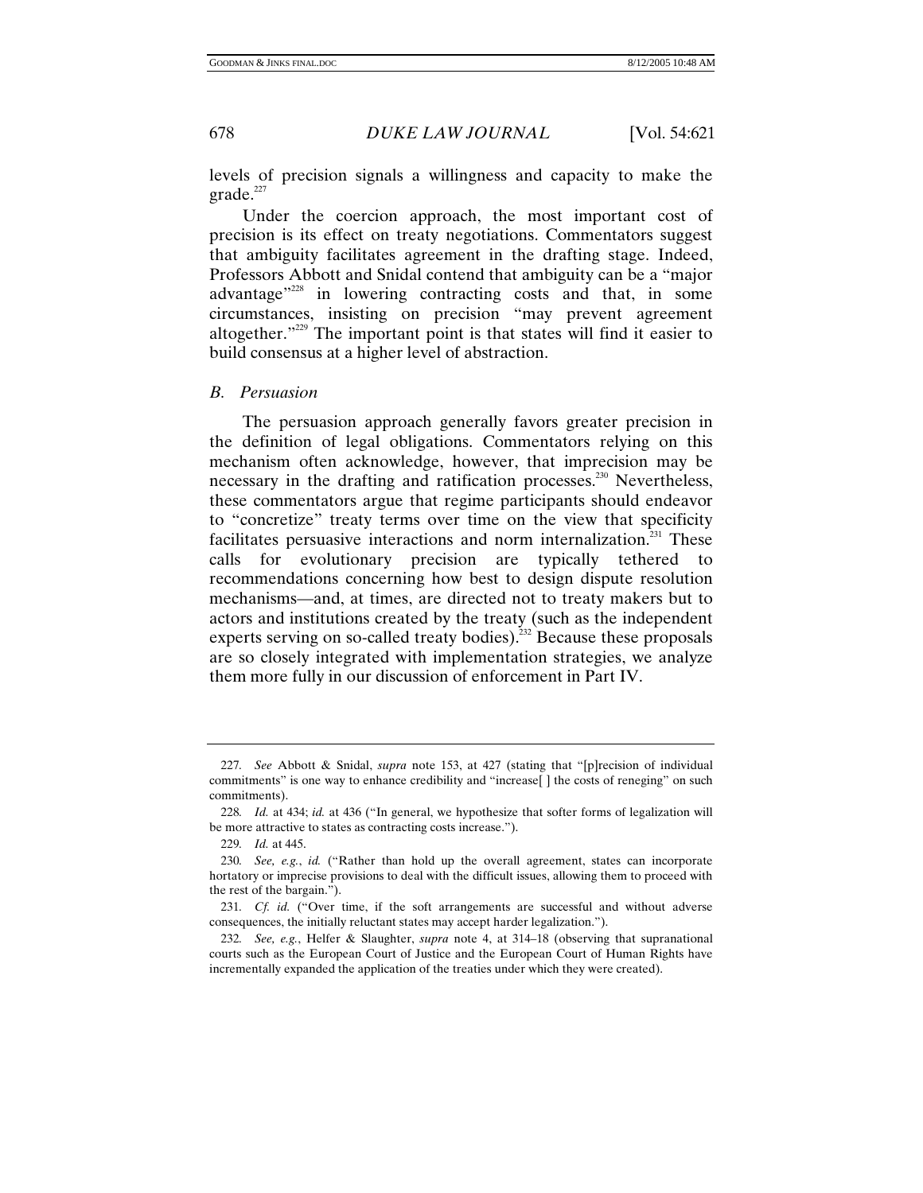levels of precision signals a willingness and capacity to make the grade.[227]

Under the coercion approach, the most important cost of precision is its effect on treaty negotiations. Commentators suggest that ambiguity facilitates agreement in the drafting stage. Indeed, Professors Abbott and Snidal contend that ambiguity can be a "major advantage"[228] in lowering contracting costs and that, in some circumstances, insisting on precision "may prevent agreement altogether."[229] The important point is that states will find it easier to build consensus at a higher level of abstraction.

### *B. Persuasion*

The persuasion approach generally favors greater precision in the definition of legal obligations. Commentators relying on this mechanism often acknowledge, however, that imprecision may be necessary in the drafting and ratification processes.[230] Nevertheless, these commentators argue that regime participants should endeavor to "concretize" treaty terms over time on the view that specificity facilitates persuasive interactions and norm internalization.[231] These calls for evolutionary precision are typically tethered to recommendations concerning how best to design dispute resolution mechanisms—and, at times, are directed not to treaty makers but to actors and institutions created by the treaty (such as the independent experts serving on so-called treaty bodies).[232] Because these proposals are so closely integrated with implementation strategies, we analyze them more fully in our discussion of enforcement in Part IV.

---

227. *See* Abbott & Snidal, *supra* note 153, at 427 (stating that "[p]recision of individual commitments" is one way to enhance credibility and "increase[ ] the costs of reneging" on such commitments).

228. *Id.* at 434; *id.* at 436 ("In general, we hypothesize that softer forms of legalization will be more attractive to states as contracting costs increase.").

229. *Id.* at 445.

230. *See, e.g.*, *id.* ("Rather than hold up the overall agreement, states can incorporate hortatory or imprecise provisions to deal with the difficult issues, allowing them to proceed with the rest of the bargain.").

231. *Cf. id.* ("Over time, if the soft arrangements are successful and without adverse consequences, the initially reluctant states may accept harder legalization.").

232. *See, e.g.*, Helfer & Slaughter, *supra* note 4, at 314–18 (observing that supranational courts such as the European Court of Justice and the European Court of Human Rights have incrementally expanded the application of the treaties under which they were created).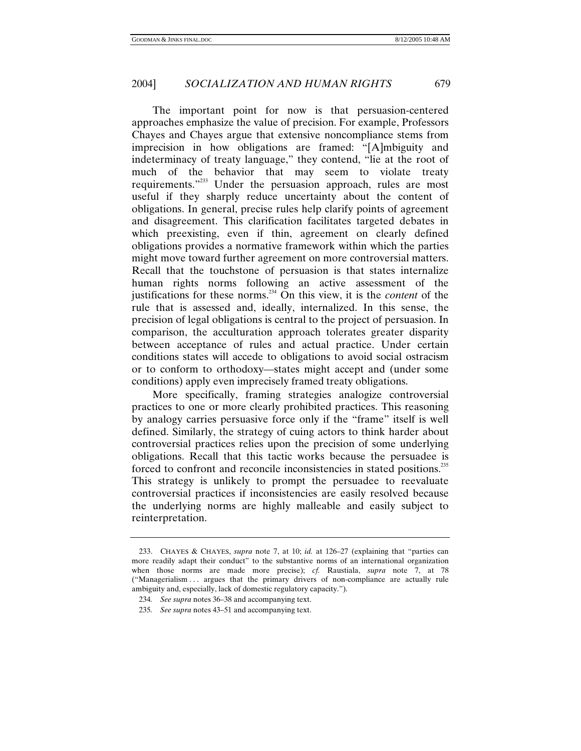The important point for now is that persuasion-centered approaches emphasize the value of precision. For example, Professors Chayes and Chayes argue that extensive noncompliance stems from imprecision in how obligations are framed: "[A]mbiguity and indeterminacy of treaty language," they contend, "lie at the root of much of the behavior that may seem to violate treaty requirements."[233] Under the persuasion approach, rules are most useful if they sharply reduce uncertainty about the content of obligations. In general, precise rules help clarify points of agreement and disagreement. This clarification facilitates targeted debates in which preexisting, even if thin, agreement on clearly defined obligations provides a normative framework within which the parties might move toward further agreement on more controversial matters. Recall that the touchstone of persuasion is that states internalize human rights norms following an active assessment of the justifications for these norms.[234] On this view, it is the *content* of the rule that is assessed and, ideally, internalized. In this sense, the precision of legal obligations is central to the project of persuasion. In comparison, the acculturation approach tolerates greater disparity between acceptance of rules and actual practice. Under certain conditions states will accede to obligations to avoid social ostracism or to conform to orthodoxy—states might accept and (under some conditions) apply even imprecisely framed treaty obligations.

More specifically, framing strategies analogize controversial practices to one or more clearly prohibited practices. This reasoning by analogy carries persuasive force only if the "frame" itself is well defined. Similarly, the strategy of cuing actors to think harder about controversial practices relies upon the precision of some underlying obligations. Recall that this tactic works because the persuadee is forced to confront and reconcile inconsistencies in stated positions.[235] This strategy is unlikely to prompt the persuadee to reevaluate controversial practices if inconsistencies are easily resolved because the underlying norms are highly malleable and easily subject to reinterpretation.

---

233. CHAYES & CHAYES, *supra* note 7, at 10; *id.* at 126–27 (explaining that "parties can more readily adapt their conduct" to the substantive norms of an international organization when those norms are made more precise); *cf.* Raustiala, *supra* note 7, at 78 ("Managerialism . . . argues that the primary drivers of non-compliance are actually rule ambiguity and, especially, lack of domestic regulatory capacity.").

234. *See supra* notes 36–38 and accompanying text.

235. *See supra* notes 43–51 and accompanying text.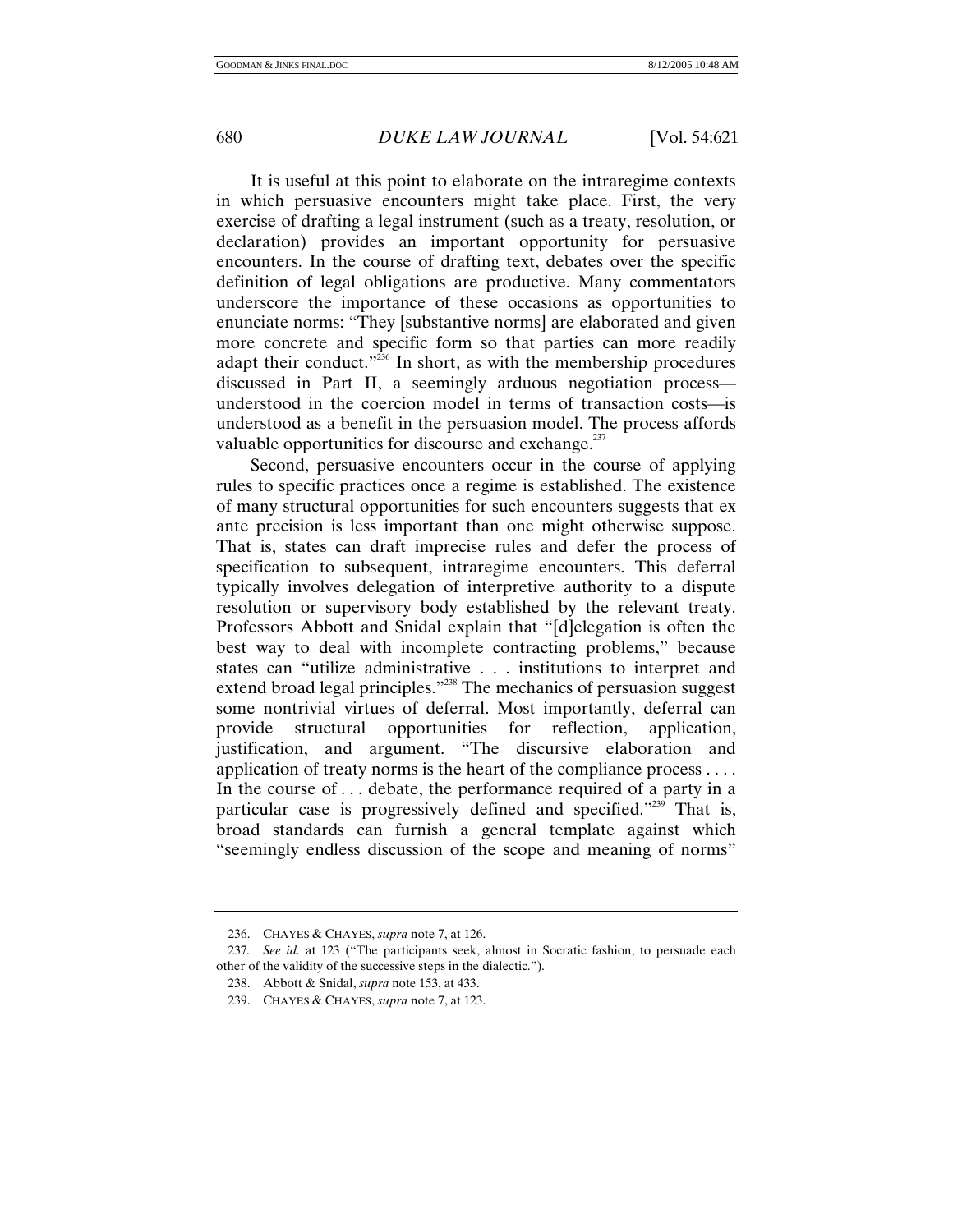It is useful at this point to elaborate on the intraregime contexts in which persuasive encounters might take place. First, the very exercise of drafting a legal instrument (such as a treaty, resolution, or declaration) provides an important opportunity for persuasive encounters. In the course of drafting text, debates over the specific definition of legal obligations are productive. Many commentators underscore the importance of these occasions as opportunities to enunciate norms: "They [substantive norms] are elaborated and given more concrete and specific form so that parties can more readily adapt their conduct."[236] In short, as with the membership procedures discussed in Part II, a seemingly arduous negotiation process—understood in the coercion model in terms of transaction costs—is understood as a benefit in the persuasion model. The process affords valuable opportunities for discourse and exchange.[237]

Second, persuasive encounters occur in the course of applying rules to specific practices once a regime is established. The existence of many structural opportunities for such encounters suggests that ex ante precision is less important than one might otherwise suppose. That is, states can draft imprecise rules and defer the process of specification to subsequent, intraregime encounters. This deferral typically involves delegation of interpretive authority to a dispute resolution or supervisory body established by the relevant treaty. Professors Abbott and Snidal explain that "[d]elegation is often the best way to deal with incomplete contracting problems," because states can "utilize administrative . . . institutions to interpret and extend broad legal principles."[238] The mechanics of persuasion suggest some nontrivial virtues of deferral. Most importantly, deferral can provide structural opportunities for reflection, application, justification, and argument. "The discursive elaboration and application of treaty norms is the heart of the compliance process . . . . In the course of . . . debate, the performance required of a party in a particular case is progressively defined and specified."[239] That is, broad standards can furnish a general template against which "seemingly endless discussion of the scope and meaning of norms"

---

236. CHAYES & CHAYES, *supra* note 7, at 126.

237. *See id.* at 123 ("The participants seek, almost in Socratic fashion, to persuade each other of the validity of the successive steps in the dialectic.").

238. Abbott & Snidal, *supra* note 153, at 433.

239. CHAYES & CHAYES, *supra* note 7, at 123.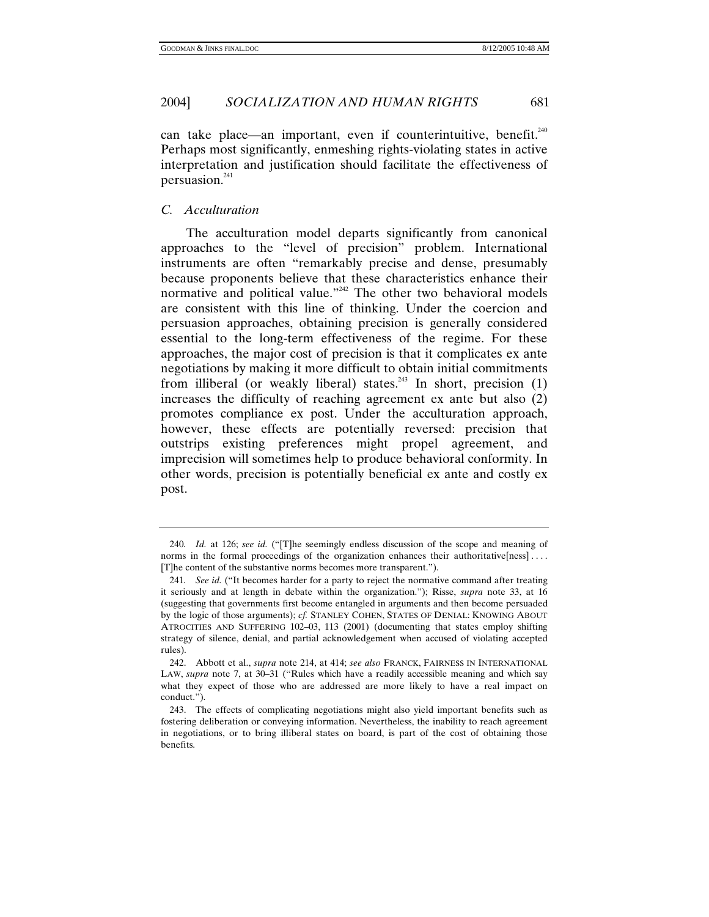can take place—an important, even if counterintuitive, benefit.[240] Perhaps most significantly, enmeshing rights-violating states in active interpretation and justification should facilitate the effectiveness of persuasion.[241]

### *C. Acculturation*

The acculturation model departs significantly from canonical approaches to the "level of precision" problem. International instruments are often "remarkably precise and dense, presumably because proponents believe that these characteristics enhance their normative and political value."[242] The other two behavioral models are consistent with this line of thinking. Under the coercion and persuasion approaches, obtaining precision is generally considered essential to the long-term effectiveness of the regime. For these approaches, the major cost of precision is that it complicates ex ante negotiations by making it more difficult to obtain initial commitments from illiberal (or weakly liberal) states.[243] In short, precision (1) increases the difficulty of reaching agreement ex ante but also (2) promotes compliance ex post. Under the acculturation approach, however, these effects are potentially reversed: precision that outstrips existing preferences might propel agreement, and imprecision will sometimes help to produce behavioral conformity. In other words, precision is potentially beneficial ex ante and costly ex post.

---

240. *Id.* at 126; *see id.* ("[T]he seemingly endless discussion of the scope and meaning of norms in the formal proceedings of the organization enhances their authoritative[ness] . . . . [T]he content of the substantive norms becomes more transparent.").

241. *See id.* ("It becomes harder for a party to reject the normative command after treating it seriously and at length in debate within the organization."); Risse, *supra* note 33, at 16 (suggesting that governments first become entangled in arguments and then become persuaded by the logic of those arguments); *cf.* STANLEY COHEN, STATES OF DENIAL: KNOWING ABOUT ATROCITIES AND SUFFERING 102–03, 113 (2001) (documenting that states employ shifting strategy of silence, denial, and partial acknowledgement when accused of violating accepted rules).

242. Abbott et al., *supra* note 214, at 414; *see also* FRANCK, FAIRNESS IN INTERNATIONAL LAW, *supra* note 7, at 30–31 ("Rules which have a readily accessible meaning and which say what they expect of those who are addressed are more likely to have a real impact on conduct.").

243. The effects of complicating negotiations might also yield important benefits such as fostering deliberation or conveying information. Nevertheless, the inability to reach agreement in negotiations, or to bring illiberal states on board, is part of the cost of obtaining those benefits.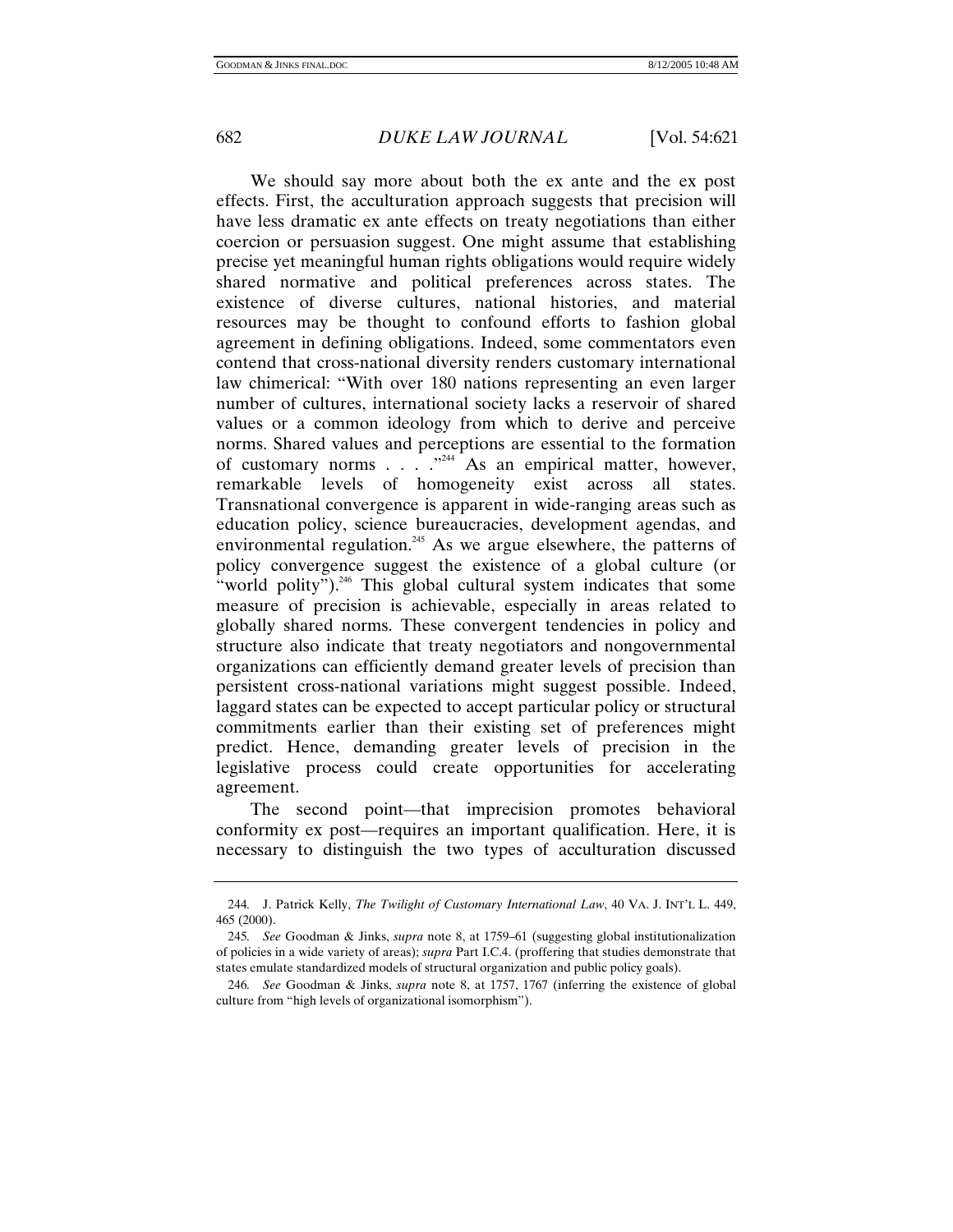We should say more about both the ex ante and the ex post effects. First, the acculturation approach suggests that precision will have less dramatic ex ante effects on treaty negotiations than either coercion or persuasion suggest. One might assume that establishing precise yet meaningful human rights obligations would require widely shared normative and political preferences across states. The existence of diverse cultures, national histories, and material resources may be thought to confound efforts to fashion global agreement in defining obligations. Indeed, some commentators even contend that cross-national diversity renders customary international law chimerical: "With over 180 nations representing an even larger number of cultures, international society lacks a reservoir of shared values or a common ideology from which to derive and perceive norms. Shared values and perceptions are essential to the formation of customary norms . . . ."[244] As an empirical matter, however, remarkable levels of homogeneity exist across all states. Transnational convergence is apparent in wide-ranging areas such as education policy, science bureaucracies, development agendas, and environmental regulation.[245] As we argue elsewhere, the patterns of policy convergence suggest the existence of a global culture (or "world polity").[246] This global cultural system indicates that some measure of precision is achievable, especially in areas related to globally shared norms. These convergent tendencies in policy and structure also indicate that treaty negotiators and nongovernmental organizations can efficiently demand greater levels of precision than persistent cross-national variations might suggest possible. Indeed, laggard states can be expected to accept particular policy or structural commitments earlier than their existing set of preferences might predict. Hence, demanding greater levels of precision in the legislative process could create opportunities for accelerating agreement.

The second point—that imprecision promotes behavioral conformity ex post—requires an important qualification. Here, it is necessary to distinguish the two types of acculturation discussed

---

244. J. Patrick Kelly, *The Twilight of Customary International Law*, 40 VA. J. INT'L L. 449, 465 (2000).

245. *See* Goodman & Jinks, *supra* note 8, at 1759–61 (suggesting global institutionalization of policies in a wide variety of areas); *supra* Part I.C.4. (proffering that studies demonstrate that states emulate standardized models of structural organization and public policy goals).

246. *See* Goodman & Jinks, *supra* note 8, at 1757, 1767 (inferring the existence of global culture from "high levels of organizational isomorphism").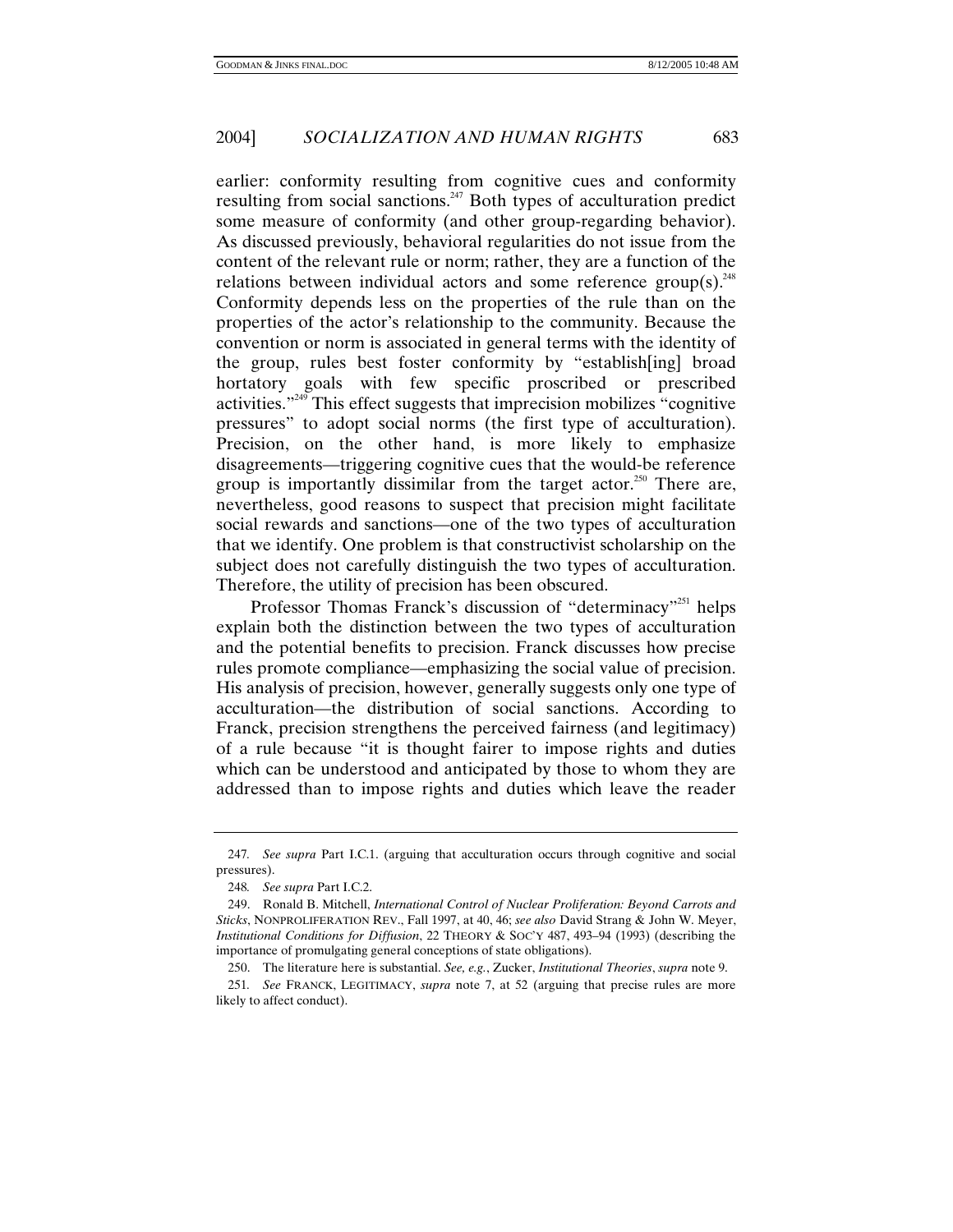earlier: conformity resulting from cognitive cues and conformity resulting from social sanctions.[247] Both types of acculturation predict some measure of conformity (and other group-regarding behavior). As discussed previously, behavioral regularities do not issue from the content of the relevant rule or norm; rather, they are a function of the relations between individual actors and some reference group(s).[248] Conformity depends less on the properties of the rule than on the properties of the actor's relationship to the community. Because the convention or norm is associated in general terms with the identity of the group, rules best foster conformity by "establish[ing] broad hortatory goals with few specific proscribed or prescribed activities."[249] This effect suggests that imprecision mobilizes "cognitive pressures" to adopt social norms (the first type of acculturation). Precision, on the other hand, is more likely to emphasize disagreements—triggering cognitive cues that the would-be reference group is importantly dissimilar from the target actor.[250] There are, nevertheless, good reasons to suspect that precision might facilitate social rewards and sanctions—one of the two types of acculturation that we identify. One problem is that constructivist scholarship on the subject does not carefully distinguish the two types of acculturation. Therefore, the utility of precision has been obscured.

Professor Thomas Franck's discussion of "determinacy"[251] helps explain both the distinction between the two types of acculturation and the potential benefits to precision. Franck discusses how precise rules promote compliance—emphasizing the social value of precision. His analysis of precision, however, generally suggests only one type of acculturation—the distribution of social sanctions. According to Franck, precision strengthens the perceived fairness (and legitimacy) of a rule because "it is thought fairer to impose rights and duties which can be understood and anticipated by those to whom they are addressed than to impose rights and duties which leave the reader

---

247. *See supra* Part I.C.1. (arguing that acculturation occurs through cognitive and social pressures).

248. *See supra* Part I.C.2.

249. Ronald B. Mitchell, *International Control of Nuclear Proliferation: Beyond Carrots and Sticks*, NONPROLIFERATION REV., Fall 1997, at 40, 46; *see also* David Strang & John W. Meyer, *Institutional Conditions for Diffusion*, 22 THEORY & SOC'Y 487, 493–94 (1993) (describing the importance of promulgating general conceptions of state obligations).

250. The literature here is substantial. *See, e.g.*, Zucker, *Institutional Theories*, *supra* note 9.

251. *See* FRANCK, LEGITIMACY, *supra* note 7, at 52 (arguing that precise rules are more likely to affect conduct).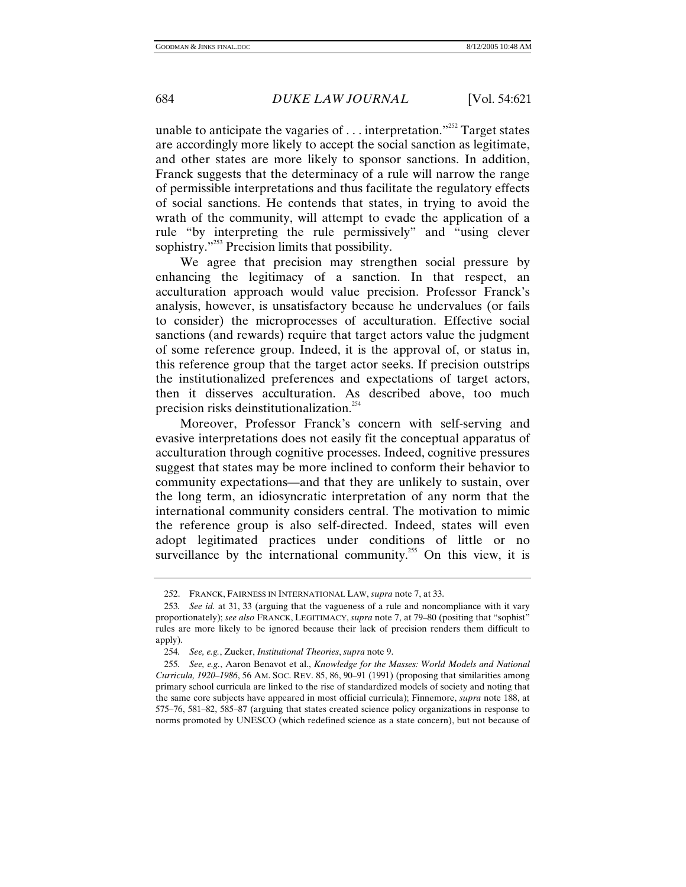unable to anticipate the vagaries of . . . interpretation."[252] Target states are accordingly more likely to accept the social sanction as legitimate, and other states are more likely to sponsor sanctions. In addition, Franck suggests that the determinacy of a rule will narrow the range of permissible interpretations and thus facilitate the regulatory effects of social sanctions. He contends that states, in trying to avoid the wrath of the community, will attempt to evade the application of a rule "by interpreting the rule permissively" and "using clever sophistry."[253] Precision limits that possibility.

We agree that precision may strengthen social pressure by enhancing the legitimacy of a sanction. In that respect, an acculturation approach would value precision. Professor Franck's analysis, however, is unsatisfactory because he undervalues (or fails to consider) the microprocesses of acculturation. Effective social sanctions (and rewards) require that target actors value the judgment of some reference group. Indeed, it is the approval of, or status in, this reference group that the target actor seeks. If precision outstrips the institutionalized preferences and expectations of target actors, then it disserves acculturation. As described above, too much precision risks deinstitutionalization.[254]

Moreover, Professor Franck's concern with self-serving and evasive interpretations does not easily fit the conceptual apparatus of acculturation through cognitive processes. Indeed, cognitive pressures suggest that states may be more inclined to conform their behavior to community expectations—and that they are unlikely to sustain, over the long term, an idiosyncratic interpretation of any norm that the international community considers central. The motivation to mimic the reference group is also self-directed. Indeed, states will even adopt legitimated practices under conditions of little or no surveillance by the international community.[255] On this view, it is

---

252. FRANCK, FAIRNESS IN INTERNATIONAL LAW, *supra* note 7, at 33.

253. *See id.* at 31, 33 (arguing that the vagueness of a rule and noncompliance with it vary proportionately); *see also* FRANCK, LEGITIMACY, *supra* note 7, at 79–80 (positing that "sophist" rules are more likely to be ignored because their lack of precision renders them difficult to apply).

254. *See, e.g.*, Zucker, *Institutional Theories*, *supra* note 9.

255. *See, e.g.*, Aaron Benavot et al., *Knowledge for the Masses: World Models and National Curricula, 1920–1986*, 56 AM. SOC. REV. 85, 86, 90–91 (1991) (proposing that similarities among primary school curricula are linked to the rise of standardized models of society and noting that the same core subjects have appeared in most official curricula); Finnemore, *supra* note 188, at 575–76, 581–82, 585–87 (arguing that states created science policy organizations in response to norms promoted by UNESCO (which redefined science as a state concern), but not because of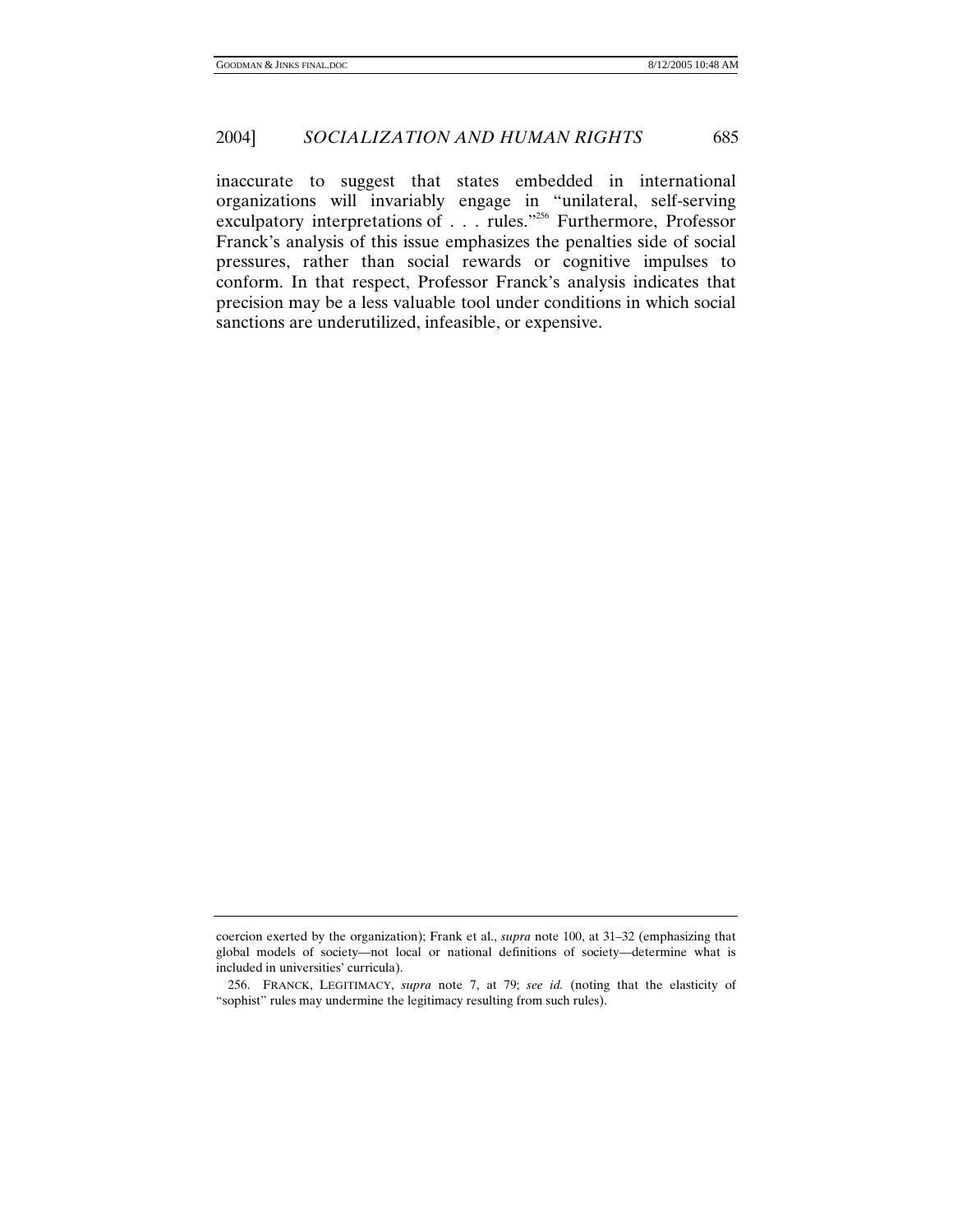inaccurate to suggest that states embedded in international organizations will invariably engage in "unilateral, self-serving exculpatory interpretations of . . . rules."[256] Furthermore, Professor Franck's analysis of this issue emphasizes the penalties side of social pressures, rather than social rewards or cognitive impulses to conform. In that respect, Professor Franck's analysis indicates that precision may be a less valuable tool under conditions in which social sanctions are underutilized, infeasible, or expensive.

---

coercion exerted by the organization); Frank et al., *supra* note 100, at 31–32 (emphasizing that global models of society—not local or national definitions of society—determine what is included in universities' curricula).

256. FRANCK, LEGITIMACY, *supra* note 7, at 79; *see id.* (noting that the elasticity of "sophist" rules may undermine the legitimacy resulting from such rules).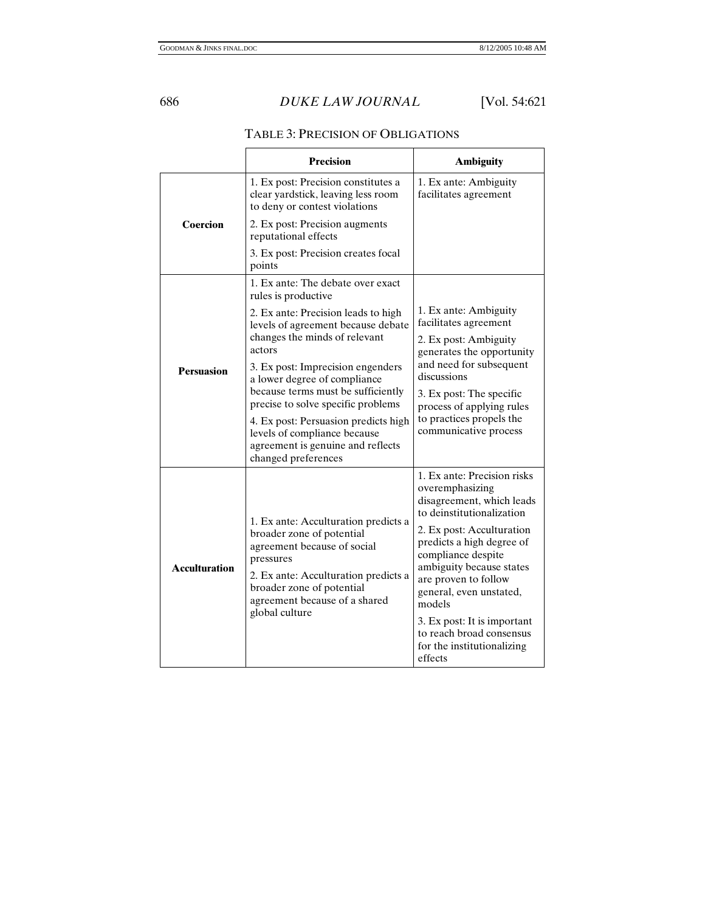TABLE 3: PRECISION OF OBLIGATIONS

| | Precision | Ambiguity |
|---|---|---|
| **Coercion** | 1. Ex post: Precision constitutes a clear yardstick, leaving less room to deny or contest violations<br>2. Ex post: Precision augments reputational effects<br>3. Ex post: Precision creates focal points | 1. Ex ante: Ambiguity facilitates agreement |
| **Persuasion** | 1. Ex ante: The debate over exact rules is productive<br>2. Ex ante: Precision leads to high levels of agreement because debate changes the minds of relevant actors<br>3. Ex post: Imprecision engenders a lower degree of compliance because terms must be sufficiently precise to solve specific problems<br>4. Ex post: Persuasion predicts high levels of compliance because agreement is genuine and reflects changed preferences | 1. Ex ante: Ambiguity facilitates agreement<br>2. Ex post: Ambiguity generates the opportunity and need for subsequent discussions<br>3. Ex post: The specific process of applying rules to practices propels the communicative process |
| **Acculturation** | 1. Ex ante: Acculturation predicts a broader zone of potential agreement because of social pressures<br>2. Ex ante: Acculturation predicts a broader zone of potential agreement because of a shared global culture | 1. Ex ante: Precision risks overemphasizing disagreement, which leads to deinstitutionalization<br>2. Ex post: Acculturation predicts a high degree of compliance despite ambiguity because states are proven to follow general, even unstated, models<br>3. Ex post: It is important to reach broad consensus for the institutionalizing effects |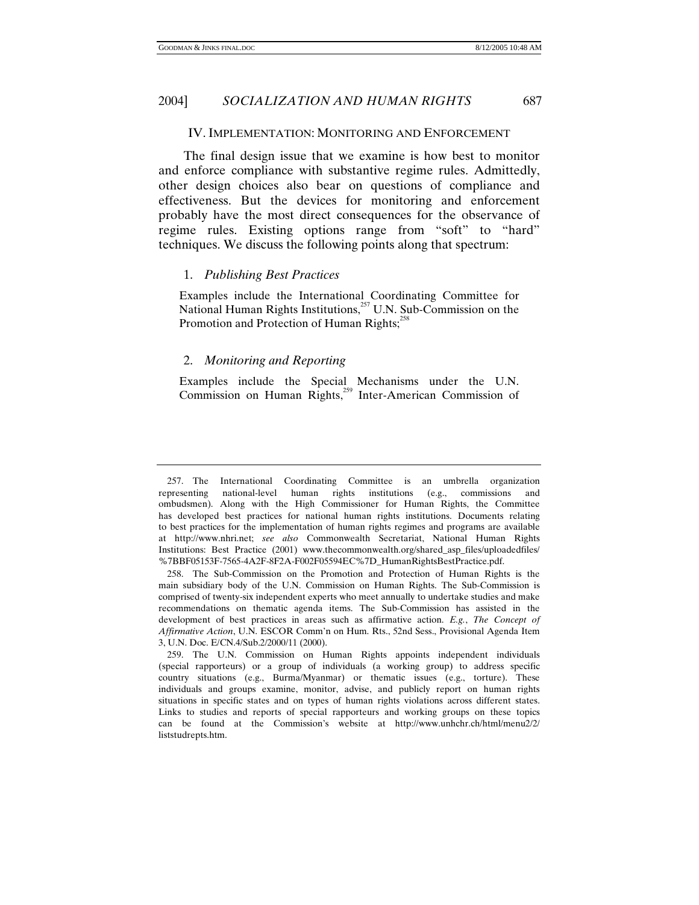## IV. Implementation: Monitoring and Enforcement

The final design issue that we examine is how best to monitor and enforce compliance with substantive regime rules. Admittedly, other design choices also bear on questions of compliance and effectiveness. But the devices for monitoring and enforcement probably have the most direct consequences for the observance of regime rules. Existing options range from "soft" to "hard" techniques. We discuss the following points along that spectrum:

1. *Publishing Best Practices*

Examples include the International Coordinating Committee for National Human Rights Institutions,[257] U.N. Sub-Commission on the Promotion and Protection of Human Rights;[258]

2. *Monitoring and Reporting*

Examples include the Special Mechanisms under the U.N. Commission on Human Rights,[259] Inter-American Commission of

---

257. The International Coordinating Committee is an umbrella organization representing national-level human rights institutions (e.g., commissions and ombudsmen). Along with the High Commissioner for Human Rights, the Committee has developed best practices for national human rights institutions. Documents relating to best practices for the implementation of human rights regimes and programs are available at http://www.nhri.net; *see also* Commonwealth Secretariat, National Human Rights Institutions: Best Practice (2001) www.thecommonwealth.org/shared_asp_files/uploadedfiles/%7BBF05153F-7565-4A2F-8F2A-F002F05594EC%7D_HumanRightsBestPractice.pdf.

258. The Sub-Commission on the Promotion and Protection of Human Rights is the main subsidiary body of the U.N. Commission on Human Rights. The Sub-Commission is comprised of twenty-six independent experts who meet annually to undertake studies and make recommendations on thematic agenda items. The Sub-Commission has assisted in the development of best practices in areas such as affirmative action. *E.g.*, *The Concept of Affirmative Action*, U.N. ESCOR Comm'n on Hum. Rts., 52nd Sess., Provisional Agenda Item 3, U.N. Doc. E/CN.4/Sub.2/2000/11 (2000).

259. The U.N. Commission on Human Rights appoints independent individuals (special rapporteurs) or a group of individuals (a working group) to address specific country situations (e.g., Burma/Myanmar) or thematic issues (e.g., torture). These individuals and groups examine, monitor, advise, and publicly report on human rights situations in specific states and on types of human rights violations across different states. Links to studies and reports of special rapporteurs and working groups on these topics can be found at the Commission's website at http://www.unhchr.ch/html/menu2/2/liststudrepts.htm.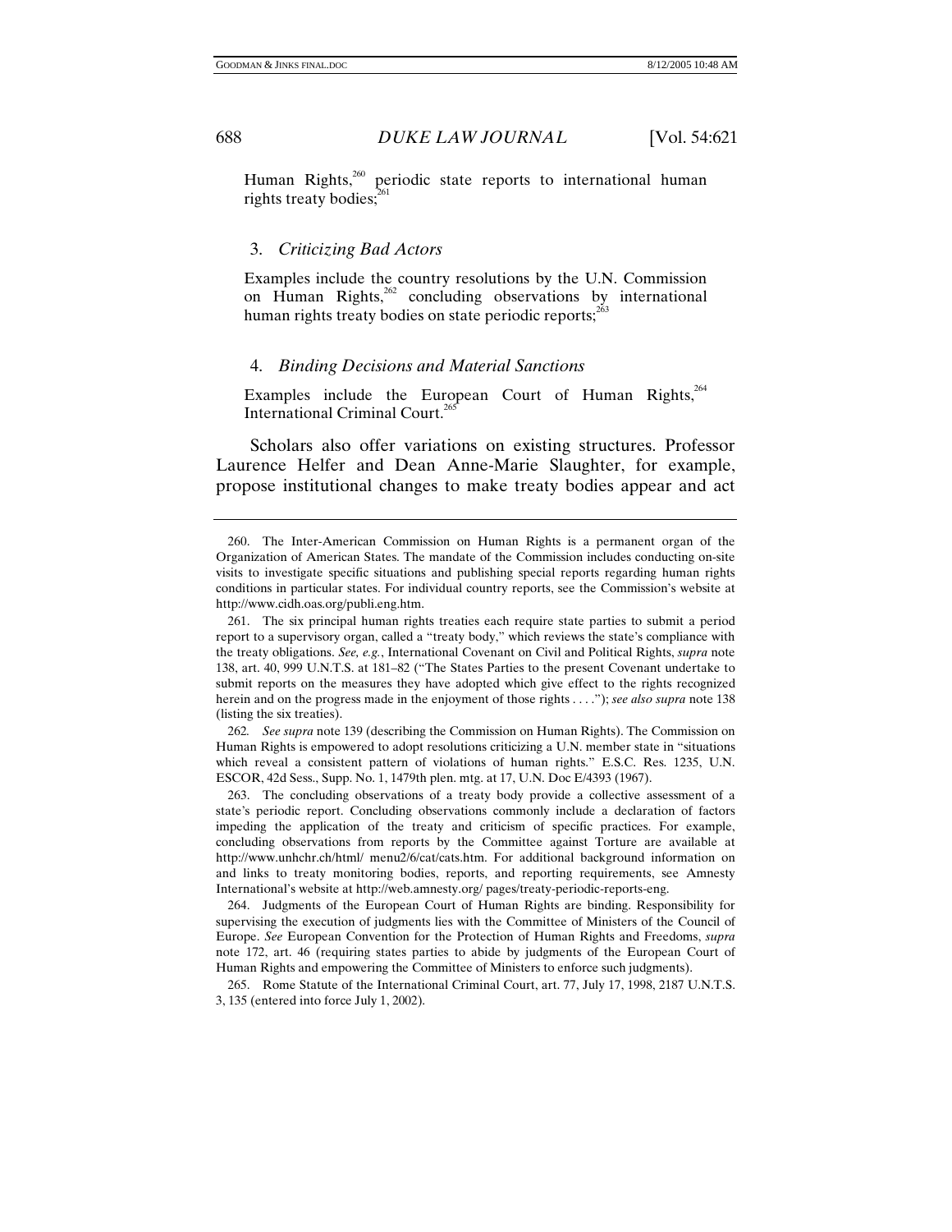Human Rights,[260] periodic state reports to international human rights treaty bodies;[261]

### 3. *Criticizing Bad Actors*

Examples include the country resolutions by the U.N. Commission on Human Rights,[262] concluding observations by international human rights treaty bodies on state periodic reports;[263]

### 4. *Binding Decisions and Material Sanctions*

Examples include the European Court of Human Rights,[264] International Criminal Court.[265]

Scholars also offer variations on existing structures. Professor Laurence Helfer and Dean Anne-Marie Slaughter, for example, propose institutional changes to make treaty bodies appear and act

---

260. The Inter-American Commission on Human Rights is a permanent organ of the Organization of American States. The mandate of the Commission includes conducting on-site visits to investigate specific situations and publishing special reports regarding human rights conditions in particular states. For individual country reports, see the Commission's website at http://www.cidh.oas.org/publi.eng.htm.

261. The six principal human rights treaties each require state parties to submit a period report to a supervisory organ, called a "treaty body," which reviews the state's compliance with the treaty obligations. *See, e.g.*, International Covenant on Civil and Political Rights, *supra* note 138, art. 40, 999 U.N.T.S. at 181–82 ("The States Parties to the present Covenant undertake to submit reports on the measures they have adopted which give effect to the rights recognized herein and on the progress made in the enjoyment of those rights . . . ."); *see also supra* note 138 (listing the six treaties).

262. *See supra* note 139 (describing the Commission on Human Rights). The Commission on Human Rights is empowered to adopt resolutions criticizing a U.N. member state in "situations which reveal a consistent pattern of violations of human rights." E.S.C. Res. 1235, U.N. ESCOR, 42d Sess., Supp. No. 1, 1479th plen. mtg. at 17, U.N. Doc E/4393 (1967).

263. The concluding observations of a treaty body provide a collective assessment of a state's periodic report. Concluding observations commonly include a declaration of factors impeding the application of the treaty and criticism of specific practices. For example, concluding observations from reports by the Committee against Torture are available at http://www.unhchr.ch/html/ menu2/6/cat/cats.htm. For additional background information on and links to treaty monitoring bodies, reports, and reporting requirements, see Amnesty International's website at http://web.amnesty.org/ pages/treaty-periodic-reports-eng.

264. Judgments of the European Court of Human Rights are binding. Responsibility for supervising the execution of judgments lies with the Committee of Ministers of the Council of Europe. *See* European Convention for the Protection of Human Rights and Freedoms, *supra* note 172, art. 46 (requiring states parties to abide by judgments of the European Court of Human Rights and empowering the Committee of Ministers to enforce such judgments).

265. Rome Statute of the International Criminal Court, art. 77, July 17, 1998, 2187 U.N.T.S. 3, 135 (entered into force July 1, 2002).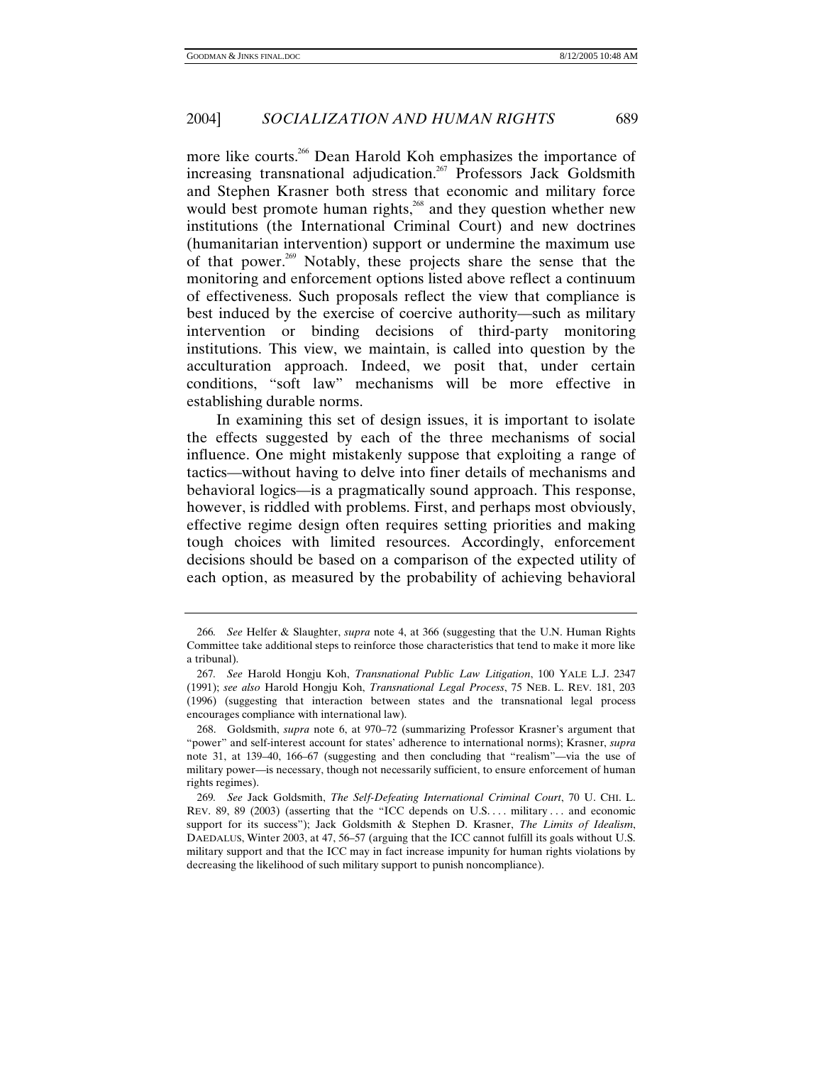more like courts.[266] Dean Harold Koh emphasizes the importance of increasing transnational adjudication.[267] Professors Jack Goldsmith and Stephen Krasner both stress that economic and military force would best promote human rights,[268] and they question whether new institutions (the International Criminal Court) and new doctrines (humanitarian intervention) support or undermine the maximum use of that power.[269] Notably, these projects share the sense that the monitoring and enforcement options listed above reflect a continuum of effectiveness. Such proposals reflect the view that compliance is best induced by the exercise of coercive authority—such as military intervention or binding decisions of third-party monitoring institutions. This view, we maintain, is called into question by the acculturation approach. Indeed, we posit that, under certain conditions, "soft law" mechanisms will be more effective in establishing durable norms.

In examining this set of design issues, it is important to isolate the effects suggested by each of the three mechanisms of social influence. One might mistakenly suppose that exploiting a range of tactics—without having to delve into finer details of mechanisms and behavioral logics—is a pragmatically sound approach. This response, however, is riddled with problems. First, and perhaps most obviously, effective regime design often requires setting priorities and making tough choices with limited resources. Accordingly, enforcement decisions should be based on a comparison of the expected utility of each option, as measured by the probability of achieving behavioral

---

266. *See* Helfer & Slaughter, *supra* note 4, at 366 (suggesting that the U.N. Human Rights Committee take additional steps to reinforce those characteristics that tend to make it more like a tribunal).

267. *See* Harold Hongju Koh, *Transnational Public Law Litigation*, 100 YALE L.J. 2347 (1991); *see also* Harold Hongju Koh, *Transnational Legal Process*, 75 NEB. L. REV. 181, 203 (1996) (suggesting that interaction between states and the transnational legal process encourages compliance with international law).

268. Goldsmith, *supra* note 6, at 970–72 (summarizing Professor Krasner's argument that "power" and self-interest account for states' adherence to international norms); Krasner, *supra* note 31, at 139–40, 166–67 (suggesting and then concluding that "realism"—via the use of military power—is necessary, though not necessarily sufficient, to ensure enforcement of human rights regimes).

269. *See* Jack Goldsmith, *The Self-Defeating International Criminal Court*, 70 U. CHI. L. REV. 89, 89 (2003) (asserting that the "ICC depends on U.S. . . . military . . . and economic support for its success"); Jack Goldsmith & Stephen D. Krasner, *The Limits of Idealism*, DAEDALUS, Winter 2003, at 47, 56–57 (arguing that the ICC cannot fulfill its goals without U.S. military support and that the ICC may in fact increase impunity for human rights violations by decreasing the likelihood of such military support to punish noncompliance).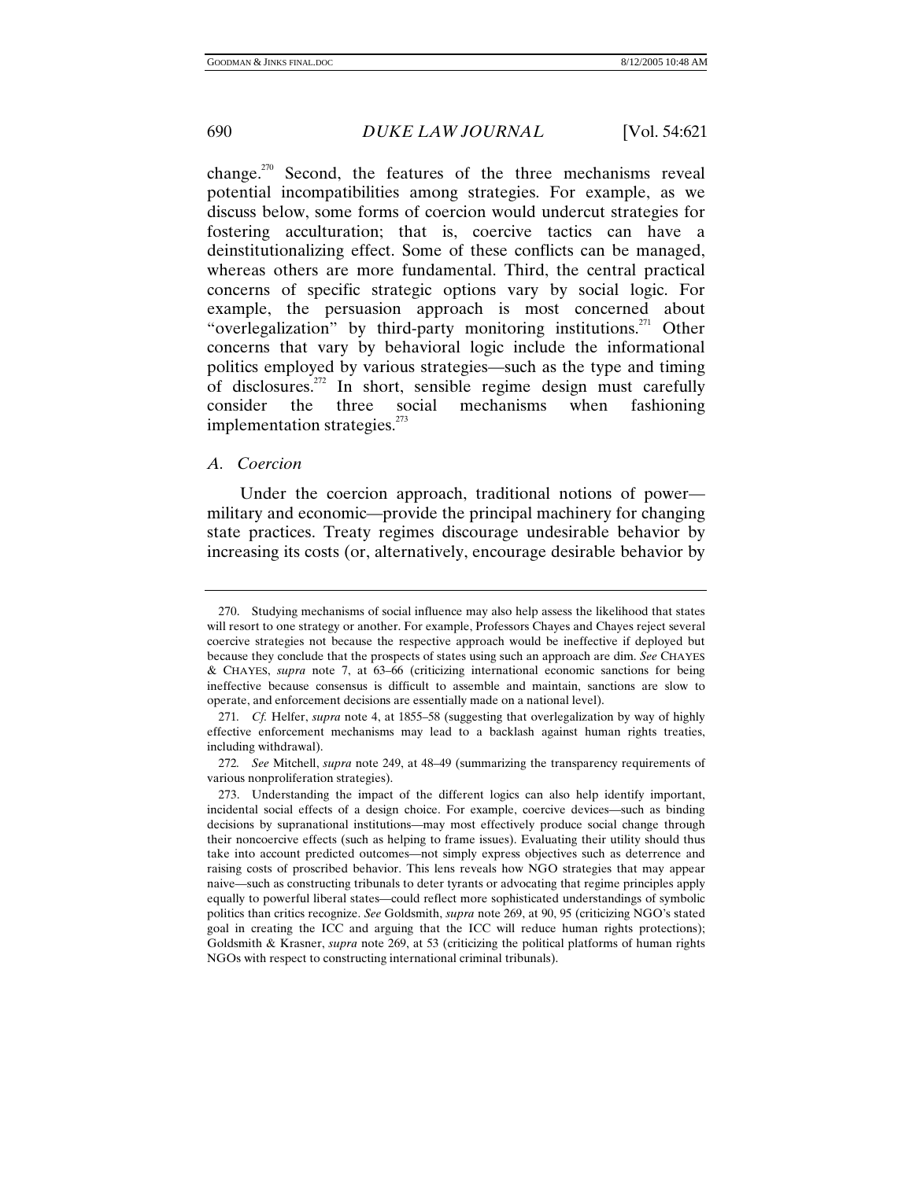change.[270] Second, the features of the three mechanisms reveal potential incompatibilities among strategies. For example, as we discuss below, some forms of coercion would undercut strategies for fostering acculturation; that is, coercive tactics can have a deinstitutionalizing effect. Some of these conflicts can be managed, whereas others are more fundamental. Third, the central practical concerns of specific strategic options vary by social logic. For example, the persuasion approach is most concerned about "overlegalization" by third-party monitoring institutions.[271] Other concerns that vary by behavioral logic include the informational politics employed by various strategies—such as the type and timing of disclosures.[272] In short, sensible regime design must carefully consider the three social mechanisms when fashioning implementation strategies.[273]

### *A. Coercion*

Under the coercion approach, traditional notions of power—military and economic—provide the principal machinery for changing state practices. Treaty regimes discourage undesirable behavior by increasing its costs (or, alternatively, encourage desirable behavior by

---

270. Studying mechanisms of social influence may also help assess the likelihood that states will resort to one strategy or another. For example, Professors Chayes and Chayes reject several coercive strategies not because the respective approach would be ineffective if deployed but because they conclude that the prospects of states using such an approach are dim. *See* CHAYES & CHAYES, *supra* note 7, at 63–66 (criticizing international economic sanctions for being ineffective because consensus is difficult to assemble and maintain, sanctions are slow to operate, and enforcement decisions are essentially made on a national level).

271. *Cf.* Helfer, *supra* note 4, at 1855–58 (suggesting that overlegalization by way of highly effective enforcement mechanisms may lead to a backlash against human rights treaties, including withdrawal).

272. *See* Mitchell, *supra* note 249, at 48–49 (summarizing the transparency requirements of various nonproliferation strategies).

273. Understanding the impact of the different logics can also help identify important, incidental social effects of a design choice. For example, coercive devices—such as binding decisions by supranational institutions—may most effectively produce social change through their noncoercive effects (such as helping to frame issues). Evaluating their utility should thus take into account predicted outcomes—not simply express objectives such as deterrence and raising costs of proscribed behavior. This lens reveals how NGO strategies that may appear naive—such as constructing tribunals to deter tyrants or advocating that regime principles apply equally to powerful liberal states—could reflect more sophisticated understandings of symbolic politics than critics recognize. *See* Goldsmith, *supra* note 269, at 90, 95 (criticizing NGO's stated goal in creating the ICC and arguing that the ICC will reduce human rights protections); Goldsmith & Krasner, *supra* note 269, at 53 (criticizing the political platforms of human rights NGOs with respect to constructing international criminal tribunals).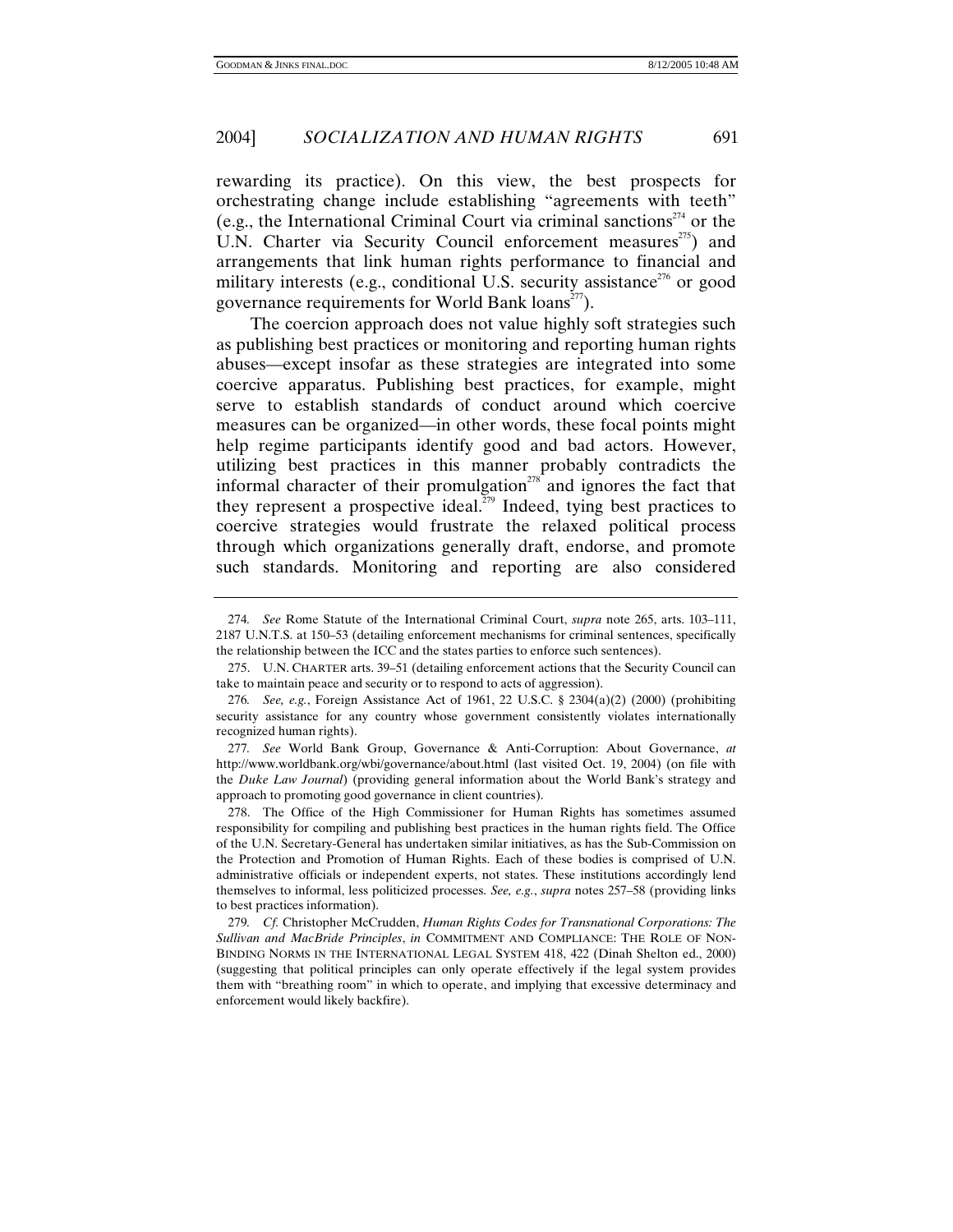rewarding its practice). On this view, the best prospects for orchestrating change include establishing "agreements with teeth" (e.g., the International Criminal Court via criminal sanctions[274] or the U.N. Charter via Security Council enforcement measures[275]) and arrangements that link human rights performance to financial and military interests (e.g., conditional U.S. security assistance[276] or good governance requirements for World Bank loans[277]).

The coercion approach does not value highly soft strategies such as publishing best practices or monitoring and reporting human rights abuses—except insofar as these strategies are integrated into some coercive apparatus. Publishing best practices, for example, might serve to establish standards of conduct around which coercive measures can be organized—in other words, these focal points might help regime participants identify good and bad actors. However, utilizing best practices in this manner probably contradicts the informal character of their promulgation[278] and ignores the fact that they represent a prospective ideal.[279] Indeed, tying best practices to coercive strategies would frustrate the relaxed political process through which organizations generally draft, endorse, and promote such standards. Monitoring and reporting are also considered

---

274. *See* Rome Statute of the International Criminal Court, *supra* note 265, arts. 103–111, 2187 U.N.T.S. at 150–53 (detailing enforcement mechanisms for criminal sentences, specifically the relationship between the ICC and the states parties to enforce such sentences).

275. U.N. CHARTER arts. 39–51 (detailing enforcement actions that the Security Council can take to maintain peace and security or to respond to acts of aggression).

276. *See, e.g.*, Foreign Assistance Act of 1961, 22 U.S.C. § 2304(a)(2) (2000) (prohibiting security assistance for any country whose government consistently violates internationally recognized human rights).

277. *See* World Bank Group, Governance & Anti-Corruption: About Governance, *at* http://www.worldbank.org/wbi/governance/about.html (last visited Oct. 19, 2004) (on file with the *Duke Law Journal*) (providing general information about the World Bank's strategy and approach to promoting good governance in client countries).

278. The Office of the High Commissioner for Human Rights has sometimes assumed responsibility for compiling and publishing best practices in the human rights field. The Office of the U.N. Secretary-General has undertaken similar initiatives, as has the Sub-Commission on the Protection and Promotion of Human Rights. Each of these bodies is comprised of U.N. administrative officials or independent experts, not states. These institutions accordingly lend themselves to informal, less politicized processes. *See, e.g.*, *supra* notes 257–58 (providing links to best practices information).

279. *Cf.* Christopher McCrudden, *Human Rights Codes for Transnational Corporations: The Sullivan and MacBride Principles*, *in* COMMITMENT AND COMPLIANCE: THE ROLE OF NON-BINDING NORMS IN THE INTERNATIONAL LEGAL SYSTEM 418, 422 (Dinah Shelton ed., 2000) (suggesting that political principles can only operate effectively if the legal system provides them with "breathing room" in which to operate, and implying that excessive determinacy and enforcement would likely backfire).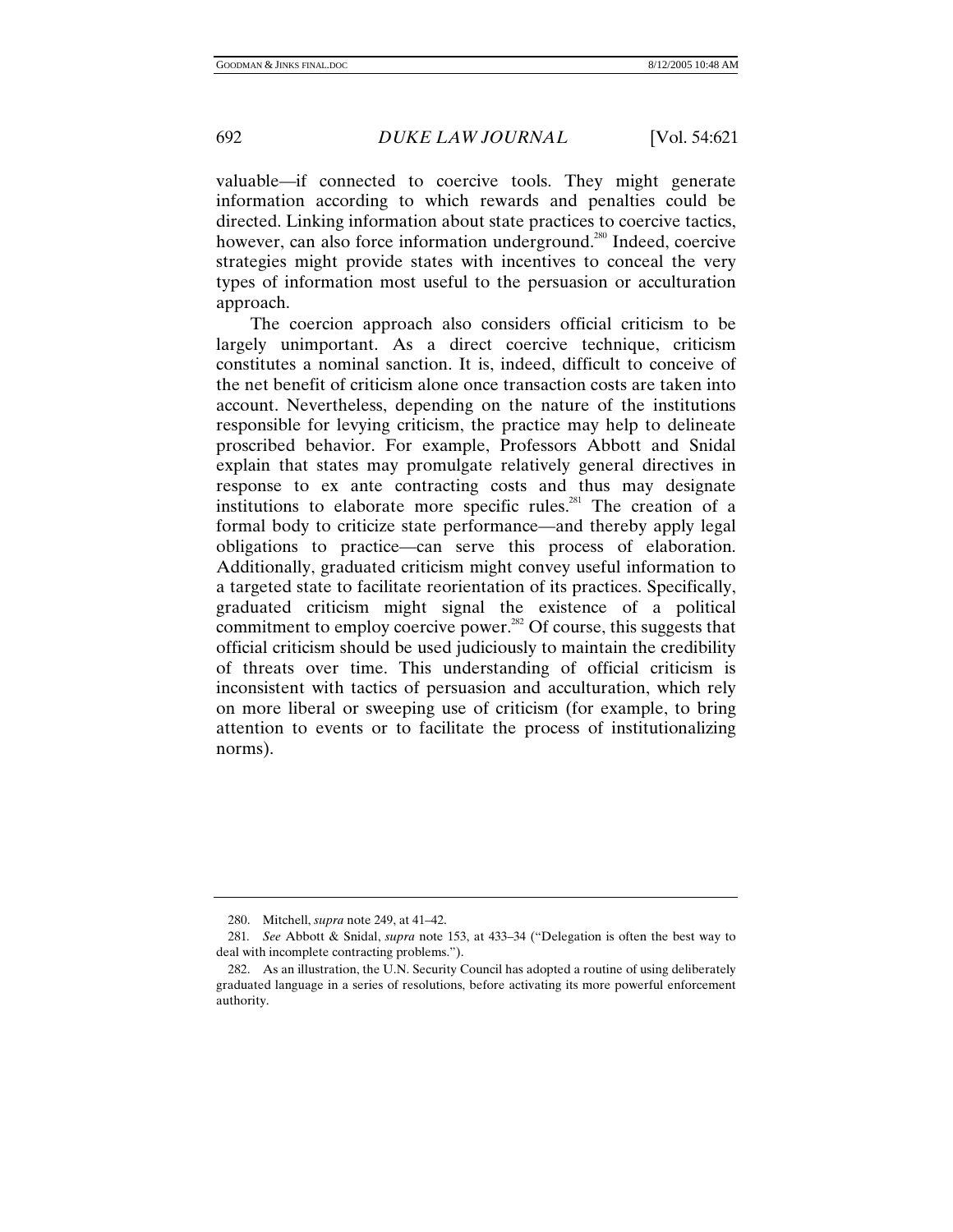valuable—if connected to coercive tools. They might generate information according to which rewards and penalties could be directed. Linking information about state practices to coercive tactics, however, can also force information underground.[280] Indeed, coercive strategies might provide states with incentives to conceal the very types of information most useful to the persuasion or acculturation approach.

The coercion approach also considers official criticism to be largely unimportant. As a direct coercive technique, criticism constitutes a nominal sanction. It is, indeed, difficult to conceive of the net benefit of criticism alone once transaction costs are taken into account. Nevertheless, depending on the nature of the institutions responsible for levying criticism, the practice may help to delineate proscribed behavior. For example, Professors Abbott and Snidal explain that states may promulgate relatively general directives in response to ex ante contracting costs and thus may designate institutions to elaborate more specific rules.[281] The creation of a formal body to criticize state performance—and thereby apply legal obligations to practice—can serve this process of elaboration. Additionally, graduated criticism might convey useful information to a targeted state to facilitate reorientation of its practices. Specifically, graduated criticism might signal the existence of a political commitment to employ coercive power.[282] Of course, this suggests that official criticism should be used judiciously to maintain the credibility of threats over time. This understanding of official criticism is inconsistent with tactics of persuasion and acculturation, which rely on more liberal or sweeping use of criticism (for example, to bring attention to events or to facilitate the process of institutionalizing norms).

---

280. Mitchell, *supra* note 249, at 41–42.

281. *See* Abbott & Snidal, *supra* note 153, at 433–34 ("Delegation is often the best way to deal with incomplete contracting problems.").

282. As an illustration, the U.N. Security Council has adopted a routine of using deliberately graduated language in a series of resolutions, before activating its more powerful enforcement authority.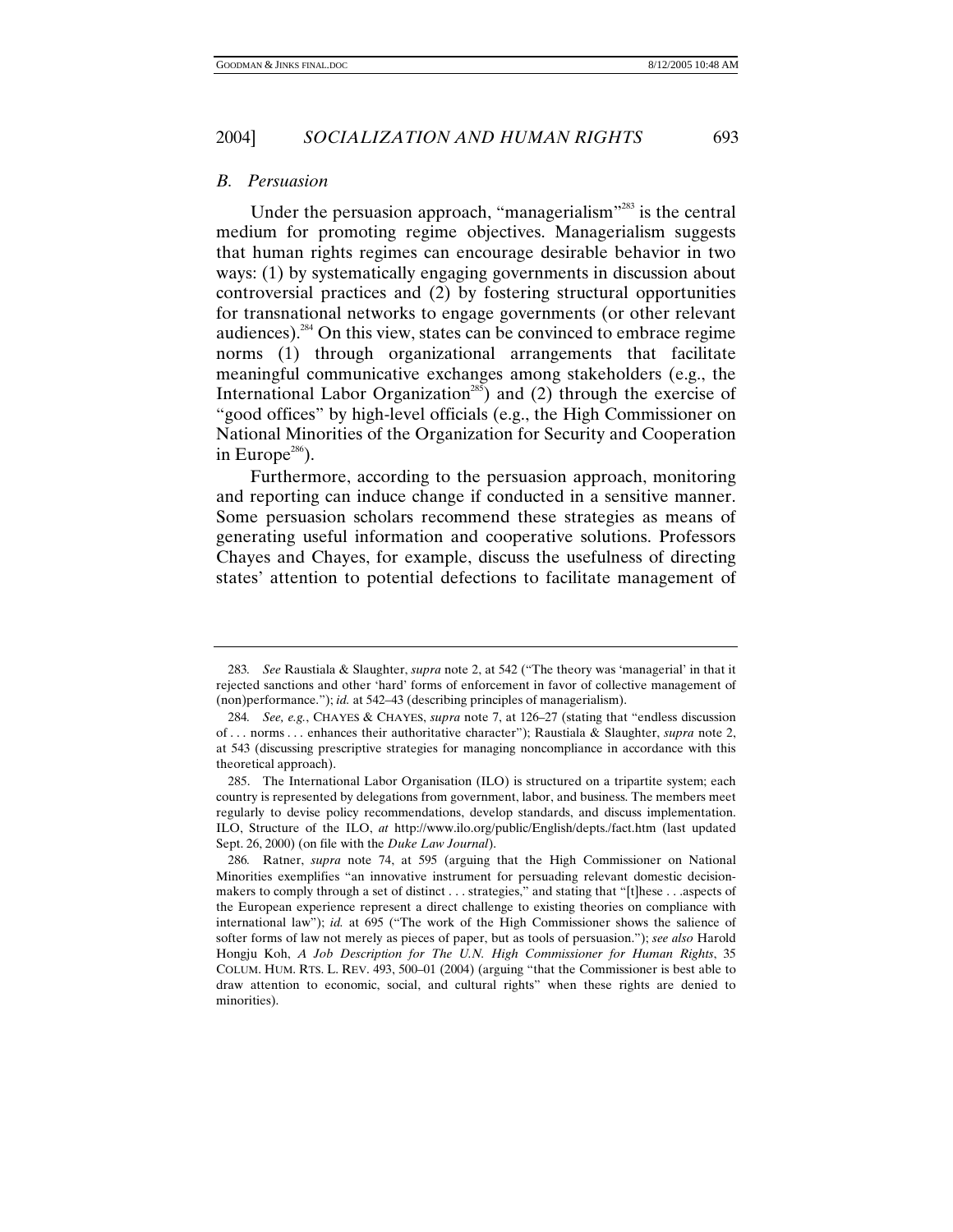### *B. Persuasion*

Under the persuasion approach, "managerialism"[283] is the central medium for promoting regime objectives. Managerialism suggests that human rights regimes can encourage desirable behavior in two ways: (1) by systematically engaging governments in discussion about controversial practices and (2) by fostering structural opportunities for transnational networks to engage governments (or other relevant audiences).[284] On this view, states can be convinced to embrace regime norms (1) through organizational arrangements that facilitate meaningful communicative exchanges among stakeholders (e.g., the International Labor Organization[285]) and (2) through the exercise of "good offices" by high-level officials (e.g., the High Commissioner on National Minorities of the Organization for Security and Cooperation in Europe[286]).

Furthermore, according to the persuasion approach, monitoring and reporting can induce change if conducted in a sensitive manner. Some persuasion scholars recommend these strategies as means of generating useful information and cooperative solutions. Professors Chayes and Chayes, for example, discuss the usefulness of directing states' attention to potential defections to facilitate management of

---

283. *See* Raustiala & Slaughter, *supra* note 2, at 542 ("The theory was 'managerial' in that it rejected sanctions and other 'hard' forms of enforcement in favor of collective management of (non)performance."); *id.* at 542–43 (describing principles of managerialism).

284. *See, e.g.*, CHAYES & CHAYES, *supra* note 7, at 126–27 (stating that "endless discussion of . . . norms . . . enhances their authoritative character"); Raustiala & Slaughter, *supra* note 2, at 543 (discussing prescriptive strategies for managing noncompliance in accordance with this theoretical approach).

285. The International Labor Organisation (ILO) is structured on a tripartite system; each country is represented by delegations from government, labor, and business. The members meet regularly to devise policy recommendations, develop standards, and discuss implementation. ILO, Structure of the ILO, *at* http://www.ilo.org/public/English/depts./fact.htm (last updated Sept. 26, 2000) (on file with the *Duke Law Journal*).

286. Ratner, *supra* note 74, at 595 (arguing that the High Commissioner on National Minorities exemplifies "an innovative instrument for persuading relevant domestic decision-makers to comply through a set of distinct . . . strategies," and stating that "[t]hese . . .aspects of the European experience represent a direct challenge to existing theories on compliance with international law"); *id.* at 695 ("The work of the High Commissioner shows the salience of softer forms of law not merely as pieces of paper, but as tools of persuasion."); *see also* Harold Hongju Koh, *A Job Description for The U.N. High Commissioner for Human Rights*, 35 COLUM. HUM. RTS. L. REV. 493, 500–01 (2004) (arguing "that the Commissioner is best able to draw attention to economic, social, and cultural rights" when these rights are denied to minorities).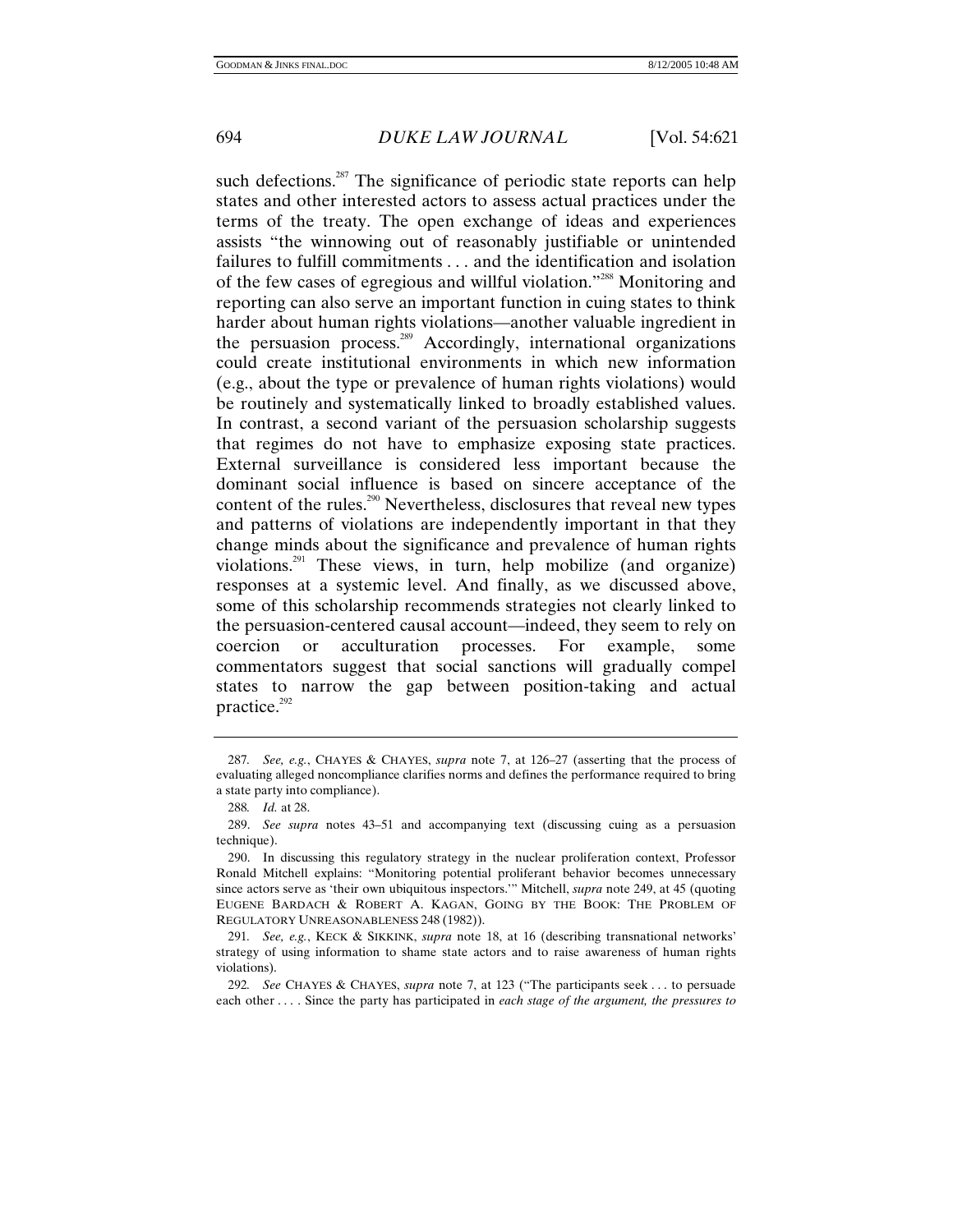such defections.[287] The significance of periodic state reports can help states and other interested actors to assess actual practices under the terms of the treaty. The open exchange of ideas and experiences assists "the winnowing out of reasonably justifiable or unintended failures to fulfill commitments . . . and the identification and isolation of the few cases of egregious and willful violation."[288] Monitoring and reporting can also serve an important function in cuing states to think harder about human rights violations—another valuable ingredient in the persuasion process.[289] Accordingly, international organizations could create institutional environments in which new information (e.g., about the type or prevalence of human rights violations) would be routinely and systematically linked to broadly established values. In contrast, a second variant of the persuasion scholarship suggests that regimes do not have to emphasize exposing state practices. External surveillance is considered less important because the dominant social influence is based on sincere acceptance of the content of the rules.[290] Nevertheless, disclosures that reveal new types and patterns of violations are independently important in that they change minds about the significance and prevalence of human rights violations.[291] These views, in turn, help mobilize (and organize) responses at a systemic level. And finally, as we discussed above, some of this scholarship recommends strategies not clearly linked to the persuasion-centered causal account—indeed, they seem to rely on coercion or acculturation processes. For example, some commentators suggest that social sanctions will gradually compel states to narrow the gap between position-taking and actual practice.[292]

---

287. *See, e.g.*, CHAYES & CHAYES, *supra* note 7, at 126–27 (asserting that the process of evaluating alleged noncompliance clarifies norms and defines the performance required to bring a state party into compliance).

288. *Id.* at 28.

289. *See supra* notes 43–51 and accompanying text (discussing cuing as a persuasion technique).

290. In discussing this regulatory strategy in the nuclear proliferation context, Professor Ronald Mitchell explains: "Monitoring potential proliferant behavior becomes unnecessary since actors serve as 'their own ubiquitous inspectors.'" Mitchell, *supra* note 249, at 45 (quoting EUGENE BARDACH & ROBERT A. KAGAN, GOING BY THE BOOK: THE PROBLEM OF REGULATORY UNREASONABLENESS 248 (1982)).

291. *See, e.g.*, KECK & SIKKINK, *supra* note 18, at 16 (describing transnational networks' strategy of using information to shame state actors and to raise awareness of human rights violations).

292. *See* CHAYES & CHAYES, *supra* note 7, at 123 ("The participants seek . . . to persuade each other . . . . Since the party has participated in *each stage of the argument, the pressures to*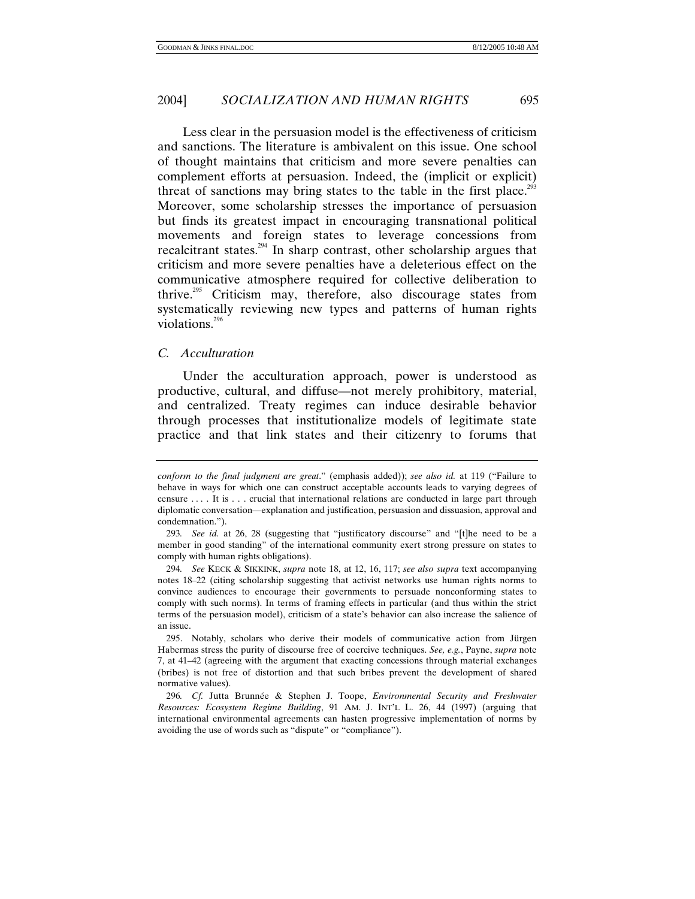Less clear in the persuasion model is the effectiveness of criticism and sanctions. The literature is ambivalent on this issue. One school of thought maintains that criticism and more severe penalties can complement efforts at persuasion. Indeed, the (implicit or explicit) threat of sanctions may bring states to the table in the first place.[293] Moreover, some scholarship stresses the importance of persuasion but finds its greatest impact in encouraging transnational political movements and foreign states to leverage concessions from recalcitrant states.[294] In sharp contrast, other scholarship argues that criticism and more severe penalties have a deleterious effect on the communicative atmosphere required for collective deliberation to thrive.[295] Criticism may, therefore, also discourage states from systematically reviewing new types and patterns of human rights violations.[296]

### *C. Acculturation*

Under the acculturation approach, power is understood as productive, cultural, and diffuse—not merely prohibitory, material, and centralized. Treaty regimes can induce desirable behavior through processes that institutionalize models of legitimate state practice and that link states and their citizenry to forums that

---

*conform to the final judgment are great*." (emphasis added)); *see also id.* at 119 ("Failure to behave in ways for which one can construct acceptable accounts leads to varying degrees of censure . . . . It is . . . crucial that international relations are conducted in large part through diplomatic conversation—explanation and justification, persuasion and dissuasion, approval and condemnation.").

293. *See id.* at 26, 28 (suggesting that "justificatory discourse" and "[t]he need to be a member in good standing" of the international community exert strong pressure on states to comply with human rights obligations).

294. *See* KECK & SIKKINK, *supra* note 18, at 12, 16, 117; *see also supra* text accompanying notes 18–22 (citing scholarship suggesting that activist networks use human rights norms to convince audiences to encourage their governments to persuade nonconforming states to comply with such norms). In terms of framing effects in particular (and thus within the strict terms of the persuasion model), criticism of a state's behavior can also increase the salience of an issue.

295. Notably, scholars who derive their models of communicative action from Jürgen Habermas stress the purity of discourse free of coercive techniques. *See, e.g.*, Payne, *supra* note 7, at 41–42 (agreeing with the argument that exacting concessions through material exchanges (bribes) is not free of distortion and that such bribes prevent the development of shared normative values).

296. *Cf.* Jutta Brunnée & Stephen J. Toope, *Environmental Security and Freshwater Resources: Ecosystem Regime Building*, 91 AM. J. INT'L L. 26, 44 (1997) (arguing that international environmental agreements can hasten progressive implementation of norms by avoiding the use of words such as "dispute" or "compliance").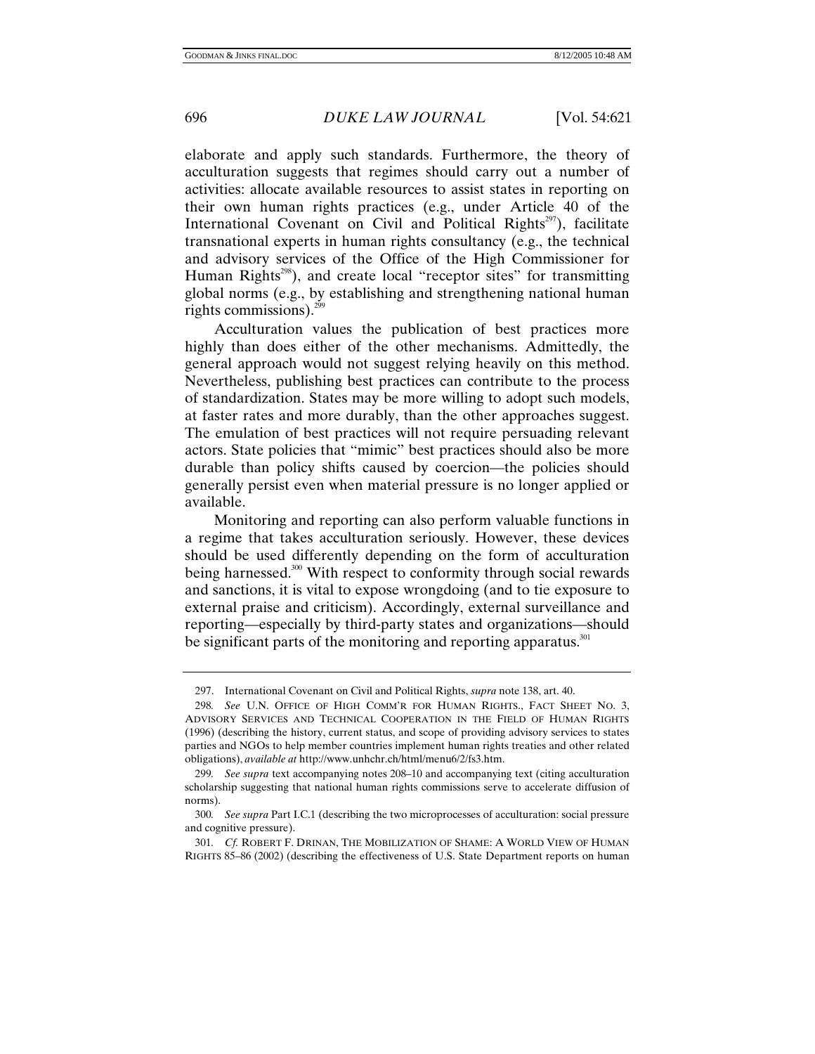elaborate and apply such standards. Furthermore, the theory of acculturation suggests that regimes should carry out a number of activities: allocate available resources to assist states in reporting on their own human rights practices (e.g., under Article 40 of the International Covenant on Civil and Political Rights[297]), facilitate transnational experts in human rights consultancy (e.g., the technical and advisory services of the Office of the High Commissioner for Human Rights[298]), and create local "receptor sites" for transmitting global norms (e.g., by establishing and strengthening national human rights commissions).[299]

Acculturation values the publication of best practices more highly than does either of the other mechanisms. Admittedly, the general approach would not suggest relying heavily on this method. Nevertheless, publishing best practices can contribute to the process of standardization. States may be more willing to adopt such models, at faster rates and more durably, than the other approaches suggest. The emulation of best practices will not require persuading relevant actors. State policies that "mimic" best practices should also be more durable than policy shifts caused by coercion—the policies should generally persist even when material pressure is no longer applied or available.

Monitoring and reporting can also perform valuable functions in a regime that takes acculturation seriously. However, these devices should be used differently depending on the form of acculturation being harnessed.[300] With respect to conformity through social rewards and sanctions, it is vital to expose wrongdoing (and to tie exposure to external praise and criticism). Accordingly, external surveillance and reporting—especially by third-party states and organizations—should be significant parts of the monitoring and reporting apparatus.[301]

---

297. International Covenant on Civil and Political Rights, *supra* note 138, art. 40.

298. *See* U.N. OFFICE OF HIGH COMM'R FOR HUMAN RIGHTS., FACT SHEET NO. 3, ADVISORY SERVICES AND TECHNICAL COOPERATION IN THE FIELD OF HUMAN RIGHTS (1996) (describing the history, current status, and scope of providing advisory services to states parties and NGOs to help member countries implement human rights treaties and other related obligations), *available at* http://www.unhchr.ch/html/menu6/2/fs3.htm.

299. *See supra* text accompanying notes 208–10 and accompanying text (citing acculturation scholarship suggesting that national human rights commissions serve to accelerate diffusion of norms).

300. *See supra* Part I.C.1 (describing the two microprocesses of acculturation: social pressure and cognitive pressure).

301. *Cf.* ROBERT F. DRINAN, THE MOBILIZATION OF SHAME: A WORLD VIEW OF HUMAN RIGHTS 85–86 (2002) (describing the effectiveness of U.S. State Department reports on human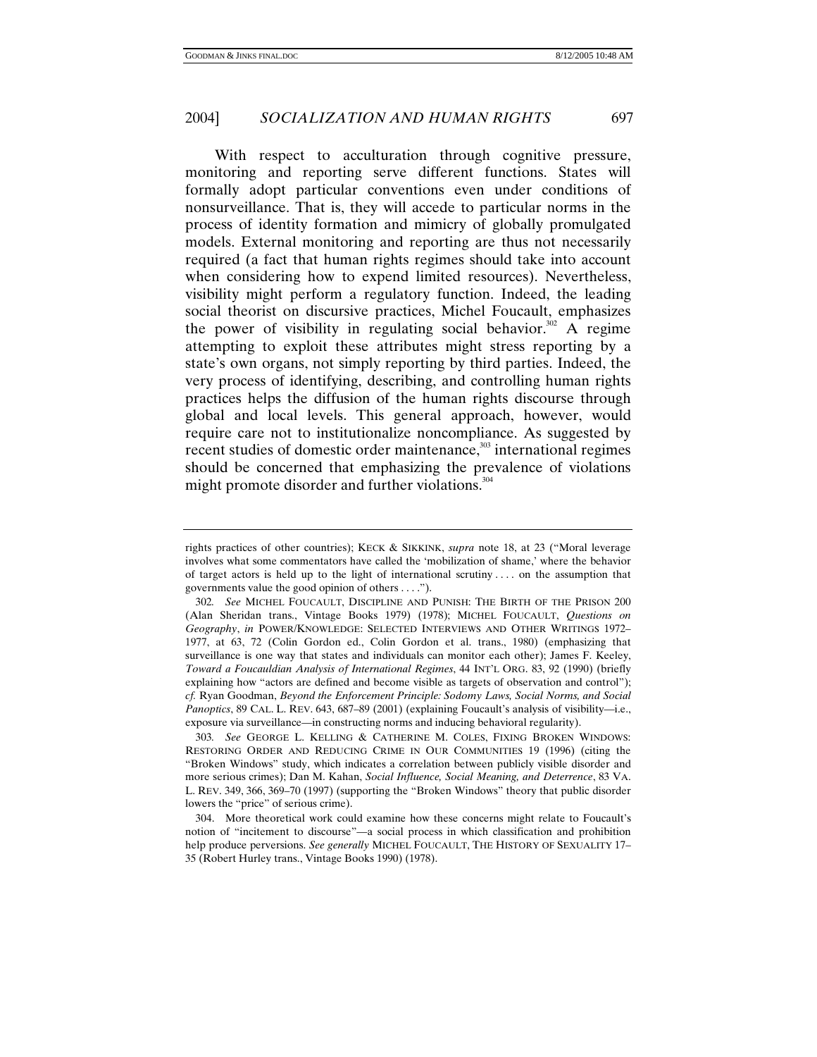With respect to acculturation through cognitive pressure, monitoring and reporting serve different functions. States will formally adopt particular conventions even under conditions of nonsurveillance. That is, they will accede to particular norms in the process of identity formation and mimicry of globally promulgated models. External monitoring and reporting are thus not necessarily required (a fact that human rights regimes should take into account when considering how to expend limited resources). Nevertheless, visibility might perform a regulatory function. Indeed, the leading social theorist on discursive practices, Michel Foucault, emphasizes the power of visibility in regulating social behavior.[302] A regime attempting to exploit these attributes might stress reporting by a state's own organs, not simply reporting by third parties. Indeed, the very process of identifying, describing, and controlling human rights practices helps the diffusion of the human rights discourse through global and local levels. This general approach, however, would require care not to institutionalize noncompliance. As suggested by recent studies of domestic order maintenance,[303] international regimes should be concerned that emphasizing the prevalence of violations might promote disorder and further violations.[304]

---

rights practices of other countries); KECK & SIKKINK, *supra* note 18, at 23 ("Moral leverage involves what some commentators have called the 'mobilization of shame,' where the behavior of target actors is held up to the light of international scrutiny . . . . on the assumption that governments value the good opinion of others . . . .").

302. *See* MICHEL FOUCAULT, DISCIPLINE AND PUNISH: THE BIRTH OF THE PRISON 200 (Alan Sheridan trans., Vintage Books 1979) (1978); MICHEL FOUCAULT, *Questions on Geography*, *in* POWER/KNOWLEDGE: SELECTED INTERVIEWS AND OTHER WRITINGS 1972–1977, at 63, 72 (Colin Gordon ed., Colin Gordon et al. trans., 1980) (emphasizing that surveillance is one way that states and individuals can monitor each other); James F. Keeley, *Toward a Foucauldian Analysis of International Regimes*, 44 INT'L ORG. 83, 92 (1990) (briefly explaining how "actors are defined and become visible as targets of observation and control"); *cf.* Ryan Goodman, *Beyond the Enforcement Principle: Sodomy Laws, Social Norms, and Social Panoptics*, 89 CAL. L. REV. 643, 687–89 (2001) (explaining Foucault's analysis of visibility—i.e., exposure via surveillance—in constructing norms and inducing behavioral regularity).

303. *See* GEORGE L. KELLING & CATHERINE M. COLES, FIXING BROKEN WINDOWS: RESTORING ORDER AND REDUCING CRIME IN OUR COMMUNITIES 19 (1996) (citing the "Broken Windows" study, which indicates a correlation between publicly visible disorder and more serious crimes); Dan M. Kahan, *Social Influence, Social Meaning, and Deterrence*, 83 VA. L. REV. 349, 366, 369–70 (1997) (supporting the "Broken Windows" theory that public disorder lowers the "price" of serious crime).

304. More theoretical work could examine how these concerns might relate to Foucault's notion of "incitement to discourse"—a social process in which classification and prohibition help produce perversions. *See generally* MICHEL FOUCAULT, THE HISTORY OF SEXUALITY 17–35 (Robert Hurley trans., Vintage Books 1990) (1978).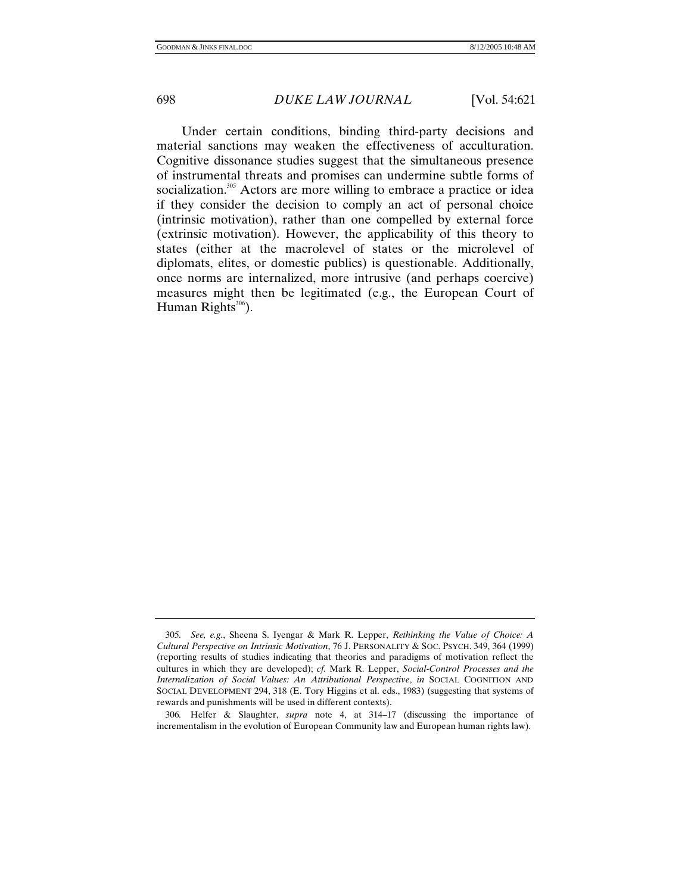Under certain conditions, binding third-party decisions and material sanctions may weaken the effectiveness of acculturation. Cognitive dissonance studies suggest that the simultaneous presence of instrumental threats and promises can undermine subtle forms of socialization.[305] Actors are more willing to embrace a practice or idea if they consider the decision to comply an act of personal choice (intrinsic motivation), rather than one compelled by external force (extrinsic motivation). However, the applicability of this theory to states (either at the macrolevel of states or the microlevel of diplomats, elites, or domestic publics) is questionable. Additionally, once norms are internalized, more intrusive (and perhaps coercive) measures might then be legitimated (e.g., the European Court of Human Rights[306]).

---

305. *See, e.g.*, Sheena S. Iyengar & Mark R. Lepper, *Rethinking the Value of Choice: A Cultural Perspective on Intrinsic Motivation*, 76 J. PERSONALITY & SOC. PSYCH. 349, 364 (1999) (reporting results of studies indicating that theories and paradigms of motivation reflect the cultures in which they are developed); *cf.* Mark R. Lepper, *Social-Control Processes and the Internalization of Social Values: An Attributional Perspective*, *in* SOCIAL COGNITION AND SOCIAL DEVELOPMENT 294, 318 (E. Tory Higgins et al. eds., 1983) (suggesting that systems of rewards and punishments will be used in different contexts).

306. Helfer & Slaughter, *supra* note 4, at 314–17 (discussing the importance of incrementalism in the evolution of European Community law and European human rights law).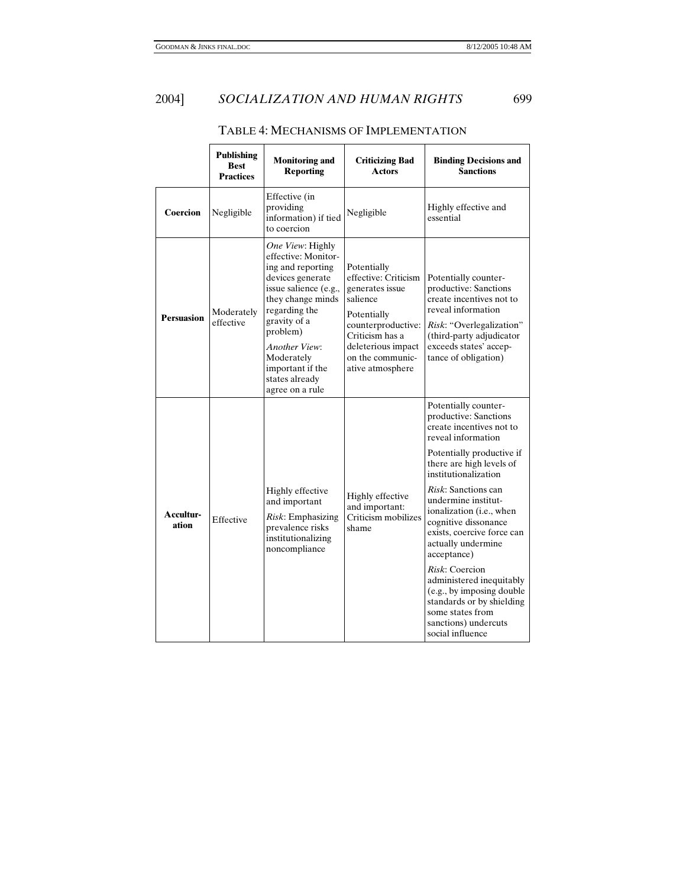TABLE 4: MECHANISMS OF IMPLEMENTATION

| | Publishing Best Practices | Monitoring and Reporting | Criticizing Bad Actors | Binding Decisions and Sanctions |
|---|---|---|---|---|
| **Coercion** | Negligible | Effective (in providing information) if tied to coercion | Negligible | Highly effective and essential |
| **Persuasion** | Moderately effective | *One View*: Highly effective: Monitoring and reporting devices generate issue salience (e.g., they change minds regarding the gravity of a problem)<br>*Another View*: Moderately important if the states already agree on a rule | Potentially effective: Criticism generates issue salience<br>Potentially counterproductive: Criticism has a deleterious impact on the communicative atmosphere | Potentially counterproductive: Sanctions create incentives not to reveal information<br>*Risk*: "Overlegalization" (third-party adjudicator exceeds states' acceptance of obligation) |
| **Acculturation** | Effective | Highly effective and important<br>*Risk*: Emphasizing prevalence risks institutionalizing noncompliance | Highly effective and important: Criticism mobilizes shame | Potentially counterproductive: Sanctions create incentives not to reveal information<br>Potentially productive if there are high levels of institutionalization<br>*Risk*: Sanctions can undermine institutionalization (i.e., when cognitive dissonance exists, coercive force can actually undermine acceptance)<br>*Risk*: Coercion administered inequitably (e.g., by imposing double standards or by shielding some states from sanctions) undercuts social influence |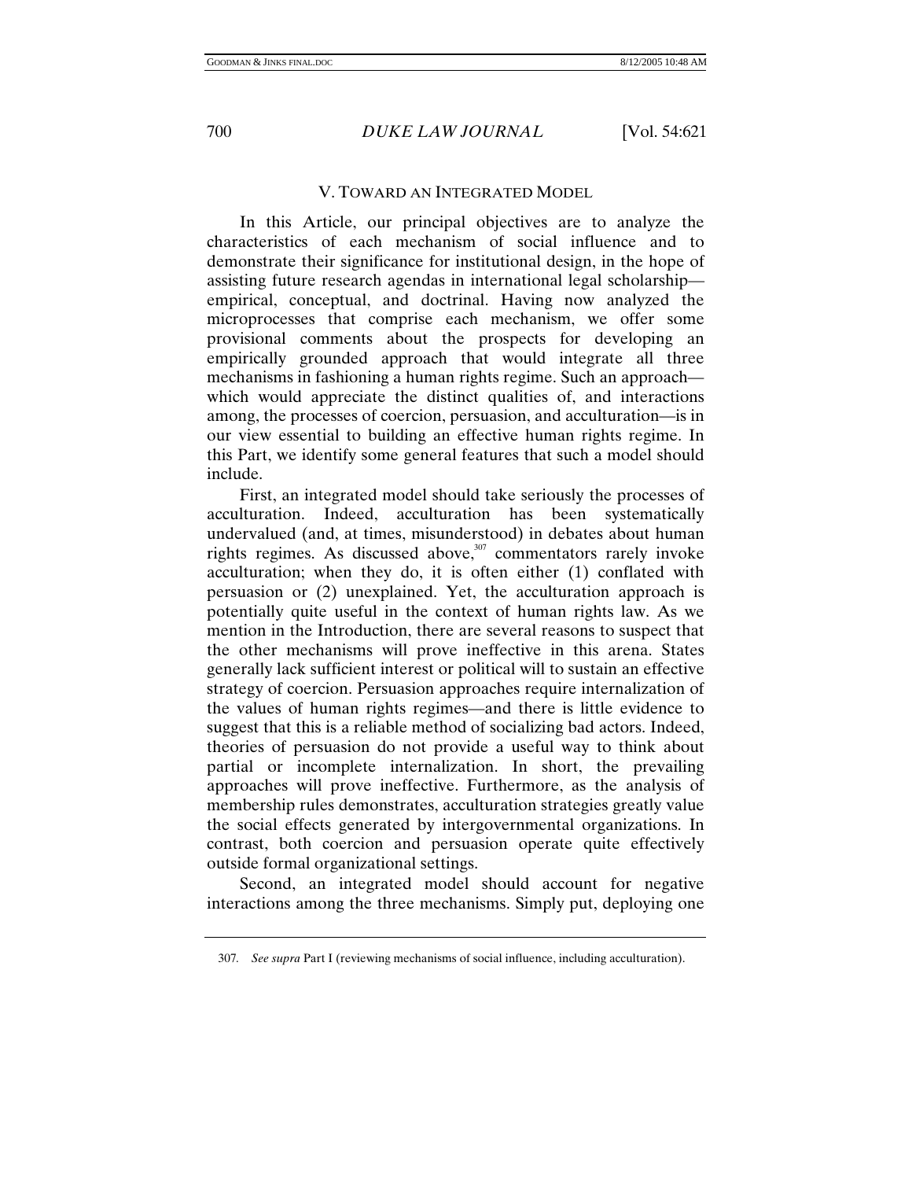## V. TOWARD AN INTEGRATED MODEL

In this Article, our principal objectives are to analyze the characteristics of each mechanism of social influence and to demonstrate their significance for institutional design, in the hope of assisting future research agendas in international legal scholarship—empirical, conceptual, and doctrinal. Having now analyzed the microprocesses that comprise each mechanism, we offer some provisional comments about the prospects for developing an empirically grounded approach that would integrate all three mechanisms in fashioning a human rights regime. Such an approach—which would appreciate the distinct qualities of, and interactions among, the processes of coercion, persuasion, and acculturation—is in our view essential to building an effective human rights regime. In this Part, we identify some general features that such a model should include.

First, an integrated model should take seriously the processes of acculturation. Indeed, acculturation has been systematically undervalued (and, at times, misunderstood) in debates about human rights regimes. As discussed above,[307] commentators rarely invoke acculturation; when they do, it is often either (1) conflated with persuasion or (2) unexplained. Yet, the acculturation approach is potentially quite useful in the context of human rights law. As we mention in the Introduction, there are several reasons to suspect that the other mechanisms will prove ineffective in this arena. States generally lack sufficient interest or political will to sustain an effective strategy of coercion. Persuasion approaches require internalization of the values of human rights regimes—and there is little evidence to suggest that this is a reliable method of socializing bad actors. Indeed, theories of persuasion do not provide a useful way to think about partial or incomplete internalization. In short, the prevailing approaches will prove ineffective. Furthermore, as the analysis of membership rules demonstrates, acculturation strategies greatly value the social effects generated by intergovernmental organizations. In contrast, both coercion and persuasion operate quite effectively outside formal organizational settings.

Second, an integrated model should account for negative interactions among the three mechanisms. Simply put, deploying one

307. *See supra* Part I (reviewing mechanisms of social influence, including acculturation).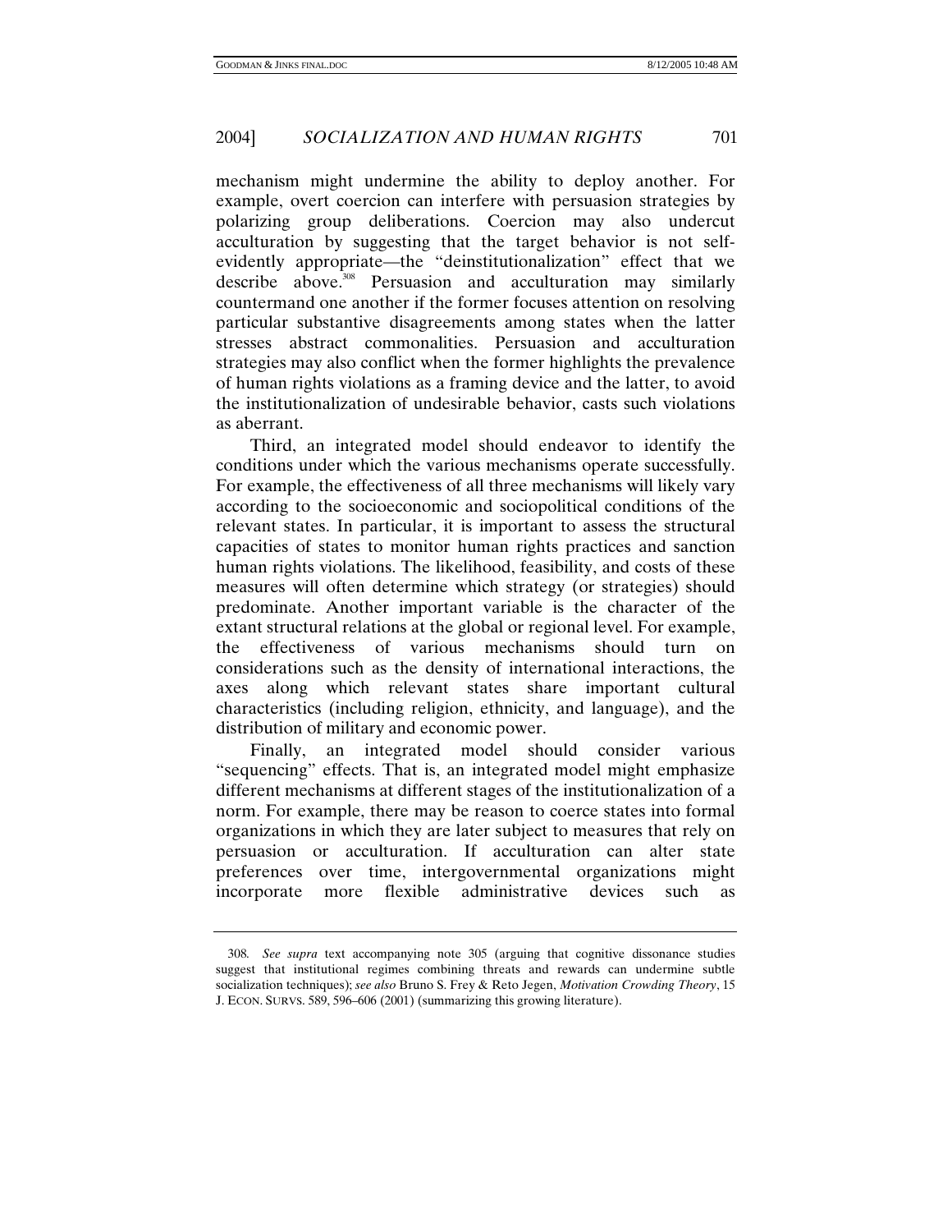mechanism might undermine the ability to deploy another. For example, overt coercion can interfere with persuasion strategies by polarizing group deliberations. Coercion may also undercut acculturation by suggesting that the target behavior is not self-evidently appropriate—the "deinstitutionalization" effect that we describe above.[308] Persuasion and acculturation may similarly countermand one another if the former focuses attention on resolving particular substantive disagreements among states when the latter stresses abstract commonalities. Persuasion and acculturation strategies may also conflict when the former highlights the prevalence of human rights violations as a framing device and the latter, to avoid the institutionalization of undesirable behavior, casts such violations as aberrant.

Third, an integrated model should endeavor to identify the conditions under which the various mechanisms operate successfully. For example, the effectiveness of all three mechanisms will likely vary according to the socioeconomic and sociopolitical conditions of the relevant states. In particular, it is important to assess the structural capacities of states to monitor human rights practices and sanction human rights violations. The likelihood, feasibility, and costs of these measures will often determine which strategy (or strategies) should predominate. Another important variable is the character of the extant structural relations at the global or regional level. For example, the effectiveness of various mechanisms should turn on considerations such as the density of international interactions, the axes along which relevant states share important cultural characteristics (including religion, ethnicity, and language), and the distribution of military and economic power.

Finally, an integrated model should consider various "sequencing" effects. That is, an integrated model might emphasize different mechanisms at different stages of the institutionalization of a norm. For example, there may be reason to coerce states into formal organizations in which they are later subject to measures that rely on persuasion or acculturation. If acculturation can alter state preferences over time, intergovernmental organizations might incorporate more flexible administrative devices such as

308. *See supra* text accompanying note 305 (arguing that cognitive dissonance studies suggest that institutional regimes combining threats and rewards can undermine subtle socialization techniques); *see also* Bruno S. Frey & Reto Jegen, *Motivation Crowding Theory*, 15 J. ECON. SURVS. 589, 596–606 (2001) (summarizing this growing literature).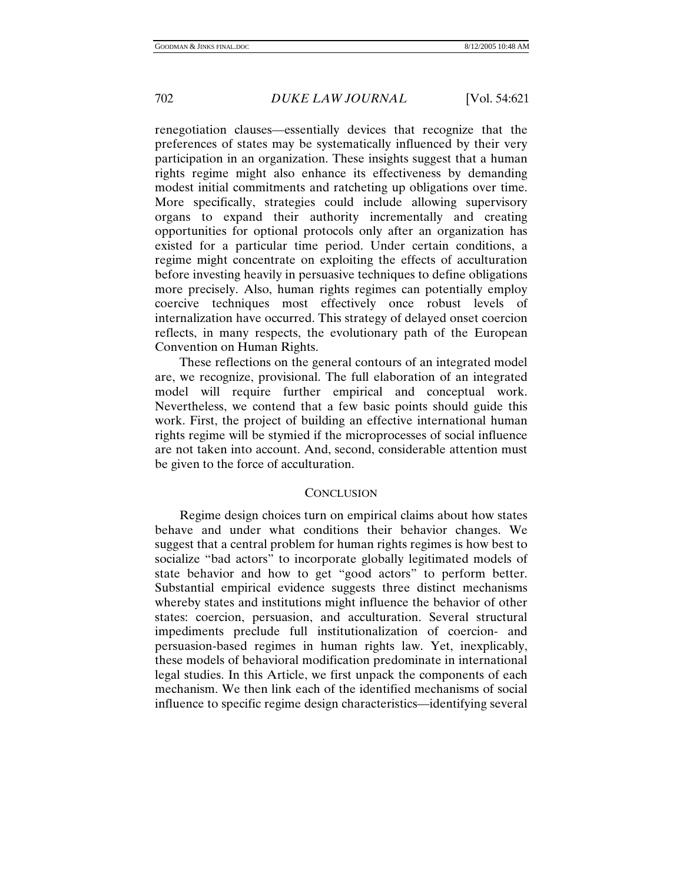renegotiation clauses—essentially devices that recognize that the preferences of states may be systematically influenced by their very participation in an organization. These insights suggest that a human rights regime might also enhance its effectiveness by demanding modest initial commitments and ratcheting up obligations over time. More specifically, strategies could include allowing supervisory organs to expand their authority incrementally and creating opportunities for optional protocols only after an organization has existed for a particular time period. Under certain conditions, a regime might concentrate on exploiting the effects of acculturation before investing heavily in persuasive techniques to define obligations more precisely. Also, human rights regimes can potentially employ coercive techniques most effectively once robust levels of internalization have occurred. This strategy of delayed onset coercion reflects, in many respects, the evolutionary path of the European Convention on Human Rights.

These reflections on the general contours of an integrated model are, we recognize, provisional. The full elaboration of an integrated model will require further empirical and conceptual work. Nevertheless, we contend that a few basic points should guide this work. First, the project of building an effective international human rights regime will be stymied if the microprocesses of social influence are not taken into account. And, second, considerable attention must be given to the force of acculturation.

## CONCLUSION

Regime design choices turn on empirical claims about how states behave and under what conditions their behavior changes. We suggest that a central problem for human rights regimes is how best to socialize "bad actors" to incorporate globally legitimated models of state behavior and how to get "good actors" to perform better. Substantial empirical evidence suggests three distinct mechanisms whereby states and institutions might influence the behavior of other states: coercion, persuasion, and acculturation. Several structural impediments preclude full institutionalization of coercion- and persuasion-based regimes in human rights law. Yet, inexplicably, these models of behavioral modification predominate in international legal studies. In this Article, we first unpack the components of each mechanism. We then link each of the identified mechanisms of social influence to specific regime design characteristics—identifying several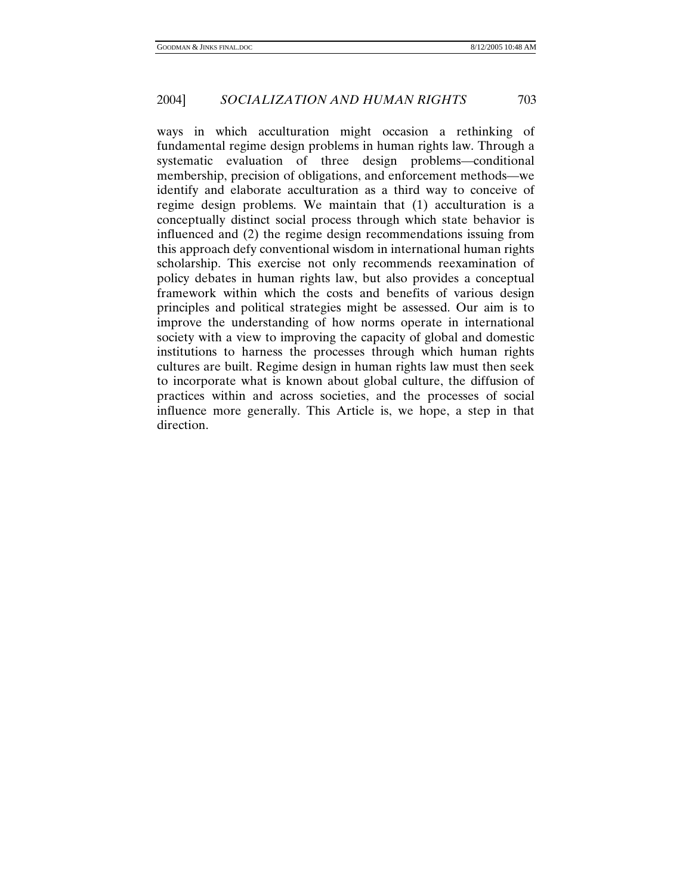ways in which acculturation might occasion a rethinking of fundamental regime design problems in human rights law. Through a systematic evaluation of three design problems—conditional membership, precision of obligations, and enforcement methods—we identify and elaborate acculturation as a third way to conceive of regime design problems. We maintain that (1) acculturation is a conceptually distinct social process through which state behavior is influenced and (2) the regime design recommendations issuing from this approach defy conventional wisdom in international human rights scholarship. This exercise not only recommends reexamination of policy debates in human rights law, but also provides a conceptual framework within which the costs and benefits of various design principles and political strategies might be assessed. Our aim is to improve the understanding of how norms operate in international society with a view to improving the capacity of global and domestic institutions to harness the processes through which human rights cultures are built. Regime design in human rights law must then seek to incorporate what is known about global culture, the diffusion of practices within and across societies, and the processes of social influence more generally. This Article is, we hope, a step in that direction.